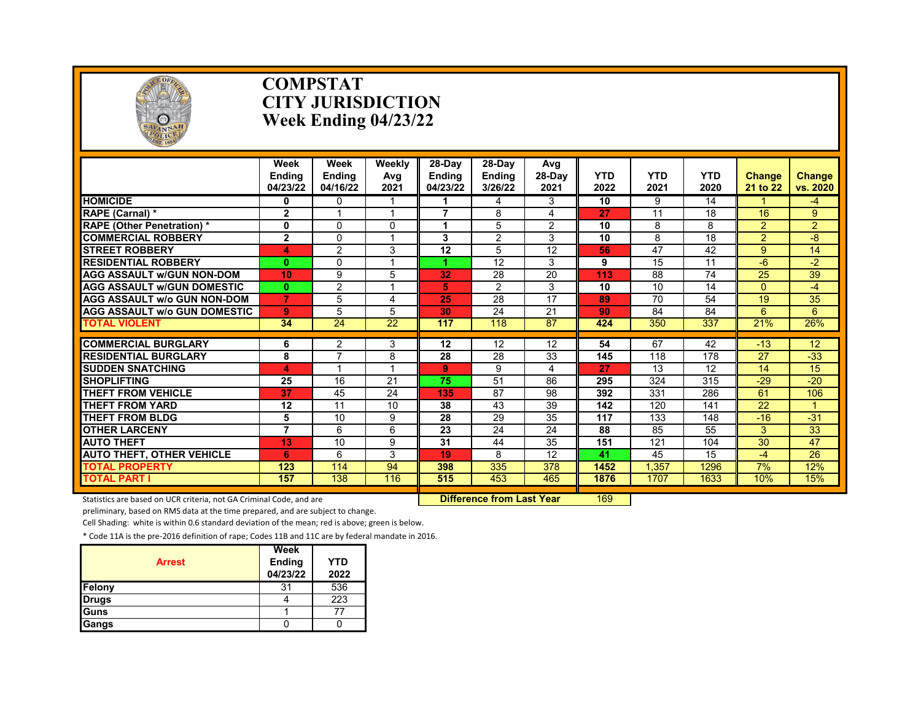# COMPSTAT
# CITY JURISDICTION
# Week Ending 04/23/22

| | Week Ending 04/23/22 | Week Ending 04/16/22 | Weekly Avg 2021 | 28-Day Ending 04/23/22 | 28-Day Ending 3/26/22 | Avg 28-Day 2021 | YTD 2022 | YTD 2021 | YTD 2020 | Change 21 to 22 | Change vs. 2020 |
|---|---|---|---|---|---|---|---|---|---|---|---|
| HOMICIDE | 0 | 0 | 1 | 1 | 4 | 3 | 10 | 9 | 14 | 1 | -4 |
| RAPE (Carnal) * | 2 | 1 | 1 | 7 | 8 | 4 | 27 | 11 | 18 | 16 | 9 |
| RAPE (Other Penetration) * | 0 | 0 | 0 | 1 | 5 | 2 | 10 | 8 | 8 | 2 | 2 |
| COMMERCIAL ROBBERY | 2 | 0 | 1 | 3 | 2 | 3 | 10 | 8 | 18 | 2 | -8 |
| STREET ROBBERY | 4 | 2 | 3 | 12 | 5 | 12 | 56 | 47 | 42 | 9 | 14 |
| RESIDENTIAL ROBBERY | 0 | 0 | 1 | 1 | 12 | 3 | 9 | 15 | 11 | -6 | -2 |
| AGG ASSAULT w/GUN NON-DOM | 10 | 9 | 5 | 32 | 28 | 20 | 113 | 88 | 74 | 25 | 39 |
| AGG ASSAULT w/GUN DOMESTIC | 0 | 2 | 1 | 5 | 2 | 3 | 10 | 10 | 14 | 0 | -4 |
| AGG ASSAULT w/o GUN NON-DOM | 7 | 5 | 4 | 25 | 28 | 17 | 89 | 70 | 54 | 19 | 35 |
| AGG ASSAULT w/o GUN DOMESTIC | 9 | 5 | 5 | 30 | 24 | 21 | 90 | 84 | 84 | 6 | 6 |
| TOTAL VIOLENT | 34 | 24 | 22 | 117 | 118 | 87 | 424 | 350 | 337 | 21% | 26% |
| COMMERCIAL BURGLARY | 6 | 2 | 3 | 12 | 12 | 12 | 54 | 67 | 42 | -13 | 12 |
| RESIDENTIAL BURGLARY | 8 | 7 | 8 | 28 | 28 | 33 | 145 | 118 | 178 | 27 | -33 |
| SUDDEN SNATCHING | 4 | 1 | 1 | 9 | 9 | 4 | 27 | 13 | 12 | 14 | 15 |
| SHOPLIFTING | 25 | 16 | 21 | 75 | 51 | 86 | 295 | 324 | 315 | -29 | -20 |
| THEFT FROM VEHICLE | 37 | 45 | 24 | 135 | 87 | 98 | 392 | 331 | 286 | 61 | 106 |
| THEFT FROM YARD | 12 | 11 | 10 | 38 | 43 | 39 | 142 | 120 | 141 | 22 | 1 |
| THEFT FROM BLDG | 5 | 10 | 9 | 28 | 29 | 35 | 117 | 133 | 148 | -16 | -31 |
| OTHER LARCENY | 7 | 6 | 6 | 23 | 24 | 24 | 88 | 85 | 55 | 3 | 33 |
| AUTO THEFT | 13 | 10 | 9 | 31 | 44 | 35 | 151 | 121 | 104 | 30 | 47 |
| AUTO THEFT, OTHER VEHICLE | 6 | 6 | 3 | 19 | 8 | 12 | 41 | 45 | 15 | -4 | 26 |
| TOTAL PROPERTY | 123 | 114 | 94 | 398 | 335 | 378 | 1452 | 1,357 | 1296 | 7% | 12% |
| TOTAL PART I | 157 | 138 | 116 | 515 | 453 | 465 | 1876 | 1707 | 1633 | 10% | 15% |

**Difference from Last Year** 169

Statistics are based on UCR criteria, not GA Criminal Code, and are preliminary, based on RMS data at the time prepared, and are subject to change.

Cell Shading: white is within 0.6 standard deviation of the mean; red is above; green is below.

* Code 11A is the pre-2016 definition of rape; Codes 11B and 11C are by federal mandate in 2016.

| Arrest | Week Ending 04/23/22 | YTD 2022 |
|---|---|---|
| Felony | 31 | 536 |
| Drugs | 4 | 223 |
| Guns | 1 | 77 |
| Gangs | 0 | 0 |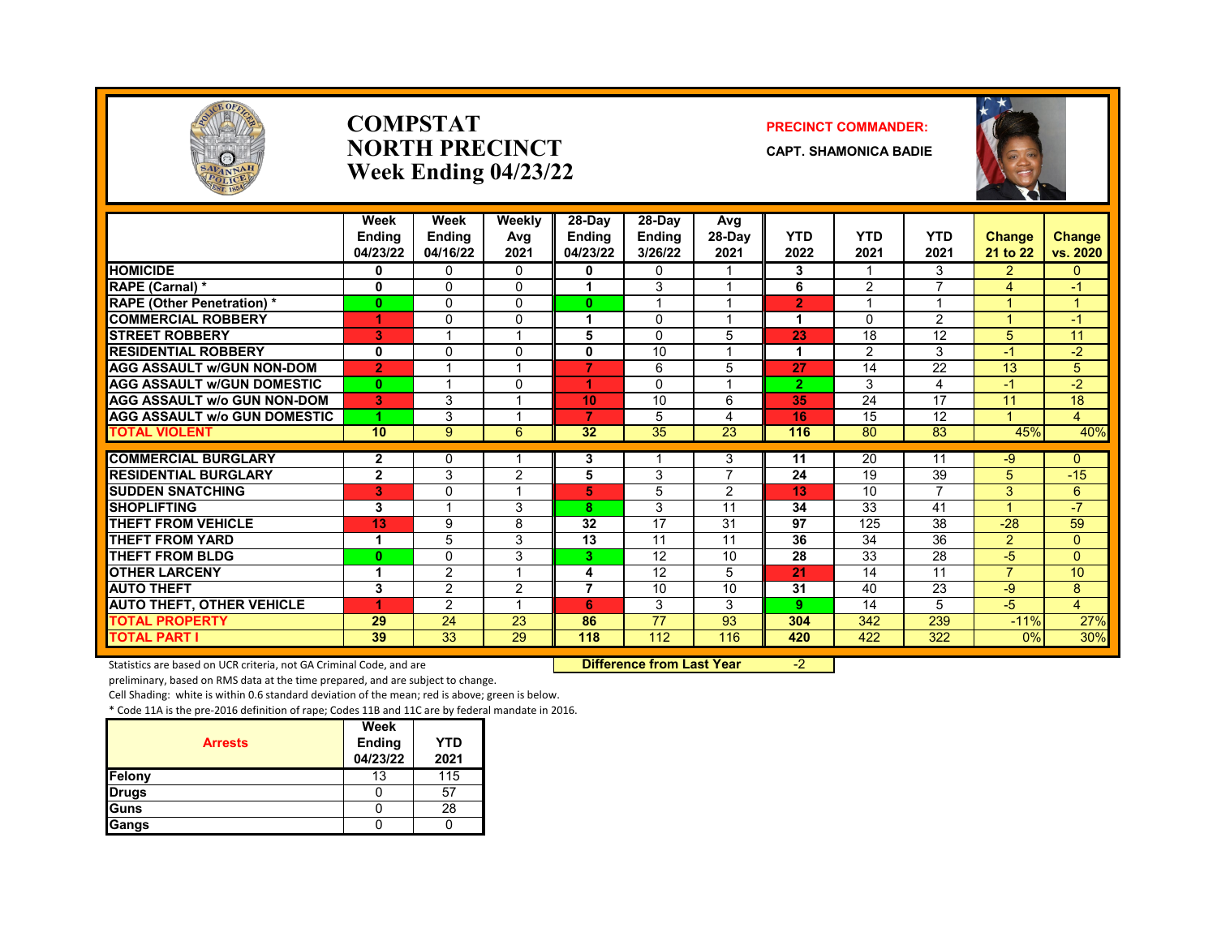# COMPSTAT
# NORTH PRECINCT
# Week Ending 04/23/22

**PRECINCT COMMANDER:**

**CAPT. SHAMONICA BADIE**

| | Week Ending 04/23/22 | Week Ending 04/16/22 | Weekly Avg 2021 | 28-Day Ending 04/23/22 | 28-Day Ending 3/26/22 | Avg 28-Day 2021 | YTD 2022 | YTD 2021 | YTD 2021 | Change 21 to 22 | Change vs. 2020 |
|---|---|---|---|---|---|---|---|---|---|---|---|
| HOMICIDE | 0 | 0 | 0 | 0 | 0 | 1 | 3 | 1 | 3 | 2 | 0 |
| RAPE (Carnal) * | 0 | 0 | 0 | 1 | 3 | 1 | 6 | 2 | 7 | 4 | -1 |
| RAPE (Other Penetration) * | 0 | 0 | 0 | 0 | 1 | 1 | 2 | 1 | 1 | 1 | 1 |
| COMMERCIAL ROBBERY | 1 | 0 | 0 | 1 | 0 | 1 | 1 | 0 | 2 | 1 | -1 |
| STREET ROBBERY | 3 | 1 | 1 | 5 | 0 | 5 | 23 | 18 | 12 | 5 | 11 |
| RESIDENTIAL ROBBERY | 0 | 0 | 0 | 0 | 10 | 1 | 1 | 2 | 3 | -1 | -2 |
| AGG ASSAULT w/GUN NON-DOM | 2 | 1 | 1 | 7 | 6 | 5 | 27 | 14 | 22 | 13 | 5 |
| AGG ASSAULT w/GUN DOMESTIC | 0 | 1 | 0 | 1 | 0 | 1 | 2 | 3 | 4 | -1 | -2 |
| AGG ASSAULT w/o GUN NON-DOM | 3 | 3 | 1 | 10 | 10 | 6 | 35 | 24 | 17 | 11 | 18 |
| AGG ASSAULT w/o GUN DOMESTIC | 1 | 3 | 1 | 7 | 5 | 4 | 16 | 15 | 12 | 1 | 4 |
| TOTAL VIOLENT | 10 | 9 | 6 | 32 | 35 | 23 | 116 | 80 | 83 | 45% | 40% |
| COMMERCIAL BURGLARY | 2 | 0 | 1 | 3 | 1 | 3 | 11 | 20 | 11 | -9 | 0 |
| RESIDENTIAL BURGLARY | 2 | 3 | 2 | 5 | 3 | 7 | 24 | 19 | 39 | 5 | -15 |
| SUDDEN SNATCHING | 3 | 0 | 1 | 5 | 5 | 2 | 13 | 10 | 7 | 3 | 6 |
| SHOPLIFTING | 3 | 1 | 3 | 8 | 3 | 11 | 34 | 33 | 41 | 1 | -7 |
| THEFT FROM VEHICLE | 13 | 9 | 8 | 32 | 17 | 31 | 97 | 125 | 38 | -28 | 59 |
| THEFT FROM YARD | 1 | 5 | 3 | 13 | 11 | 11 | 36 | 34 | 36 | 2 | 0 |
| THEFT FROM BLDG | 0 | 0 | 3 | 3 | 12 | 10 | 28 | 33 | 28 | -5 | 0 |
| OTHER LARCENY | 1 | 2 | 1 | 4 | 12 | 5 | 21 | 14 | 11 | 7 | 10 |
| AUTO THEFT | 3 | 2 | 2 | 7 | 10 | 10 | 31 | 40 | 23 | -9 | 8 |
| AUTO THEFT, OTHER VEHICLE | 1 | 2 | 1 | 6 | 3 | 3 | 9 | 14 | 5 | -5 | 4 |
| TOTAL PROPERTY | 29 | 24 | 23 | 86 | 77 | 93 | 304 | 342 | 239 | -11% | 27% |
| TOTAL PART I | 39 | 33 | 29 | 118 | 112 | 116 | 420 | 422 | 322 | 0% | 30% |

**Difference from Last Year**: -2

Statistics are based on UCR criteria, not GA Criminal Code, and are preliminary, based on RMS data at the time prepared, and are subject to change.

Cell Shading: white is within 0.6 standard deviation of the mean; red is above; green is below.

* Code 11A is the pre-2016 definition of rape; Codes 11B and 11C are by federal mandate in 2016.

| Arrests | Week Ending 04/23/22 | YTD 2021 |
|---|---|---|
| Felony | 13 | 115 |
| Drugs | 0 | 57 |
| Guns | 0 | 28 |
| Gangs | 0 | 0 |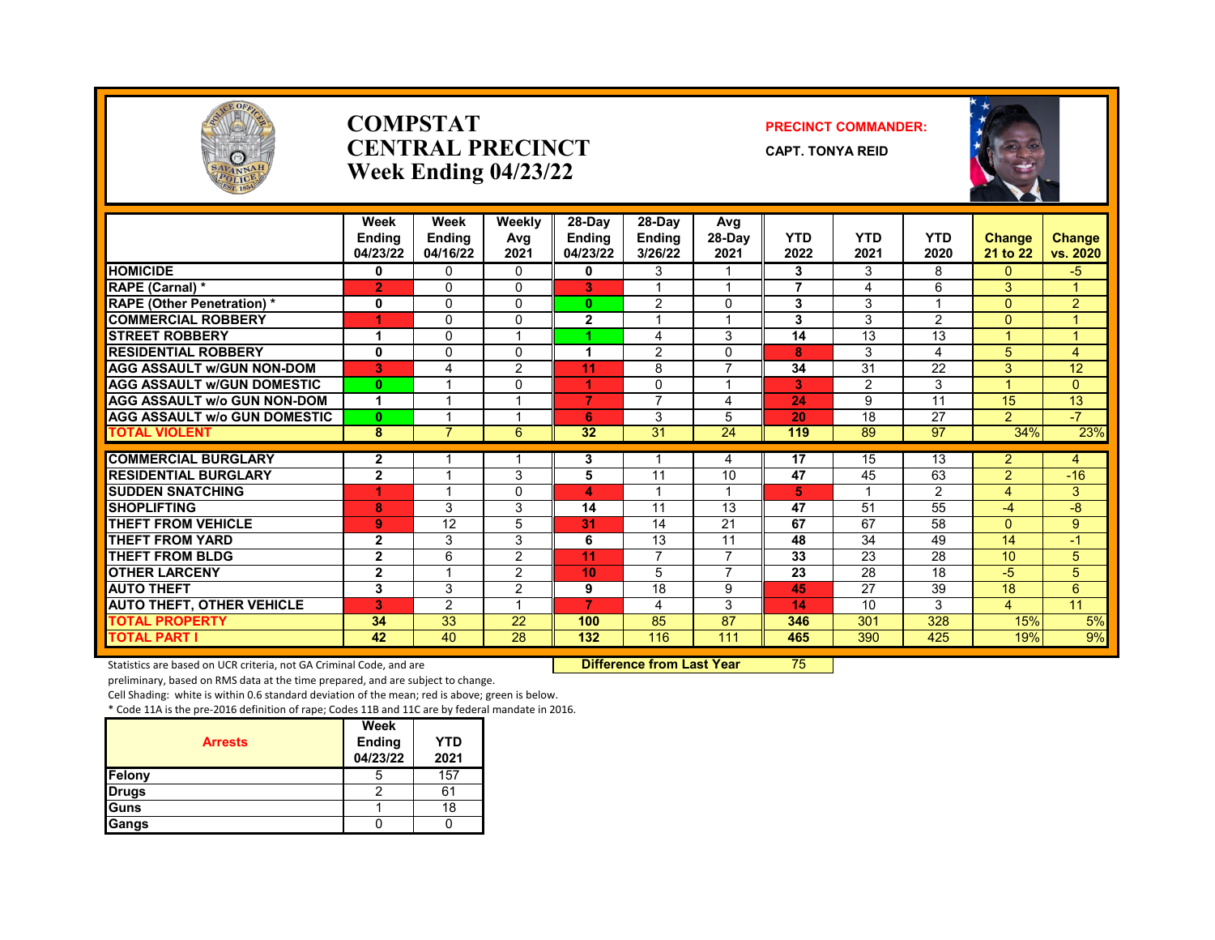# COMPSTAT
# CENTRAL PRECINCT
## Week Ending 04/23/22

**PRECINCT COMMANDER:**
**CAPT. TONYA REID**

| | Week Ending 04/23/22 | Week Ending 04/16/22 | Weekly Avg 2021 | 28-Day Ending 04/23/22 | 28-Day Ending 3/26/22 | Avg 28-Day 2021 | YTD 2022 | YTD 2021 | YTD 2020 | Change 21 to 22 | Change vs. 2020 |
|---|---|---|---|---|---|---|---|---|---|---|---|
| HOMICIDE | 0 | 0 | 0 | 0 | 3 | 1 | 3 | 3 | 8 | 0 | -5 |
| RAPE (Carnal) * | 2 | 0 | 0 | 3 | 1 | 1 | 7 | 4 | 6 | 3 | 1 |
| RAPE (Other Penetration) * | 0 | 0 | 0 | 0 | 2 | 0 | 3 | 3 | 1 | 0 | 2 |
| COMMERCIAL ROBBERY | 1 | 0 | 0 | 2 | 1 | 1 | 3 | 3 | 2 | 0 | 1 |
| STREET ROBBERY | 1 | 0 | 1 | 1 | 4 | 3 | 14 | 13 | 13 | 1 | 1 |
| RESIDENTIAL ROBBERY | 0 | 0 | 0 | 1 | 2 | 0 | 8 | 3 | 4 | 5 | 4 |
| AGG ASSAULT w/GUN NON-DOM | 3 | 4 | 2 | 11 | 8 | 7 | 34 | 31 | 22 | 3 | 12 |
| AGG ASSAULT w/GUN DOMESTIC | 0 | 1 | 0 | 1 | 0 | 1 | 3 | 2 | 3 | 1 | 0 |
| AGG ASSAULT w/o GUN NON-DOM | 1 | 1 | 1 | 7 | 7 | 4 | 24 | 9 | 11 | 15 | 13 |
| AGG ASSAULT w/o GUN DOMESTIC | 0 | 1 | 1 | 6 | 3 | 5 | 20 | 18 | 27 | 2 | -7 |
| TOTAL VIOLENT | 8 | 7 | 6 | 32 | 31 | 24 | 119 | 89 | 97 | 34% | 23% |
| COMMERCIAL BURGLARY | 2 | 1 | 1 | 3 | 1 | 4 | 17 | 15 | 13 | 2 | 4 |
| RESIDENTIAL BURGLARY | 2 | 1 | 3 | 5 | 11 | 10 | 47 | 45 | 63 | 2 | -16 |
| SUDDEN SNATCHING | 1 | 1 | 0 | 4 | 1 | 1 | 5 | 1 | 2 | 4 | 3 |
| SHOPLIFTING | 8 | 3 | 3 | 14 | 11 | 13 | 47 | 51 | 55 | -4 | -8 |
| THEFT FROM VEHICLE | 9 | 12 | 5 | 31 | 14 | 21 | 67 | 67 | 58 | 0 | 9 |
| THEFT FROM YARD | 2 | 3 | 3 | 6 | 13 | 11 | 48 | 34 | 49 | 14 | -1 |
| THEFT FROM BLDG | 2 | 6 | 2 | 11 | 7 | 7 | 33 | 23 | 28 | 10 | 5 |
| OTHER LARCENY | 2 | 1 | 2 | 10 | 5 | 7 | 23 | 28 | 18 | -5 | 5 |
| AUTO THEFT | 3 | 3 | 2 | 9 | 18 | 9 | 45 | 27 | 39 | 18 | 6 |
| AUTO THEFT, OTHER VEHICLE | 3 | 2 | 1 | 7 | 4 | 3 | 14 | 10 | 3 | 4 | 11 |
| TOTAL PROPERTY | 34 | 33 | 22 | 100 | 85 | 87 | 346 | 301 | 328 | 15% | 5% |
| TOTAL PART I | 42 | 40 | 28 | 132 | 116 | 111 | 465 | 390 | 425 | 19% | 9% |

Statistics are based on UCR criteria, not GA Criminal Code, and are preliminary, based on RMS data at the time prepared, and are subject to change.

**Difference from Last Year** 75

Cell Shading: white is within 0.6 standard deviation of the mean; red is above; green is below.

* Code 11A is the pre-2016 definition of rape; Codes 11B and 11C are by federal mandate in 2016.

| Arrests | Week Ending 04/23/22 | YTD 2021 |
|---|---|---|
| Felony | 5 | 157 |
| Drugs | 2 | 61 |
| Guns | 1 | 18 |
| Gangs | 0 | 0 |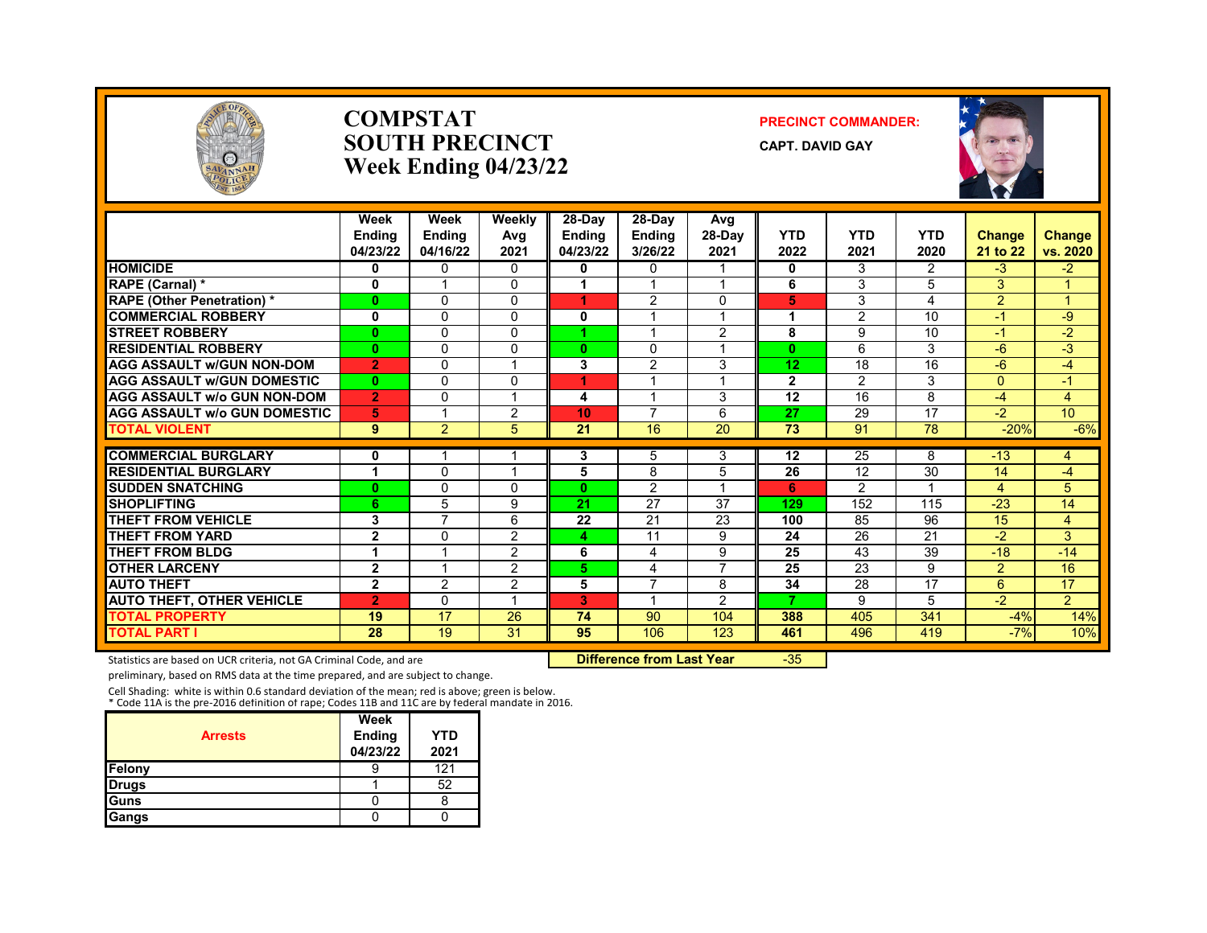# COMPSTAT
# SOUTH PRECINCT
# Week Ending 04/23/22

**PRECINCT COMMANDER:**

**CAPT. DAVID GAY**

| | Week Ending 04/23/22 | Week Ending 04/16/22 | Weekly Avg 2021 | 28-Day Ending 04/23/22 | 28-Day Ending 3/26/22 | Avg 28-Day 2021 | YTD 2022 | YTD 2021 | YTD 2020 | Change 21 to 22 | Change vs. 2020 |
|---|---|---|---|---|---|---|---|---|---|---|---|
| HOMICIDE | 0 | 0 | 0 | 0 | 0 | 1 | 0 | 3 | 2 | -3 | -2 |
| RAPE (Carnal) * | 0 | 1 | 0 | 1 | 1 | 1 | 6 | 3 | 5 | 3 | 1 |
| RAPE (Other Penetration) * | 0 | 0 | 0 | 1 | 2 | 0 | 5 | 3 | 4 | 2 | 1 |
| COMMERCIAL ROBBERY | 0 | 0 | 0 | 0 | 1 | 1 | 1 | 2 | 10 | -1 | -9 |
| STREET ROBBERY | 0 | 0 | 0 | 1 | 1 | 2 | 8 | 9 | 10 | -1 | -2 |
| RESIDENTIAL ROBBERY | 0 | 0 | 0 | 0 | 0 | 1 | 0 | 6 | 3 | -6 | -3 |
| AGG ASSAULT w/GUN NON-DOM | 2 | 0 | 1 | 3 | 2 | 3 | 12 | 18 | 16 | -6 | -4 |
| AGG ASSAULT w/GUN DOMESTIC | 0 | 0 | 0 | 1 | 1 | 1 | 2 | 2 | 3 | 0 | -1 |
| AGG ASSAULT w/o GUN NON-DOM | 2 | 0 | 1 | 4 | 1 | 3 | 12 | 16 | 8 | -4 | 4 |
| AGG ASSAULT w/o GUN DOMESTIC | 5 | 1 | 2 | 10 | 7 | 6 | 27 | 29 | 17 | -2 | 10 |
| TOTAL VIOLENT | 9 | 2 | 5 | 21 | 16 | 20 | 73 | 91 | 78 | -20% | -6% |
| COMMERCIAL BURGLARY | 0 | 1 | 1 | 3 | 5 | 3 | 12 | 25 | 8 | -13 | 4 |
| RESIDENTIAL BURGLARY | 1 | 0 | 1 | 5 | 8 | 5 | 26 | 12 | 30 | 14 | -4 |
| SUDDEN SNATCHING | 0 | 0 | 0 | 0 | 2 | 1 | 6 | 2 | 1 | 4 | 5 |
| SHOPLIFTING | 6 | 5 | 9 | 21 | 27 | 37 | 129 | 152 | 115 | -23 | 14 |
| THEFT FROM VEHICLE | 3 | 7 | 6 | 22 | 21 | 23 | 100 | 85 | 96 | 15 | 4 |
| THEFT FROM YARD | 2 | 0 | 2 | 4 | 11 | 9 | 24 | 26 | 21 | -2 | 3 |
| THEFT FROM BLDG | 1 | 1 | 2 | 6 | 4 | 9 | 25 | 43 | 39 | -18 | -14 |
| OTHER LARCENY | 2 | 1 | 2 | 5 | 4 | 7 | 25 | 23 | 9 | 2 | 16 |
| AUTO THEFT | 2 | 2 | 2 | 5 | 7 | 8 | 34 | 28 | 17 | 6 | 17 |
| AUTO THEFT, OTHER VEHICLE | 2 | 0 | 1 | 3 | 1 | 2 | 7 | 9 | 5 | -2 | 2 |
| TOTAL PROPERTY | 19 | 17 | 26 | 74 | 90 | 104 | 388 | 405 | 341 | -4% | 14% |
| TOTAL PART I | 28 | 19 | 31 | 95 | 106 | 123 | 461 | 496 | 419 | -7% | 10% |

Statistics are based on UCR criteria, not GA Criminal Code, and are preliminary, based on RMS data at the time prepared, and are subject to change.

**Difference from Last Year** -35

Cell Shading: white is within 0.6 standard deviation of the mean; red is above; green is below.
* Code 11A is the pre-2016 definition of rape; Codes 11B and 11C are by federal mandate in 2016.

| Arrests | Week Ending 04/23/22 | YTD 2021 |
|---|---|---|
| Felony | 9 | 121 |
| Drugs | 1 | 52 |
| Guns | 0 | 8 |
| Gangs | 0 | 0 |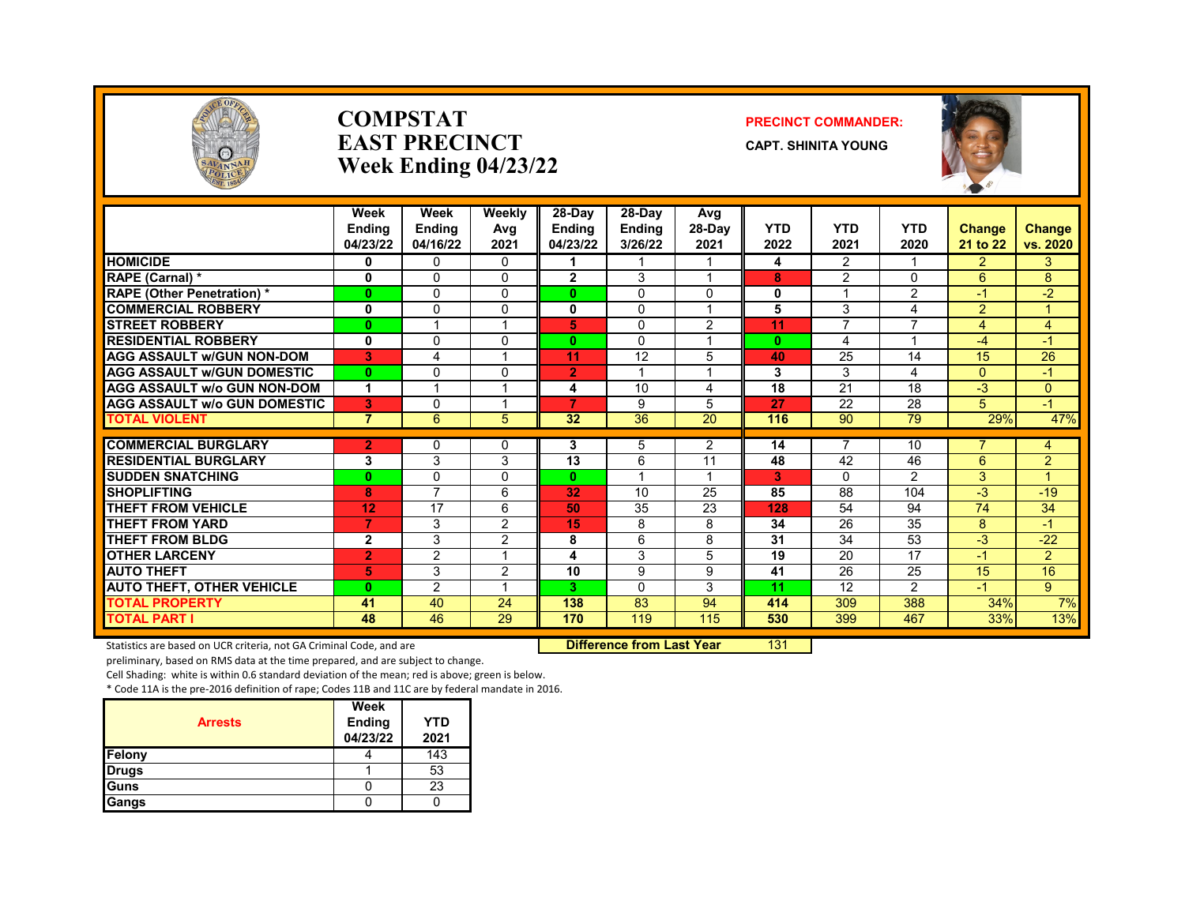# COMPSTAT
# EAST PRECINCT
# Week Ending 04/23/22

**PRECINCT COMMANDER:**

**CAPT. SHINITA YOUNG**

| | Week Ending 04/23/22 | Week Ending 04/16/22 | Weekly Avg 2021 | 28-Day Ending 04/23/22 | 28-Day Ending 3/26/22 | Avg 28-Day 2021 | YTD 2022 | YTD 2021 | YTD 2020 | Change 21 to 22 | Change vs. 2020 |
|---|---|---|---|---|---|---|---|---|---|---|---|
| HOMICIDE | 0 | 0 | 0 | 1 | 1 | 1 | 4 | 2 | 1 | 2 | 3 |
| RAPE (Carnal) * | 0 | 0 | 0 | 2 | 3 | 1 | 8 | 2 | 0 | 6 | 8 |
| RAPE (Other Penetration) * | 0 | 0 | 0 | 0 | 0 | 0 | 0 | 1 | 2 | -1 | -2 |
| COMMERCIAL ROBBERY | 0 | 0 | 0 | 0 | 0 | 1 | 5 | 3 | 4 | 2 | 1 |
| STREET ROBBERY | 0 | 1 | 1 | 5 | 0 | 2 | 11 | 7 | 7 | 4 | 4 |
| RESIDENTIAL ROBBERY | 0 | 0 | 0 | 0 | 0 | 1 | 0 | 4 | 1 | -4 | -1 |
| AGG ASSAULT w/GUN NON-DOM | 3 | 4 | 1 | 11 | 12 | 5 | 40 | 25 | 14 | 15 | 26 |
| AGG ASSAULT w/GUN DOMESTIC | 0 | 0 | 0 | 2 | 1 | 1 | 3 | 3 | 4 | 0 | -1 |
| AGG ASSAULT w/o GUN NON-DOM | 1 | 1 | 1 | 4 | 10 | 4 | 18 | 21 | 18 | -3 | 0 |
| AGG ASSAULT w/o GUN DOMESTIC | 3 | 0 | 1 | 7 | 9 | 5 | 27 | 22 | 28 | 5 | -1 |
| TOTAL VIOLENT | 7 | 6 | 5 | 32 | 36 | 20 | 116 | 90 | 79 | 29% | 47% |
| COMMERCIAL BURGLARY | 2 | 0 | 0 | 3 | 5 | 2 | 14 | 7 | 10 | 7 | 4 |
| RESIDENTIAL BURGLARY | 3 | 3 | 3 | 13 | 6 | 11 | 48 | 42 | 46 | 6 | 2 |
| SUDDEN SNATCHING | 0 | 0 | 0 | 0 | 1 | 1 | 3 | 0 | 2 | 3 | 1 |
| SHOPLIFTING | 8 | 7 | 6 | 32 | 10 | 25 | 85 | 88 | 104 | -3 | -19 |
| THEFT FROM VEHICLE | 12 | 17 | 6 | 50 | 35 | 23 | 128 | 54 | 94 | 74 | 34 |
| THEFT FROM YARD | 7 | 3 | 2 | 15 | 8 | 8 | 34 | 26 | 35 | 8 | -1 |
| THEFT FROM BLDG | 2 | 3 | 2 | 8 | 6 | 8 | 31 | 34 | 53 | -3 | -22 |
| OTHER LARCENY | 2 | 2 | 1 | 4 | 3 | 5 | 19 | 20 | 17 | -1 | 2 |
| AUTO THEFT | 5 | 3 | 2 | 10 | 9 | 9 | 41 | 26 | 25 | 15 | 16 |
| AUTO THEFT, OTHER VEHICLE | 0 | 2 | 1 | 3 | 0 | 3 | 11 | 12 | 2 | -1 | 9 |
| TOTAL PROPERTY | 41 | 40 | 24 | 138 | 83 | 94 | 414 | 309 | 388 | 34% | 7% |
| TOTAL PART I | 48 | 46 | 29 | 170 | 119 | 115 | 530 | 399 | 467 | 33% | 13% |

Statistics are based on UCR criteria, not GA Criminal Code, and are preliminary, based on RMS data at the time prepared, and are subject to change.

**Difference from Last Year** 131

Cell Shading: white is within 0.6 standard deviation of the mean; red is above; green is below.

\* Code 11A is the pre-2016 definition of rape; Codes 11B and 11C are by federal mandate in 2016.

| Arrests | Week Ending 04/23/22 | YTD 2021 |
|---|---|---|
| Felony | 4 | 143 |
| Drugs | 1 | 53 |
| Guns | 0 | 23 |
| Gangs | 0 | 0 |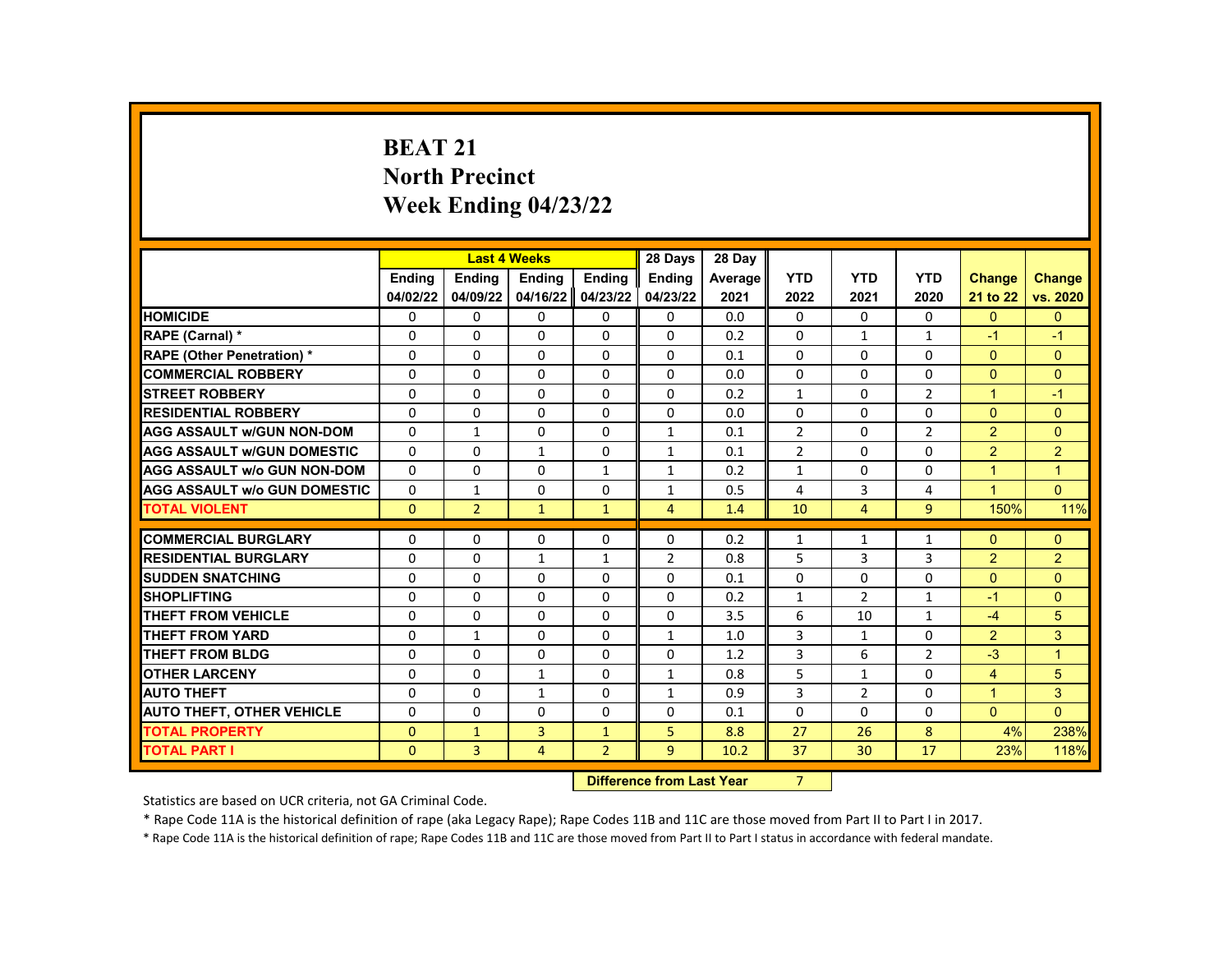# BEAT 21
## North Precinct
## Week Ending 04/23/22

| | Last 4 Weeks | | | | 28 Days | 28 Day | | | | | |
|---|---|---|---|---|---|---|---|---|---|---|---|
| | Ending 04/02/22 | Ending 04/09/22 | Ending 04/16/22 | Ending 04/23/22 | Ending 04/23/22 | Average 2021 | YTD 2022 | YTD 2021 | YTD 2020 | Change 21 to 22 | Change vs. 2020 |
| HOMICIDE | 0 | 0 | 0 | 0 | 0 | 0.0 | 0 | 0 | 0 | 0 | 0 |
| RAPE (Carnal) * | 0 | 0 | 0 | 0 | 0 | 0.2 | 0 | 1 | 1 | -1 | -1 |
| RAPE (Other Penetration) * | 0 | 0 | 0 | 0 | 0 | 0.1 | 0 | 0 | 0 | 0 | 0 |
| COMMERCIAL ROBBERY | 0 | 0 | 0 | 0 | 0 | 0.0 | 0 | 0 | 0 | 0 | 0 |
| STREET ROBBERY | 0 | 0 | 0 | 0 | 0 | 0.2 | 1 | 0 | 2 | 1 | -1 |
| RESIDENTIAL ROBBERY | 0 | 0 | 0 | 0 | 0 | 0.0 | 0 | 0 | 0 | 0 | 0 |
| AGG ASSAULT w/GUN NON-DOM | 0 | 1 | 0 | 0 | 1 | 0.1 | 2 | 0 | 2 | 2 | 0 |
| AGG ASSAULT w/GUN DOMESTIC | 0 | 0 | 1 | 0 | 1 | 0.1 | 2 | 0 | 0 | 2 | 2 |
| AGG ASSAULT w/o GUN NON-DOM | 0 | 0 | 0 | 1 | 1 | 0.2 | 1 | 0 | 0 | 1 | 1 |
| AGG ASSAULT w/o GUN DOMESTIC | 0 | 1 | 0 | 0 | 1 | 0.5 | 4 | 3 | 4 | 1 | 0 |
| TOTAL VIOLENT | 0 | 2 | 1 | 1 | 4 | 1.4 | 10 | 4 | 9 | 150% | 11% |
| COMMERCIAL BURGLARY | 0 | 0 | 0 | 0 | 0 | 0.2 | 1 | 1 | 1 | 0 | 0 |
| RESIDENTIAL BURGLARY | 0 | 0 | 1 | 1 | 2 | 0.8 | 5 | 3 | 3 | 2 | 2 |
| SUDDEN SNATCHING | 0 | 0 | 0 | 0 | 0 | 0.1 | 0 | 0 | 0 | 0 | 0 |
| SHOPLIFTING | 0 | 0 | 0 | 0 | 0 | 0.2 | 1 | 2 | 1 | -1 | 0 |
| THEFT FROM VEHICLE | 0 | 0 | 0 | 0 | 0 | 3.5 | 6 | 10 | 1 | -4 | 5 |
| THEFT FROM YARD | 0 | 1 | 0 | 0 | 1 | 1.0 | 3 | 1 | 0 | 2 | 3 |
| THEFT FROM BLDG | 0 | 0 | 0 | 0 | 0 | 1.2 | 3 | 6 | 2 | -3 | 1 |
| OTHER LARCENY | 0 | 0 | 1 | 0 | 1 | 0.8 | 5 | 1 | 0 | 4 | 5 |
| AUTO THEFT | 0 | 0 | 1 | 0 | 1 | 0.9 | 3 | 2 | 0 | 1 | 3 |
| AUTO THEFT, OTHER VEHICLE | 0 | 0 | 0 | 0 | 0 | 0.1 | 0 | 0 | 0 | 0 | 0 |
| TOTAL PROPERTY | 0 | 1 | 3 | 1 | 5 | 8.8 | 27 | 26 | 8 | 4% | 238% |
| TOTAL PART I | 0 | 3 | 4 | 2 | 9 | 10.2 | 37 | 30 | 17 | 23% | 118% |

**Difference from Last Year** 7

Statistics are based on UCR criteria, not GA Criminal Code.

* Rape Code 11A is the historical definition of rape (aka Legacy Rape); Rape Codes 11B and 11C are those moved from Part II to Part I in 2017.

* Rape Code 11A is the historical definition of rape; Rape Codes 11B and 11C are those moved from Part II to Part I status in accordance with federal mandate.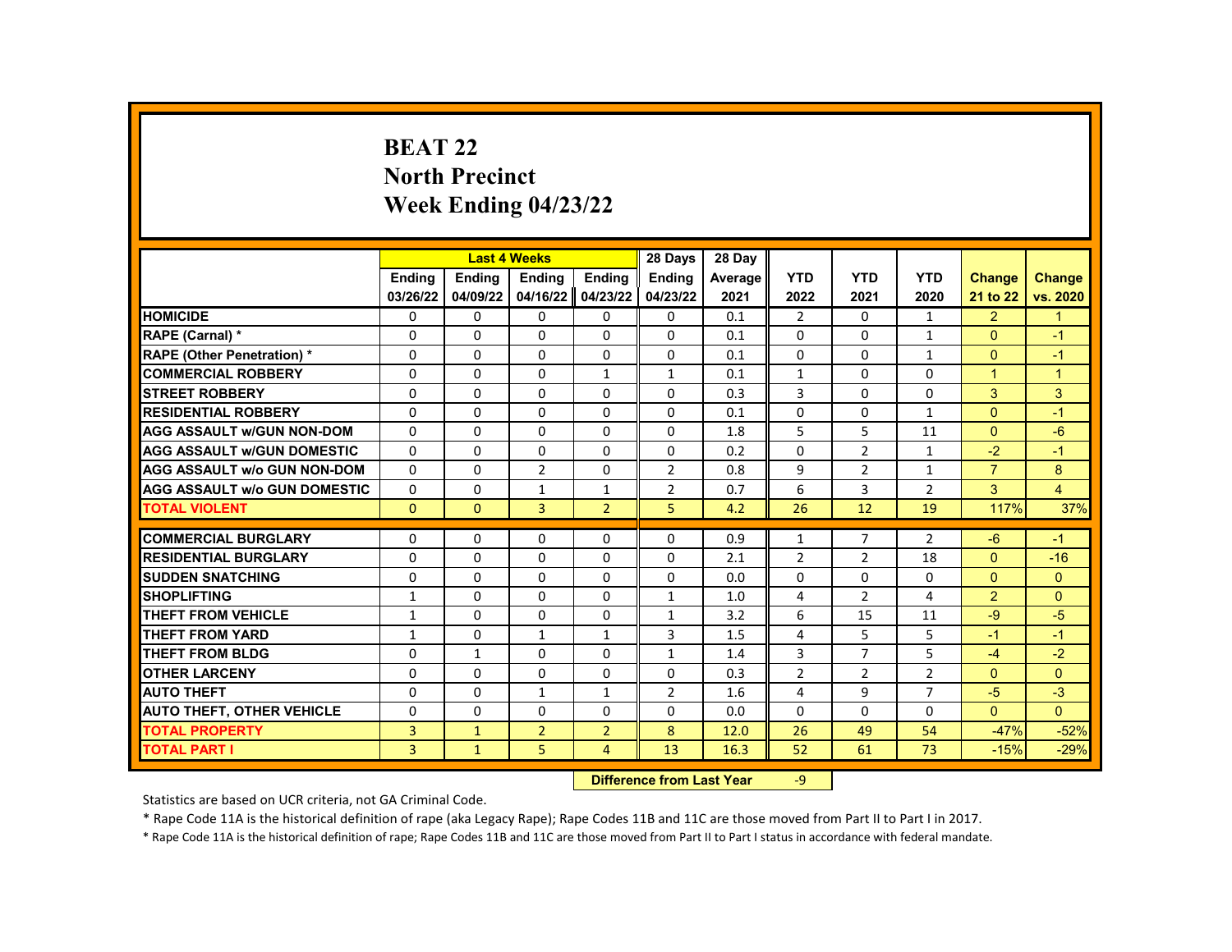# BEAT 22
# North Precinct
# Week Ending 04/23/22

| | Last 4 Weeks | | | | 28 Days | 28 Day | | | | | |
|---|---|---|---|---|---|---|---|---|---|---|---|
| | Ending 03/26/22 | Ending 04/09/22 | Ending 04/16/22 | Ending 04/23/22 | Ending 04/23/22 | Average 2021 | YTD 2022 | YTD 2021 | YTD 2020 | Change 21 to 22 | Change vs. 2020 |
| HOMICIDE | 0 | 0 | 0 | 0 | 0 | 0.1 | 2 | 0 | 1 | 2 | 1 |
| RAPE (Carnal) * | 0 | 0 | 0 | 0 | 0 | 0.1 | 0 | 0 | 1 | 0 | -1 |
| RAPE (Other Penetration) * | 0 | 0 | 0 | 0 | 0 | 0.1 | 0 | 0 | 1 | 0 | -1 |
| COMMERCIAL ROBBERY | 0 | 0 | 0 | 1 | 1 | 0.1 | 1 | 0 | 0 | 1 | 1 |
| STREET ROBBERY | 0 | 0 | 0 | 0 | 0 | 0.3 | 3 | 0 | 0 | 3 | 3 |
| RESIDENTIAL ROBBERY | 0 | 0 | 0 | 0 | 0 | 0.1 | 0 | 0 | 1 | 0 | -1 |
| AGG ASSAULT w/GUN NON-DOM | 0 | 0 | 0 | 0 | 0 | 1.8 | 5 | 5 | 11 | 0 | -6 |
| AGG ASSAULT w/GUN DOMESTIC | 0 | 0 | 0 | 0 | 0 | 0.2 | 0 | 2 | 1 | -2 | -1 |
| AGG ASSAULT w/o GUN NON-DOM | 0 | 0 | 2 | 0 | 2 | 0.8 | 9 | 2 | 1 | 7 | 8 |
| AGG ASSAULT w/o GUN DOMESTIC | 0 | 0 | 1 | 1 | 2 | 0.7 | 6 | 3 | 2 | 3 | 4 |
| TOTAL VIOLENT | 0 | 0 | 3 | 2 | 5 | 4.2 | 26 | 12 | 19 | 117% | 37% |
| COMMERCIAL BURGLARY | 0 | 0 | 0 | 0 | 0 | 0.9 | 1 | 7 | 2 | -6 | -1 |
| RESIDENTIAL BURGLARY | 0 | 0 | 0 | 0 | 0 | 2.1 | 2 | 2 | 18 | 0 | -16 |
| SUDDEN SNATCHING | 0 | 0 | 0 | 0 | 0 | 0.0 | 0 | 0 | 0 | 0 | 0 |
| SHOPLIFTING | 1 | 0 | 0 | 0 | 1 | 1.0 | 4 | 2 | 4 | 2 | 0 |
| THEFT FROM VEHICLE | 1 | 0 | 0 | 0 | 1 | 3.2 | 6 | 15 | 11 | -9 | -5 |
| THEFT FROM YARD | 1 | 0 | 1 | 1 | 3 | 1.5 | 4 | 5 | 5 | -1 | -1 |
| THEFT FROM BLDG | 0 | 1 | 0 | 0 | 1 | 1.4 | 3 | 7 | 5 | -4 | -2 |
| OTHER LARCENY | 0 | 0 | 0 | 0 | 0 | 0.3 | 2 | 2 | 2 | 0 | 0 |
| AUTO THEFT | 0 | 0 | 1 | 1 | 2 | 1.6 | 4 | 9 | 7 | -5 | -3 |
| AUTO THEFT, OTHER VEHICLE | 0 | 0 | 0 | 0 | 0 | 0.0 | 0 | 0 | 0 | 0 | 0 |
| TOTAL PROPERTY | 3 | 1 | 2 | 2 | 8 | 12.0 | 26 | 49 | 54 | -47% | -52% |
| TOTAL PART I | 3 | 1 | 5 | 4 | 13 | 16.3 | 52 | 61 | 73 | -15% | -29% |

**Difference from Last Year** -9

Statistics are based on UCR criteria, not GA Criminal Code.

* Rape Code 11A is the historical definition of rape (aka Legacy Rape); Rape Codes 11B and 11C are those moved from Part II to Part I in 2017.

* Rape Code 11A is the historical definition of rape; Rape Codes 11B and 11C are those moved from Part II to Part I status in accordance with federal mandate.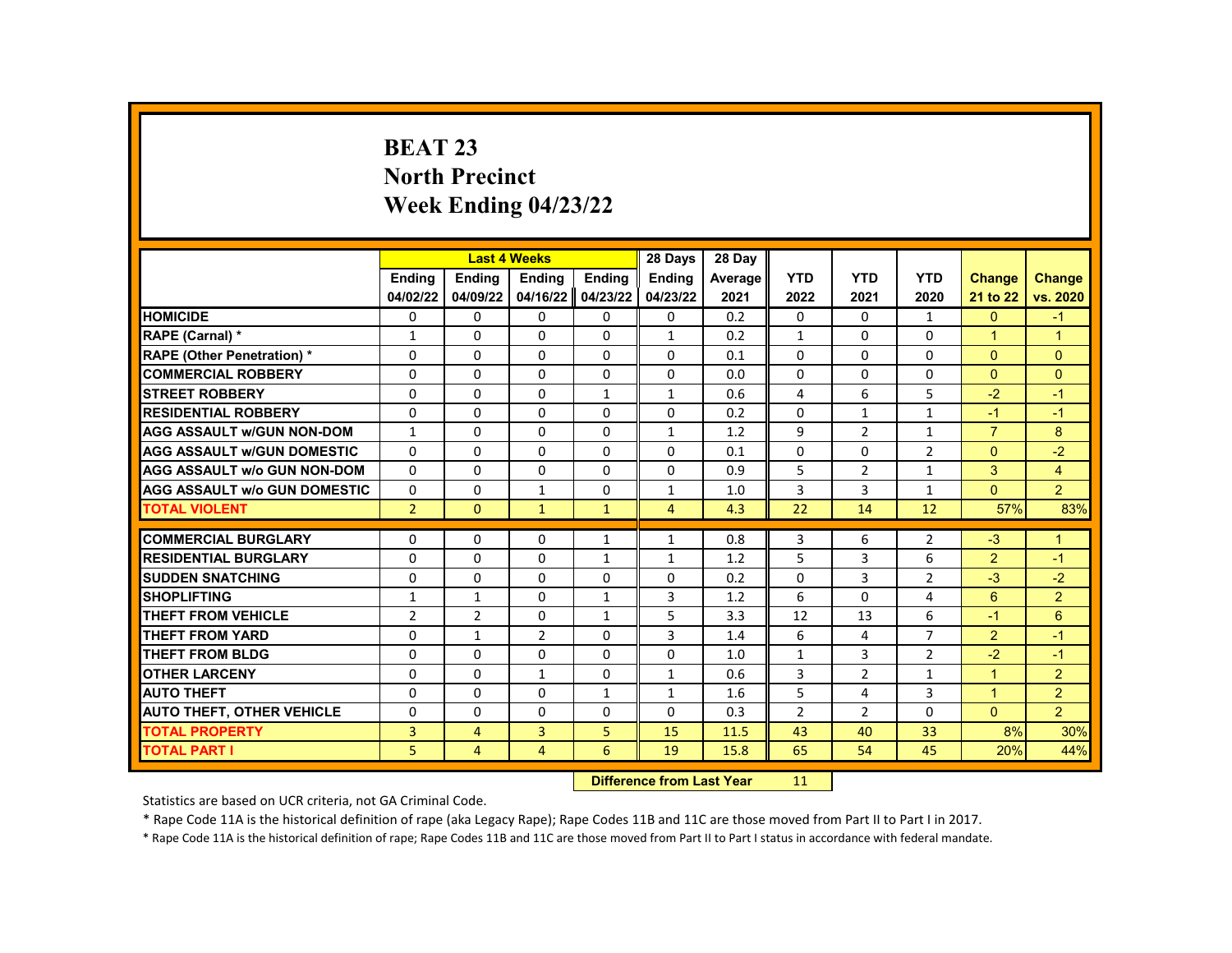# BEAT 23
## North Precinct
## Week Ending 04/23/22

| | Last 4 Weeks | | | | 28 Days | 28 Day | | | | | |
|---|---|---|---|---|---|---|---|---|---|---|---|
| | Ending 04/02/22 | Ending 04/09/22 | Ending 04/16/22 | Ending 04/23/22 | Ending 04/23/22 | Average 2021 | YTD 2022 | YTD 2021 | YTD 2020 | Change 21 to 22 | Change vs. 2020 |
| HOMICIDE | 0 | 0 | 0 | 0 | 0 | 0.2 | 0 | 0 | 1 | 0 | -1 |
| RAPE (Carnal) * | 1 | 0 | 0 | 0 | 1 | 0.2 | 1 | 0 | 0 | 1 | 1 |
| RAPE (Other Penetration) * | 0 | 0 | 0 | 0 | 0 | 0.1 | 0 | 0 | 0 | 0 | 0 |
| COMMERCIAL ROBBERY | 0 | 0 | 0 | 0 | 0 | 0.0 | 0 | 0 | 0 | 0 | 0 |
| STREET ROBBERY | 0 | 0 | 0 | 1 | 1 | 0.6 | 4 | 6 | 5 | -2 | -1 |
| RESIDENTIAL ROBBERY | 0 | 0 | 0 | 0 | 0 | 0.2 | 0 | 1 | 1 | -1 | -1 |
| AGG ASSAULT w/GUN NON-DOM | 1 | 0 | 0 | 0 | 1 | 1.2 | 9 | 2 | 1 | 7 | 8 |
| AGG ASSAULT w/GUN DOMESTIC | 0 | 0 | 0 | 0 | 0 | 0.1 | 0 | 0 | 2 | 0 | -2 |
| AGG ASSAULT w/o GUN NON-DOM | 0 | 0 | 0 | 0 | 0 | 0.9 | 5 | 2 | 1 | 3 | 4 |
| AGG ASSAULT w/o GUN DOMESTIC | 0 | 0 | 1 | 0 | 1 | 1.0 | 3 | 3 | 1 | 0 | 2 |
| TOTAL VIOLENT | 2 | 0 | 1 | 1 | 4 | 4.3 | 22 | 14 | 12 | 57% | 83% |
| COMMERCIAL BURGLARY | 0 | 0 | 0 | 1 | 1 | 0.8 | 3 | 6 | 2 | -3 | 1 |
| RESIDENTIAL BURGLARY | 0 | 0 | 0 | 1 | 1 | 1.2 | 5 | 3 | 6 | 2 | -1 |
| SUDDEN SNATCHING | 0 | 0 | 0 | 0 | 0 | 0.2 | 0 | 3 | 2 | -3 | -2 |
| SHOPLIFTING | 1 | 1 | 0 | 1 | 3 | 1.2 | 6 | 0 | 4 | 6 | 2 |
| THEFT FROM VEHICLE | 2 | 2 | 0 | 1 | 5 | 3.3 | 12 | 13 | 6 | -1 | 6 |
| THEFT FROM YARD | 0 | 1 | 2 | 0 | 3 | 1.4 | 6 | 4 | 7 | 2 | -1 |
| THEFT FROM BLDG | 0 | 0 | 0 | 0 | 0 | 1.0 | 1 | 3 | 2 | -2 | -1 |
| OTHER LARCENY | 0 | 0 | 1 | 0 | 1 | 0.6 | 3 | 2 | 1 | 1 | 2 |
| AUTO THEFT | 0 | 0 | 0 | 1 | 1 | 1.6 | 5 | 4 | 3 | 1 | 2 |
| AUTO THEFT, OTHER VEHICLE | 0 | 0 | 0 | 0 | 0 | 0.3 | 2 | 2 | 0 | 0 | 2 |
| TOTAL PROPERTY | 3 | 4 | 3 | 5 | 15 | 11.5 | 43 | 40 | 33 | 8% | 30% |
| TOTAL PART I | 5 | 4 | 4 | 6 | 19 | 15.8 | 65 | 54 | 45 | 20% | 44% |

**Difference from Last Year** 11

Statistics are based on UCR criteria, not GA Criminal Code.

* Rape Code 11A is the historical definition of rape (aka Legacy Rape); Rape Codes 11B and 11C are those moved from Part II to Part I in 2017.

* Rape Code 11A is the historical definition of rape; Rape Codes 11B and 11C are those moved from Part II to Part I status in accordance with federal mandate.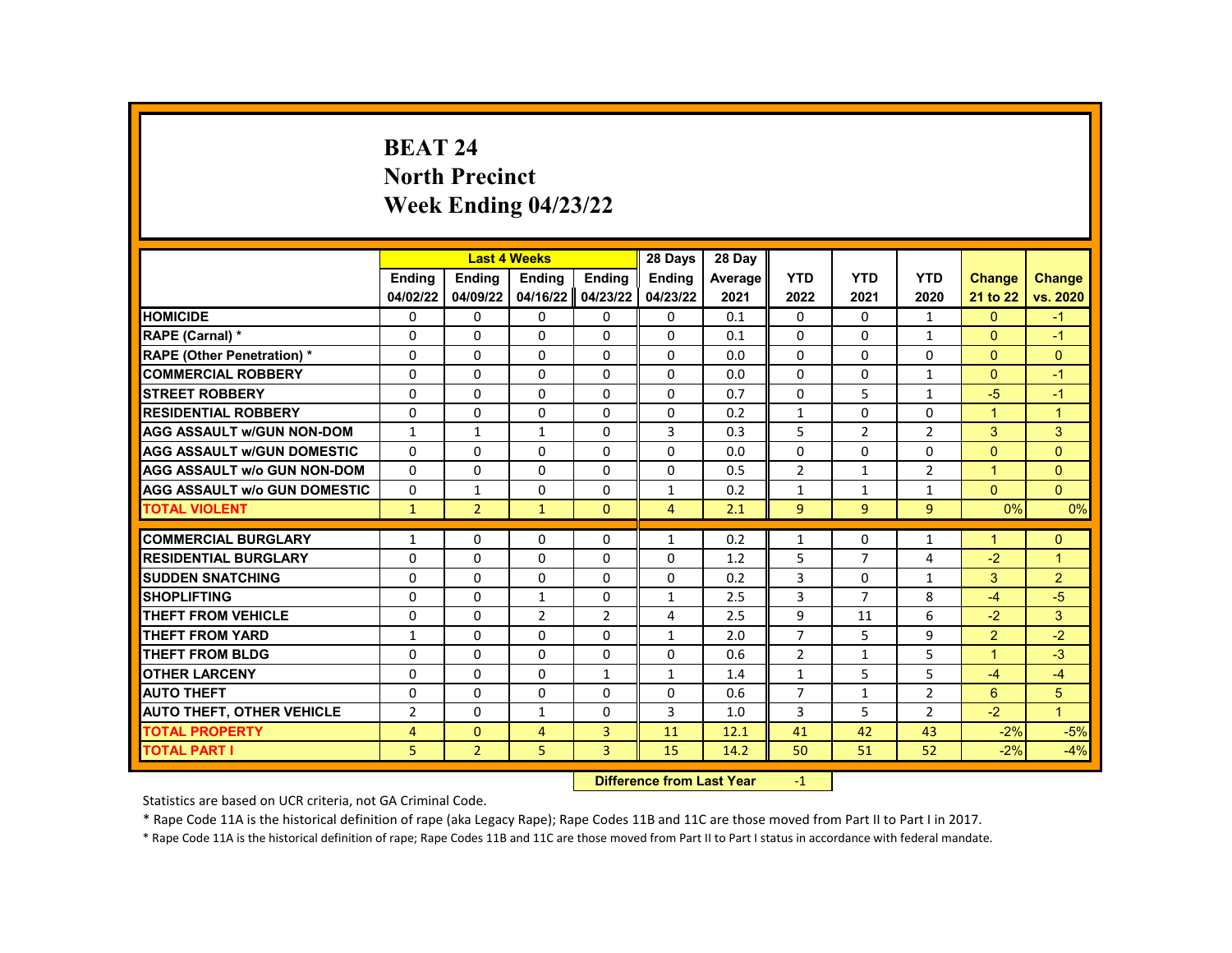# BEAT 24
# North Precinct
# Week Ending 04/23/22

| | Last 4 Weeks | | | | 28 Days | 28 Day | | | | | |
|---|---|---|---|---|---|---|---|---|---|---|---|
| | Ending 04/02/22 | Ending 04/09/22 | Ending 04/16/22 | Ending 04/23/22 | Ending 04/23/22 | Average 2021 | YTD 2022 | YTD 2021 | YTD 2020 | Change 21 to 22 | Change vs. 2020 |
| HOMICIDE | 0 | 0 | 0 | 0 | 0 | 0.1 | 0 | 0 | 1 | 0 | -1 |
| RAPE (Carnal) * | 0 | 0 | 0 | 0 | 0 | 0.1 | 0 | 0 | 1 | 0 | -1 |
| RAPE (Other Penetration) * | 0 | 0 | 0 | 0 | 0 | 0.0 | 0 | 0 | 0 | 0 | 0 |
| COMMERCIAL ROBBERY | 0 | 0 | 0 | 0 | 0 | 0.0 | 0 | 0 | 1 | 0 | -1 |
| STREET ROBBERY | 0 | 0 | 0 | 0 | 0 | 0.7 | 0 | 5 | 1 | -5 | -1 |
| RESIDENTIAL ROBBERY | 0 | 0 | 0 | 0 | 0 | 0.2 | 1 | 0 | 0 | 1 | 1 |
| AGG ASSAULT w/GUN NON-DOM | 1 | 1 | 1 | 0 | 3 | 0.3 | 5 | 2 | 2 | 3 | 3 |
| AGG ASSAULT w/GUN DOMESTIC | 0 | 0 | 0 | 0 | 0 | 0.0 | 0 | 0 | 0 | 0 | 0 |
| AGG ASSAULT w/o GUN NON-DOM | 0 | 0 | 0 | 0 | 0 | 0.5 | 2 | 1 | 2 | 1 | 0 |
| AGG ASSAULT w/o GUN DOMESTIC | 0 | 1 | 0 | 0 | 1 | 0.2 | 1 | 1 | 1 | 0 | 0 |
| TOTAL VIOLENT | 1 | 2 | 1 | 0 | 4 | 2.1 | 9 | 9 | 9 | 0% | 0% |
| COMMERCIAL BURGLARY | 1 | 0 | 0 | 0 | 1 | 0.2 | 1 | 0 | 1 | 1 | 0 |
| RESIDENTIAL BURGLARY | 0 | 0 | 0 | 0 | 0 | 1.2 | 5 | 7 | 4 | -2 | 1 |
| SUDDEN SNATCHING | 0 | 0 | 0 | 0 | 0 | 0.2 | 3 | 0 | 1 | 3 | 2 |
| SHOPLIFTING | 0 | 0 | 1 | 0 | 1 | 2.5 | 3 | 7 | 8 | -4 | -5 |
| THEFT FROM VEHICLE | 0 | 0 | 2 | 2 | 4 | 2.5 | 9 | 11 | 6 | -2 | 3 |
| THEFT FROM YARD | 1 | 0 | 0 | 0 | 1 | 2.0 | 7 | 5 | 9 | 2 | -2 |
| THEFT FROM BLDG | 0 | 0 | 0 | 0 | 0 | 0.6 | 2 | 1 | 5 | 1 | -3 |
| OTHER LARCENY | 0 | 0 | 0 | 1 | 1 | 1.4 | 1 | 5 | 5 | -4 | -4 |
| AUTO THEFT | 0 | 0 | 0 | 0 | 0 | 0.6 | 7 | 1 | 2 | 6 | 5 |
| AUTO THEFT, OTHER VEHICLE | 2 | 0 | 1 | 0 | 3 | 1.0 | 3 | 5 | 2 | -2 | 1 |
| TOTAL PROPERTY | 4 | 0 | 4 | 3 | 11 | 12.1 | 41 | 42 | 43 | -2% | -5% |
| TOTAL PART I | 5 | 2 | 5 | 3 | 15 | 14.2 | 50 | 51 | 52 | -2% | -4% |

**Difference from Last Year** -1

Statistics are based on UCR criteria, not GA Criminal Code.

* Rape Code 11A is the historical definition of rape (aka Legacy Rape); Rape Codes 11B and 11C are those moved from Part II to Part I in 2017.

* Rape Code 11A is the historical definition of rape; Rape Codes 11B and 11C are those moved from Part II to Part I status in accordance with federal mandate.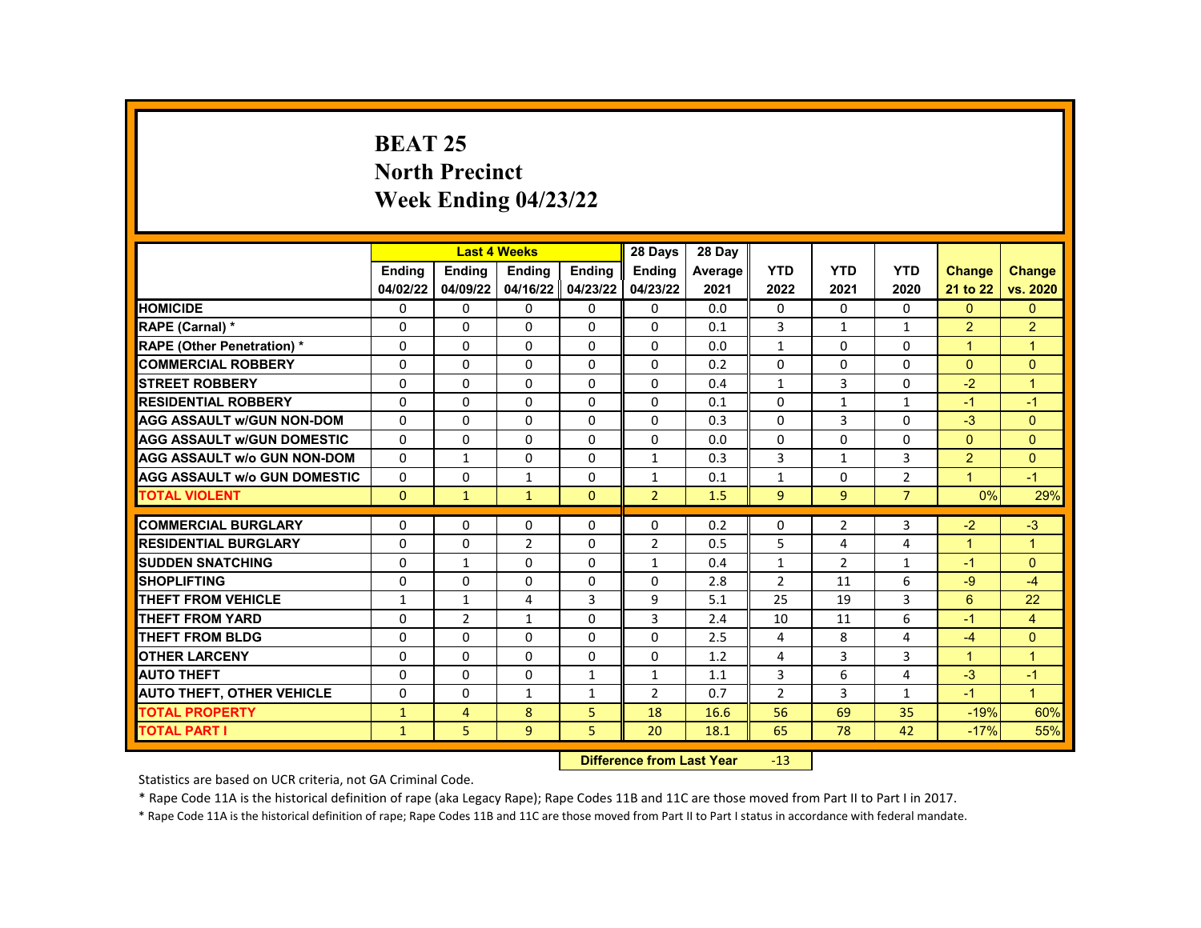# BEAT 25
## North Precinct
## Week Ending 04/23/22

| | Last 4 Weeks | | | | 28 Days | 28 Day | | | | | |
|---|---|---|---|---|---|---|---|---|---|---|---|
| | Ending 04/02/22 | Ending 04/09/22 | Ending 04/16/22 | Ending 04/23/22 | Ending 04/23/22 | Average 2021 | YTD 2022 | YTD 2021 | YTD 2020 | Change 21 to 22 | Change vs. 2020 |
| HOMICIDE | 0 | 0 | 0 | 0 | 0 | 0.0 | 0 | 0 | 0 | 0 | 0 |
| RAPE (Carnal) * | 0 | 0 | 0 | 0 | 0 | 0.1 | 3 | 1 | 1 | 2 | 2 |
| RAPE (Other Penetration) * | 0 | 0 | 0 | 0 | 0 | 0.0 | 1 | 0 | 0 | 1 | 1 |
| COMMERCIAL ROBBERY | 0 | 0 | 0 | 0 | 0 | 0.2 | 0 | 0 | 0 | 0 | 0 |
| STREET ROBBERY | 0 | 0 | 0 | 0 | 0 | 0.4 | 1 | 3 | 0 | -2 | 1 |
| RESIDENTIAL ROBBERY | 0 | 0 | 0 | 0 | 0 | 0.1 | 0 | 1 | 1 | -1 | -1 |
| AGG ASSAULT w/GUN NON-DOM | 0 | 0 | 0 | 0 | 0 | 0.3 | 0 | 3 | 0 | -3 | 0 |
| AGG ASSAULT w/GUN DOMESTIC | 0 | 0 | 0 | 0 | 0 | 0.0 | 0 | 0 | 0 | 0 | 0 |
| AGG ASSAULT w/o GUN NON-DOM | 0 | 1 | 0 | 0 | 1 | 0.3 | 3 | 1 | 3 | 2 | 0 |
| AGG ASSAULT w/o GUN DOMESTIC | 0 | 0 | 1 | 0 | 1 | 0.1 | 1 | 0 | 2 | 1 | -1 |
| TOTAL VIOLENT | 0 | 1 | 1 | 0 | 2 | 1.5 | 9 | 9 | 7 | 0% | 29% |
| COMMERCIAL BURGLARY | 0 | 0 | 0 | 0 | 0 | 0.2 | 0 | 2 | 3 | -2 | -3 |
| RESIDENTIAL BURGLARY | 0 | 0 | 2 | 0 | 2 | 0.5 | 5 | 4 | 4 | 1 | 1 |
| SUDDEN SNATCHING | 0 | 1 | 0 | 0 | 1 | 0.4 | 1 | 2 | 1 | -1 | 0 |
| SHOPLIFTING | 0 | 0 | 0 | 0 | 0 | 2.8 | 2 | 11 | 6 | -9 | -4 |
| THEFT FROM VEHICLE | 1 | 1 | 4 | 3 | 9 | 5.1 | 25 | 19 | 3 | 6 | 22 |
| THEFT FROM YARD | 0 | 2 | 1 | 0 | 3 | 2.4 | 10 | 11 | 6 | -1 | 4 |
| THEFT FROM BLDG | 0 | 0 | 0 | 0 | 0 | 2.5 | 4 | 8 | 4 | -4 | 0 |
| OTHER LARCENY | 0 | 0 | 0 | 0 | 0 | 1.2 | 4 | 3 | 3 | 1 | 1 |
| AUTO THEFT | 0 | 0 | 0 | 1 | 1 | 1.1 | 3 | 6 | 4 | -3 | -1 |
| AUTO THEFT, OTHER VEHICLE | 0 | 0 | 1 | 1 | 2 | 0.7 | 2 | 3 | 1 | -1 | 1 |
| TOTAL PROPERTY | 1 | 4 | 8 | 5 | 18 | 16.6 | 56 | 69 | 35 | -19% | 60% |
| TOTAL PART I | 1 | 5 | 9 | 5 | 20 | 18.1 | 65 | 78 | 42 | -17% | 55% |

**Difference from Last Year** -13

Statistics are based on UCR criteria, not GA Criminal Code.

* Rape Code 11A is the historical definition of rape (aka Legacy Rape); Rape Codes 11B and 11C are those moved from Part II to Part I in 2017.

* Rape Code 11A is the historical definition of rape; Rape Codes 11B and 11C are those moved from Part II to Part I status in accordance with federal mandate.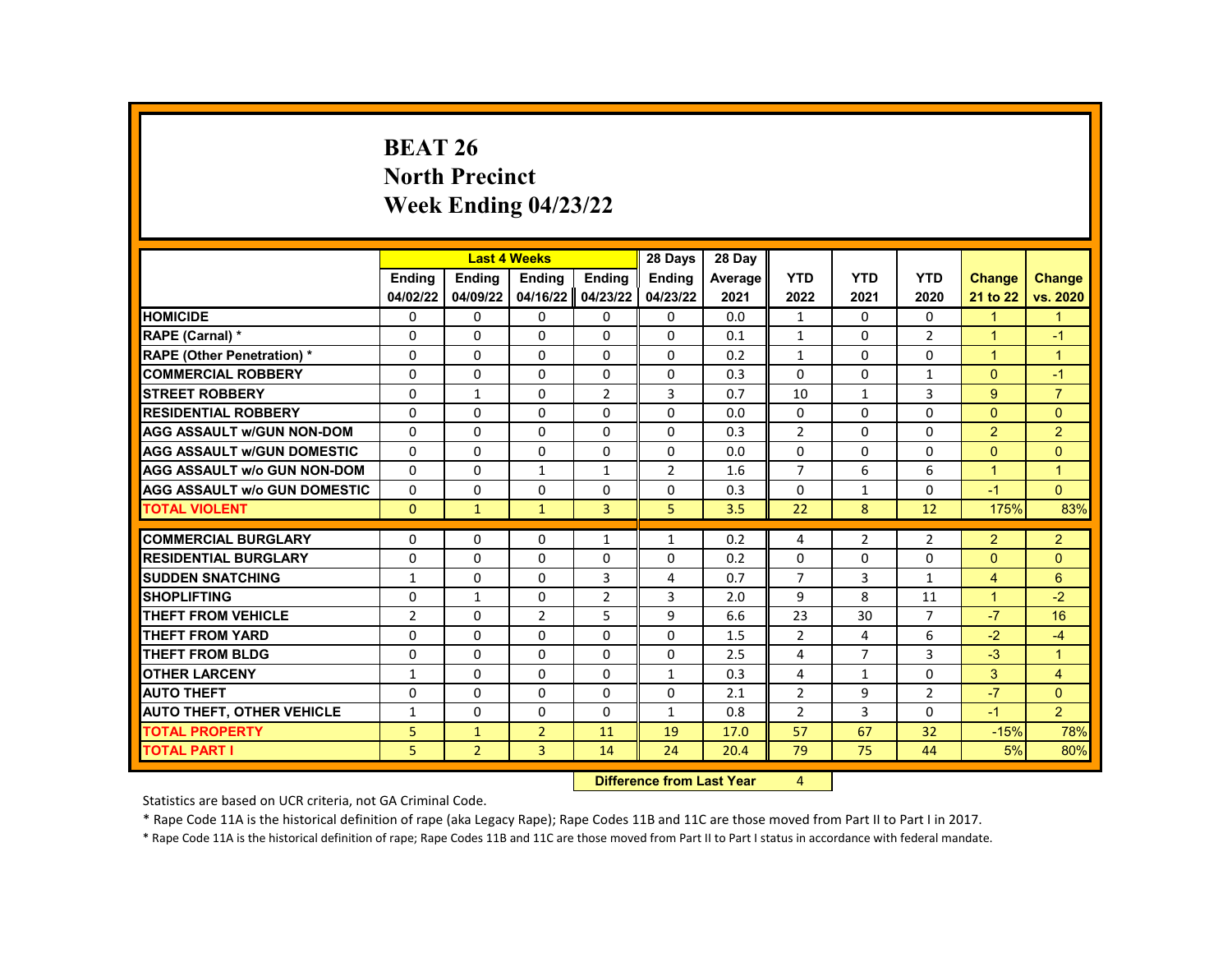# BEAT 26
## North Precinct
## Week Ending 04/23/22

| | Last 4 Weeks | | | | 28 Days | 28 Day | | | | | |
|---|---|---|---|---|---|---|---|---|---|---|---|
| | Ending 04/02/22 | Ending 04/09/22 | Ending 04/16/22 | Ending 04/23/22 | Ending 04/23/22 | Average 2021 | YTD 2022 | YTD 2021 | YTD 2020 | Change 21 to 22 | Change vs. 2020 |
| HOMICIDE | 0 | 0 | 0 | 0 | 0 | 0.0 | 1 | 0 | 0 | 1 | 1 |
| RAPE (Carnal) * | 0 | 0 | 0 | 0 | 0 | 0.1 | 1 | 0 | 2 | 1 | -1 |
| RAPE (Other Penetration) * | 0 | 0 | 0 | 0 | 0 | 0.2 | 1 | 0 | 0 | 1 | 1 |
| COMMERCIAL ROBBERY | 0 | 0 | 0 | 0 | 0 | 0.3 | 0 | 0 | 1 | 0 | -1 |
| STREET ROBBERY | 0 | 1 | 0 | 2 | 3 | 0.7 | 10 | 1 | 3 | 9 | 7 |
| RESIDENTIAL ROBBERY | 0 | 0 | 0 | 0 | 0 | 0.0 | 0 | 0 | 0 | 0 | 0 |
| AGG ASSAULT w/GUN NON-DOM | 0 | 0 | 0 | 0 | 0 | 0.3 | 2 | 0 | 0 | 2 | 2 |
| AGG ASSAULT w/GUN DOMESTIC | 0 | 0 | 0 | 0 | 0 | 0.0 | 0 | 0 | 0 | 0 | 0 |
| AGG ASSAULT w/o GUN NON-DOM | 0 | 0 | 1 | 1 | 2 | 1.6 | 7 | 6 | 6 | 1 | 1 |
| AGG ASSAULT w/o GUN DOMESTIC | 0 | 0 | 0 | 0 | 0 | 0.3 | 0 | 1 | 0 | -1 | 0 |
| TOTAL VIOLENT | 0 | 1 | 1 | 3 | 5 | 3.5 | 22 | 8 | 12 | 175% | 83% |
| COMMERCIAL BURGLARY | 0 | 0 | 0 | 1 | 1 | 0.2 | 4 | 2 | 2 | 2 | 2 |
| RESIDENTIAL BURGLARY | 0 | 0 | 0 | 0 | 0 | 0.2 | 0 | 0 | 0 | 0 | 0 |
| SUDDEN SNATCHING | 1 | 0 | 0 | 3 | 4 | 0.7 | 7 | 3 | 1 | 4 | 6 |
| SHOPLIFTING | 0 | 1 | 0 | 2 | 3 | 2.0 | 9 | 8 | 11 | 1 | -2 |
| THEFT FROM VEHICLE | 2 | 0 | 2 | 5 | 9 | 6.6 | 23 | 30 | 7 | -7 | 16 |
| THEFT FROM YARD | 0 | 0 | 0 | 0 | 0 | 1.5 | 2 | 4 | 6 | -2 | -4 |
| THEFT FROM BLDG | 0 | 0 | 0 | 0 | 0 | 2.5 | 4 | 7 | 3 | -3 | 1 |
| OTHER LARCENY | 1 | 0 | 0 | 0 | 1 | 0.3 | 4 | 1 | 0 | 3 | 4 |
| AUTO THEFT | 0 | 0 | 0 | 0 | 0 | 2.1 | 2 | 9 | 2 | -7 | 0 |
| AUTO THEFT, OTHER VEHICLE | 1 | 0 | 0 | 0 | 1 | 0.8 | 2 | 3 | 0 | -1 | 2 |
| TOTAL PROPERTY | 5 | 1 | 2 | 11 | 19 | 17.0 | 57 | 67 | 32 | -15% | 78% |
| TOTAL PART I | 5 | 2 | 3 | 14 | 24 | 20.4 | 79 | 75 | 44 | 5% | 80% |

**Difference from Last Year** 4

Statistics are based on UCR criteria, not GA Criminal Code.

* Rape Code 11A is the historical definition of rape (aka Legacy Rape); Rape Codes 11B and 11C are those moved from Part II to Part I in 2017.

* Rape Code 11A is the historical definition of rape; Rape Codes 11B and 11C are those moved from Part II to Part I status in accordance with federal mandate.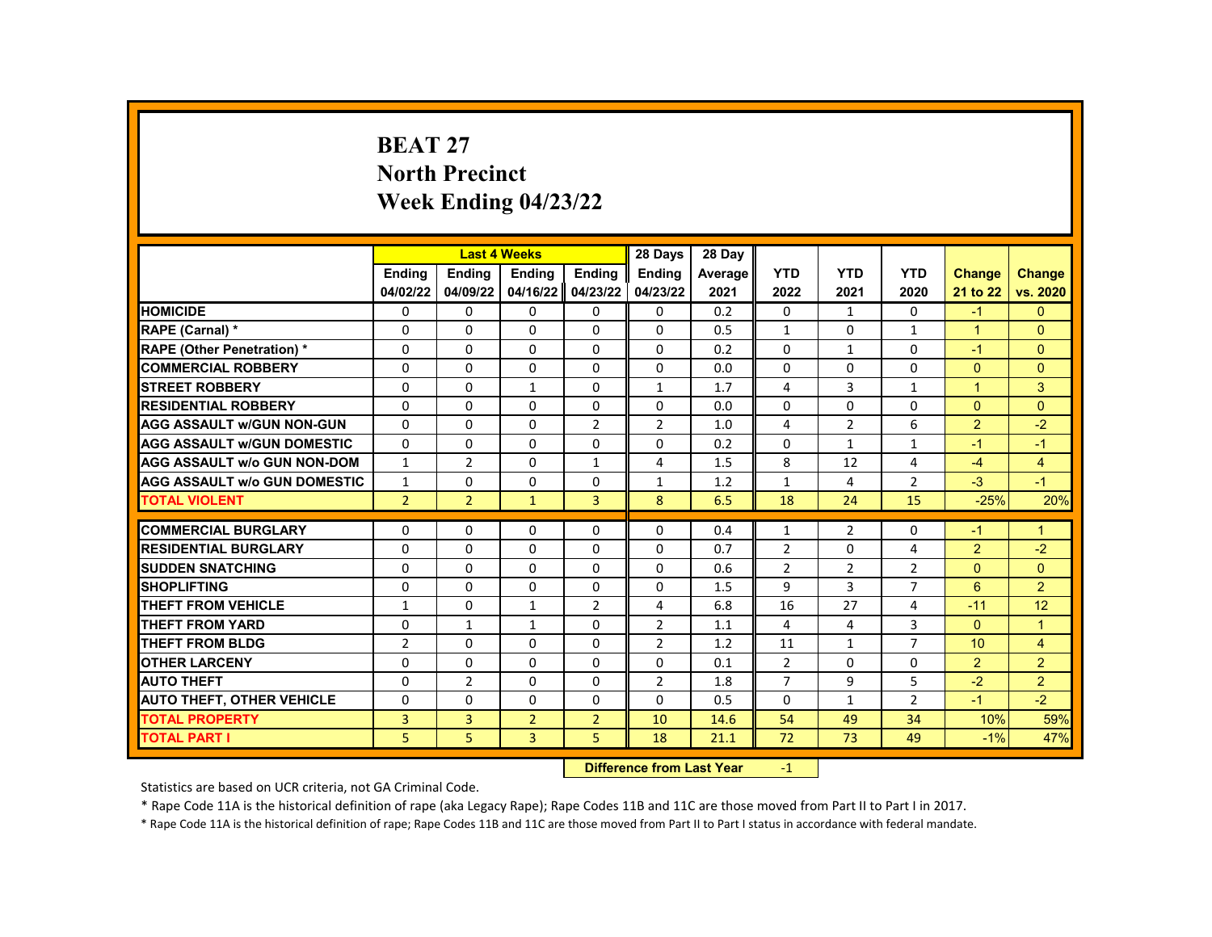# BEAT 27
# North Precinct
# Week Ending 04/23/22

| | Last 4 Weeks | | | | 28 Days | 28 Day | | | | | |
|---|---|---|---|---|---|---|---|---|---|---|---|
| | Ending 04/02/22 | Ending 04/09/22 | Ending 04/16/22 | Ending 04/23/22 | Ending 04/23/22 | Average 2021 | YTD 2022 | YTD 2021 | YTD 2020 | Change 21 to 22 | Change vs. 2020 |
| HOMICIDE | 0 | 0 | 0 | 0 | 0 | 0.2 | 0 | 1 | 0 | -1 | 0 |
| RAPE (Carnal) * | 0 | 0 | 0 | 0 | 0 | 0.5 | 1 | 0 | 1 | 1 | 0 |
| RAPE (Other Penetration) * | 0 | 0 | 0 | 0 | 0 | 0.2 | 0 | 1 | 0 | -1 | 0 |
| COMMERCIAL ROBBERY | 0 | 0 | 0 | 0 | 0 | 0.0 | 0 | 0 | 0 | 0 | 0 |
| STREET ROBBERY | 0 | 0 | 1 | 0 | 1 | 1.7 | 4 | 3 | 1 | 1 | 3 |
| RESIDENTIAL ROBBERY | 0 | 0 | 0 | 0 | 0 | 0.0 | 0 | 0 | 0 | 0 | 0 |
| AGG ASSAULT w/GUN NON-GUN | 0 | 0 | 0 | 2 | 2 | 1.0 | 4 | 2 | 6 | 2 | -2 |
| AGG ASSAULT w/GUN DOMESTIC | 0 | 0 | 0 | 0 | 0 | 0.2 | 0 | 1 | 1 | -1 | -1 |
| AGG ASSAULT w/o GUN NON-DOM | 1 | 2 | 0 | 1 | 4 | 1.5 | 8 | 12 | 4 | -4 | 4 |
| AGG ASSAULT w/o GUN DOMESTIC | 1 | 0 | 0 | 0 | 1 | 1.2 | 1 | 4 | 2 | -3 | -1 |
| TOTAL VIOLENT | 2 | 2 | 1 | 3 | 8 | 6.5 | 18 | 24 | 15 | -25% | 20% |
| COMMERCIAL BURGLARY | 0 | 0 | 0 | 0 | 0 | 0.4 | 1 | 2 | 0 | -1 | 1 |
| RESIDENTIAL BURGLARY | 0 | 0 | 0 | 0 | 0 | 0.7 | 2 | 0 | 4 | 2 | -2 |
| SUDDEN SNATCHING | 0 | 0 | 0 | 0 | 0 | 0.6 | 2 | 2 | 2 | 0 | 0 |
| SHOPLIFTING | 0 | 0 | 0 | 0 | 0 | 1.5 | 9 | 3 | 7 | 6 | 2 |
| THEFT FROM VEHICLE | 1 | 0 | 1 | 2 | 4 | 6.8 | 16 | 27 | 4 | -11 | 12 |
| THEFT FROM YARD | 0 | 1 | 1 | 0 | 2 | 1.1 | 4 | 4 | 3 | 0 | 1 |
| THEFT FROM BLDG | 2 | 0 | 0 | 0 | 2 | 1.2 | 11 | 1 | 7 | 10 | 4 |
| OTHER LARCENY | 0 | 0 | 0 | 0 | 0 | 0.1 | 2 | 0 | 0 | 2 | 2 |
| AUTO THEFT | 0 | 2 | 0 | 0 | 2 | 1.8 | 7 | 9 | 5 | -2 | 2 |
| AUTO THEFT, OTHER VEHICLE | 0 | 0 | 0 | 0 | 0 | 0.5 | 0 | 1 | 2 | -1 | -2 |
| TOTAL PROPERTY | 3 | 3 | 2 | 2 | 10 | 14.6 | 54 | 49 | 34 | 10% | 59% |
| TOTAL PART I | 5 | 5 | 3 | 5 | 18 | 21.1 | 72 | 73 | 49 | -1% | 47% |

**Difference from Last Year** -1

Statistics are based on UCR criteria, not GA Criminal Code.

* Rape Code 11A is the historical definition of rape (aka Legacy Rape); Rape Codes 11B and 11C are those moved from Part II to Part I in 2017.

* Rape Code 11A is the historical definition of rape; Rape Codes 11B and 11C are those moved from Part II to Part I status in accordance with federal mandate.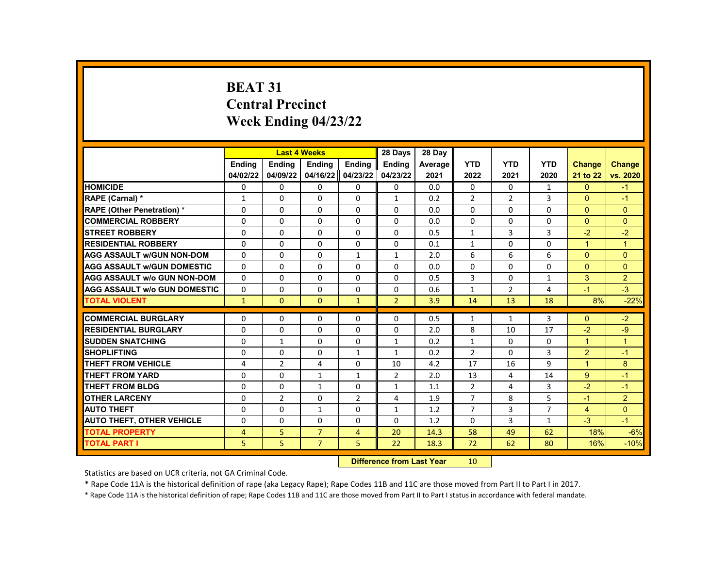# BEAT 31
# Central Precinct
# Week Ending 04/23/22

| | Last 4 Weeks | | | | 28 Days | 28 Day | | | | | |
|---|---|---|---|---|---|---|---|---|---|---|---|
| | Ending 04/02/22 | Ending 04/09/22 | Ending 04/16/22 | Ending 04/23/22 | Ending 04/23/22 | Average 2021 | YTD 2022 | YTD 2021 | YTD 2020 | Change 21 to 22 | Change vs. 2020 |
| HOMICIDE | 0 | 0 | 0 | 0 | 0 | 0.0 | 0 | 0 | 1 | 0 | -1 |
| RAPE (Carnal) * | 1 | 0 | 0 | 0 | 1 | 0.2 | 2 | 2 | 3 | 0 | -1 |
| RAPE (Other Penetration) * | 0 | 0 | 0 | 0 | 0 | 0.0 | 0 | 0 | 0 | 0 | 0 |
| COMMERCIAL ROBBERY | 0 | 0 | 0 | 0 | 0 | 0.0 | 0 | 0 | 0 | 0 | 0 |
| STREET ROBBERY | 0 | 0 | 0 | 0 | 0 | 0.5 | 1 | 3 | 3 | -2 | -2 |
| RESIDENTIAL ROBBERY | 0 | 0 | 0 | 0 | 0 | 0.1 | 1 | 0 | 0 | 1 | 1 |
| AGG ASSAULT w/GUN NON-DOM | 0 | 0 | 0 | 1 | 1 | 2.0 | 6 | 6 | 6 | 0 | 0 |
| AGG ASSAULT w/GUN DOMESTIC | 0 | 0 | 0 | 0 | 0 | 0.0 | 0 | 0 | 0 | 0 | 0 |
| AGG ASSAULT w/o GUN NON-DOM | 0 | 0 | 0 | 0 | 0 | 0.5 | 3 | 0 | 1 | 3 | 2 |
| AGG ASSAULT w/o GUN DOMESTIC | 0 | 0 | 0 | 0 | 0 | 0.6 | 1 | 2 | 4 | -1 | -3 |
| TOTAL VIOLENT | 1 | 0 | 0 | 1 | 2 | 3.9 | 14 | 13 | 18 | 8% | -22% |
| COMMERCIAL BURGLARY | 0 | 0 | 0 | 0 | 0 | 0.5 | 1 | 1 | 3 | 0 | -2 |
| RESIDENTIAL BURGLARY | 0 | 0 | 0 | 0 | 0 | 2.0 | 8 | 10 | 17 | -2 | -9 |
| SUDDEN SNATCHING | 0 | 1 | 0 | 0 | 1 | 0.2 | 1 | 0 | 0 | 1 | 1 |
| SHOPLIFTING | 0 | 0 | 0 | 1 | 1 | 0.2 | 2 | 0 | 3 | 2 | -1 |
| THEFT FROM VEHICLE | 4 | 2 | 4 | 0 | 10 | 4.2 | 17 | 16 | 9 | 1 | 8 |
| THEFT FROM YARD | 0 | 0 | 1 | 1 | 2 | 2.0 | 13 | 4 | 14 | 9 | -1 |
| THEFT FROM BLDG | 0 | 0 | 1 | 0 | 1 | 1.1 | 2 | 4 | 3 | -2 | -1 |
| OTHER LARCENY | 0 | 2 | 0 | 2 | 4 | 1.9 | 7 | 8 | 5 | -1 | 2 |
| AUTO THEFT | 0 | 0 | 1 | 0 | 1 | 1.2 | 7 | 3 | 7 | 4 | 0 |
| AUTO THEFT, OTHER VEHICLE | 0 | 0 | 0 | 0 | 0 | 1.2 | 0 | 3 | 1 | -3 | -1 |
| TOTAL PROPERTY | 4 | 5 | 7 | 4 | 20 | 14.3 | 58 | 49 | 62 | 18% | -6% |
| TOTAL PART I | 5 | 5 | 7 | 5 | 22 | 18.3 | 72 | 62 | 80 | 16% | -10% |

**Difference from Last Year** 10

Statistics are based on UCR criteria, not GA Criminal Code.

* Rape Code 11A is the historical definition of rape (aka Legacy Rape); Rape Codes 11B and 11C are those moved from Part II to Part I in 2017.

* Rape Code 11A is the historical definition of rape; Rape Codes 11B and 11C are those moved from Part II to Part I status in accordance with federal mandate.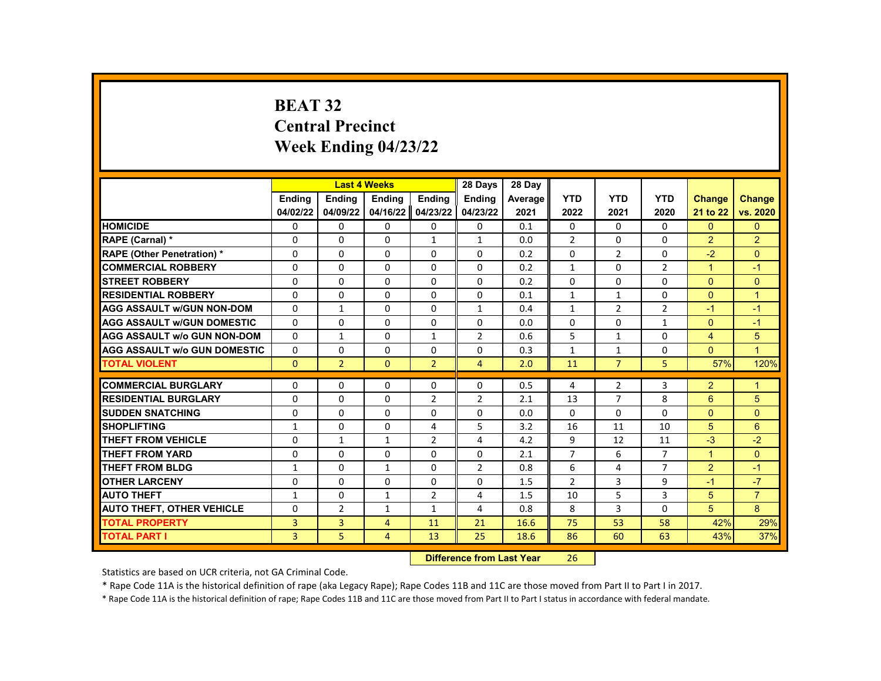# BEAT 32
# Central Precinct
# Week Ending 04/23/22

| | Last 4 Weeks | | | | 28 Days | 28 Day | | | | | |
|---|---|---|---|---|---|---|---|---|---|---|---|
| | Ending 04/02/22 | Ending 04/09/22 | Ending 04/16/22 | Ending 04/23/22 | Ending 04/23/22 | Average 2021 | YTD 2022 | YTD 2021 | YTD 2020 | Change 21 to 22 | Change vs. 2020 |
| HOMICIDE | 0 | 0 | 0 | 0 | 0 | 0.1 | 0 | 0 | 0 | 0 | 0 |
| RAPE (Carnal) * | 0 | 0 | 0 | 1 | 1 | 0.0 | 2 | 0 | 0 | 2 | 2 |
| RAPE (Other Penetration) * | 0 | 0 | 0 | 0 | 0 | 0.2 | 0 | 2 | 0 | -2 | 0 |
| COMMERCIAL ROBBERY | 0 | 0 | 0 | 0 | 0 | 0.2 | 1 | 0 | 2 | 1 | -1 |
| STREET ROBBERY | 0 | 0 | 0 | 0 | 0 | 0.2 | 0 | 0 | 0 | 0 | 0 |
| RESIDENTIAL ROBBERY | 0 | 0 | 0 | 0 | 0 | 0.1 | 1 | 1 | 0 | 0 | 1 |
| AGG ASSAULT w/GUN NON-DOM | 0 | 1 | 0 | 0 | 1 | 0.4 | 1 | 2 | 2 | -1 | -1 |
| AGG ASSAULT w/GUN DOMESTIC | 0 | 0 | 0 | 0 | 0 | 0.0 | 0 | 0 | 1 | 0 | -1 |
| AGG ASSAULT w/o GUN NON-DOM | 0 | 1 | 0 | 1 | 2 | 0.6 | 5 | 1 | 0 | 4 | 5 |
| AGG ASSAULT w/o GUN DOMESTIC | 0 | 0 | 0 | 0 | 0 | 0.3 | 1 | 1 | 0 | 0 | 1 |
| TOTAL VIOLENT | 0 | 2 | 0 | 2 | 4 | 2.0 | 11 | 7 | 5 | 57% | 120% |
| COMMERCIAL BURGLARY | 0 | 0 | 0 | 0 | 0 | 0.5 | 4 | 2 | 3 | 2 | 1 |
| RESIDENTIAL BURGLARY | 0 | 0 | 0 | 2 | 2 | 2.1 | 13 | 7 | 8 | 6 | 5 |
| SUDDEN SNATCHING | 0 | 0 | 0 | 0 | 0 | 0.0 | 0 | 0 | 0 | 0 | 0 |
| SHOPLIFTING | 1 | 0 | 0 | 4 | 5 | 3.2 | 16 | 11 | 10 | 5 | 6 |
| THEFT FROM VEHICLE | 0 | 1 | 1 | 2 | 4 | 4.2 | 9 | 12 | 11 | -3 | -2 |
| THEFT FROM YARD | 0 | 0 | 0 | 0 | 0 | 2.1 | 7 | 6 | 7 | 1 | 0 |
| THEFT FROM BLDG | 1 | 0 | 1 | 0 | 2 | 0.8 | 6 | 4 | 7 | 2 | -1 |
| OTHER LARCENY | 0 | 0 | 0 | 0 | 0 | 1.5 | 2 | 3 | 9 | -1 | -7 |
| AUTO THEFT | 1 | 0 | 1 | 2 | 4 | 1.5 | 10 | 5 | 3 | 5 | 7 |
| AUTO THEFT, OTHER VEHICLE | 0 | 2 | 1 | 1 | 4 | 0.8 | 8 | 3 | 0 | 5 | 8 |
| TOTAL PROPERTY | 3 | 3 | 4 | 11 | 21 | 16.6 | 75 | 53 | 58 | 42% | 29% |
| TOTAL PART I | 3 | 5 | 4 | 13 | 25 | 18.6 | 86 | 60 | 63 | 43% | 37% |

**Difference from Last Year** 26

Statistics are based on UCR criteria, not GA Criminal Code.

* Rape Code 11A is the historical definition of rape (aka Legacy Rape); Rape Codes 11B and 11C are those moved from Part II to Part I in 2017.

* Rape Code 11A is the historical definition of rape; Rape Codes 11B and 11C are those moved from Part II to Part I status in accordance with federal mandate.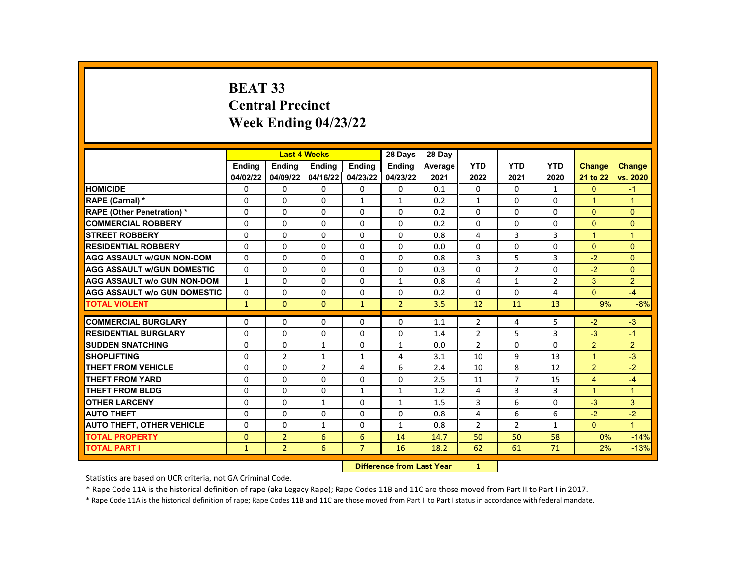# BEAT 33
# Central Precinct
# Week Ending 04/23/22

| | Last 4 Weeks | | | | 28 Days | 28 Day | | | | | |
|---|---|---|---|---|---|---|---|---|---|---|---|
| | Ending 04/02/22 | Ending 04/09/22 | Ending 04/16/22 | Ending 04/23/22 | Ending 04/23/22 | Average 2021 | YTD 2022 | YTD 2021 | YTD 2020 | Change 21 to 22 | Change vs. 2020 |
| HOMICIDE | 0 | 0 | 0 | 0 | 0 | 0.1 | 0 | 0 | 1 | 0 | -1 |
| RAPE (Carnal) * | 0 | 0 | 0 | 1 | 1 | 0.2 | 1 | 0 | 0 | 1 | 1 |
| RAPE (Other Penetration) * | 0 | 0 | 0 | 0 | 0 | 0.2 | 0 | 0 | 0 | 0 | 0 |
| COMMERCIAL ROBBERY | 0 | 0 | 0 | 0 | 0 | 0.2 | 0 | 0 | 0 | 0 | 0 |
| STREET ROBBERY | 0 | 0 | 0 | 0 | 0 | 0.8 | 4 | 3 | 3 | 1 | 1 |
| RESIDENTIAL ROBBERY | 0 | 0 | 0 | 0 | 0 | 0.0 | 0 | 0 | 0 | 0 | 0 |
| AGG ASSAULT w/GUN NON-DOM | 0 | 0 | 0 | 0 | 0 | 0.8 | 3 | 5 | 3 | -2 | 0 |
| AGG ASSAULT w/GUN DOMESTIC | 0 | 0 | 0 | 0 | 0 | 0.3 | 0 | 2 | 0 | -2 | 0 |
| AGG ASSAULT w/o GUN NON-DOM | 1 | 0 | 0 | 0 | 1 | 0.8 | 4 | 1 | 2 | 3 | 2 |
| AGG ASSAULT w/o GUN DOMESTIC | 0 | 0 | 0 | 0 | 0 | 0.2 | 0 | 0 | 4 | 0 | -4 |
| TOTAL VIOLENT | 1 | 0 | 0 | 1 | 2 | 3.5 | 12 | 11 | 13 | 9% | -8% |
| COMMERCIAL BURGLARY | 0 | 0 | 0 | 0 | 0 | 1.1 | 2 | 4 | 5 | -2 | -3 |
| RESIDENTIAL BURGLARY | 0 | 0 | 0 | 0 | 0 | 1.4 | 2 | 5 | 3 | -3 | -1 |
| SUDDEN SNATCHING | 0 | 0 | 1 | 0 | 1 | 0.0 | 2 | 0 | 0 | 2 | 2 |
| SHOPLIFTING | 0 | 2 | 1 | 1 | 4 | 3.1 | 10 | 9 | 13 | 1 | -3 |
| THEFT FROM VEHICLE | 0 | 0 | 2 | 4 | 6 | 2.4 | 10 | 8 | 12 | 2 | -2 |
| THEFT FROM YARD | 0 | 0 | 0 | 0 | 0 | 2.5 | 11 | 7 | 15 | 4 | -4 |
| THEFT FROM BLDG | 0 | 0 | 0 | 1 | 1 | 1.2 | 4 | 3 | 3 | 1 | 1 |
| OTHER LARCENY | 0 | 0 | 1 | 0 | 1 | 1.5 | 3 | 6 | 0 | -3 | 3 |
| AUTO THEFT | 0 | 0 | 0 | 0 | 0 | 0.8 | 4 | 6 | 6 | -2 | -2 |
| AUTO THEFT, OTHER VEHICLE | 0 | 0 | 1 | 0 | 1 | 0.8 | 2 | 2 | 1 | 0 | 1 |
| TOTAL PROPERTY | 0 | 2 | 6 | 6 | 14 | 14.7 | 50 | 50 | 58 | 0% | -14% |
| TOTAL PART I | 1 | 2 | 6 | 7 | 16 | 18.2 | 62 | 61 | 71 | 2% | -13% |

**Difference from Last Year** 1

Statistics are based on UCR criteria, not GA Criminal Code.

* Rape Code 11A is the historical definition of rape (aka Legacy Rape); Rape Codes 11B and 11C are those moved from Part II to Part I in 2017.

* Rape Code 11A is the historical definition of rape; Rape Codes 11B and 11C are those moved from Part II to Part I status in accordance with federal mandate.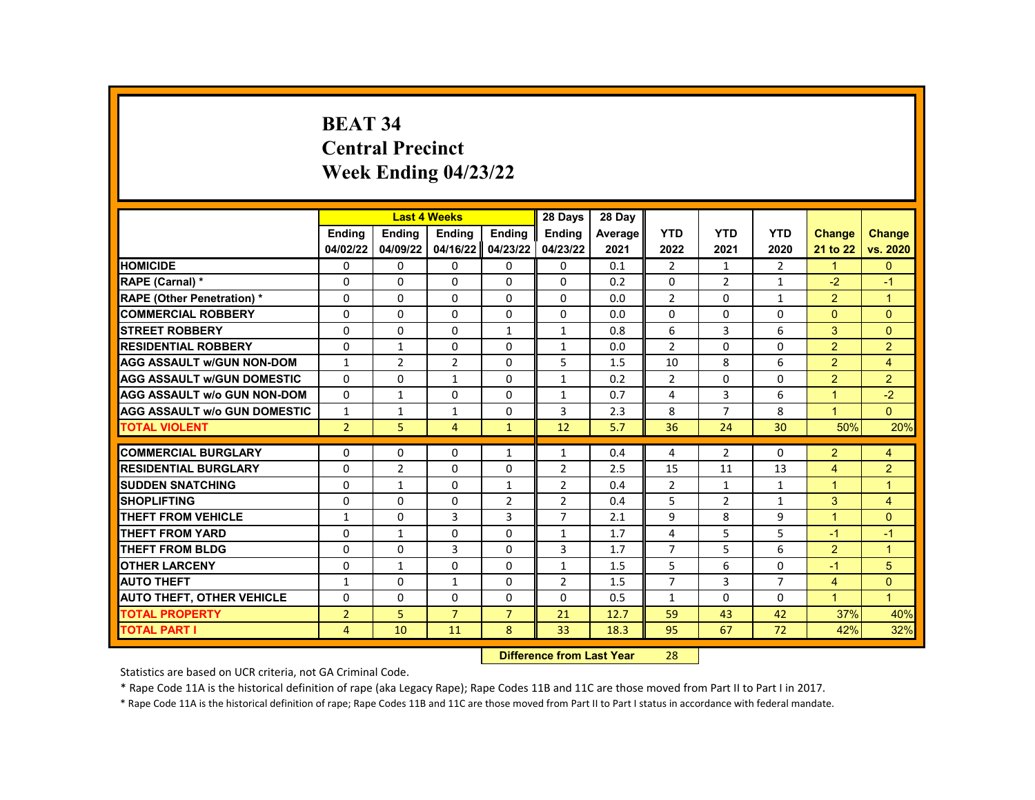# BEAT 34
# Central Precinct
# Week Ending 04/23/22

| | Last 4 Weeks | | | | 28 Days | 28 Day | | | | | |
|---|---|---|---|---|---|---|---|---|---|---|---|
| | Ending 04/02/22 | Ending 04/09/22 | Ending 04/16/22 | Ending 04/23/22 | Ending 04/23/22 | Average 2021 | YTD 2022 | YTD 2021 | YTD 2020 | Change 21 to 22 | Change vs. 2020 |
| HOMICIDE | 0 | 0 | 0 | 0 | 0 | 0.1 | 2 | 1 | 2 | 1 | 0 |
| RAPE (Carnal) * | 0 | 0 | 0 | 0 | 0 | 0.2 | 0 | 2 | 1 | -2 | -1 |
| RAPE (Other Penetration) * | 0 | 0 | 0 | 0 | 0 | 0.0 | 2 | 0 | 1 | 2 | 1 |
| COMMERCIAL ROBBERY | 0 | 0 | 0 | 0 | 0 | 0.0 | 0 | 0 | 0 | 0 | 0 |
| STREET ROBBERY | 0 | 0 | 0 | 1 | 1 | 0.8 | 6 | 3 | 6 | 3 | 0 |
| RESIDENTIAL ROBBERY | 0 | 1 | 0 | 0 | 1 | 0.0 | 2 | 0 | 0 | 2 | 2 |
| AGG ASSAULT w/GUN NON-DOM | 1 | 2 | 2 | 0 | 5 | 1.5 | 10 | 8 | 6 | 2 | 4 |
| AGG ASSAULT w/GUN DOMESTIC | 0 | 0 | 1 | 0 | 1 | 0.2 | 2 | 0 | 0 | 2 | 2 |
| AGG ASSAULT w/o GUN NON-DOM | 0 | 1 | 0 | 0 | 1 | 0.7 | 4 | 3 | 6 | 1 | -2 |
| AGG ASSAULT w/o GUN DOMESTIC | 1 | 1 | 1 | 0 | 3 | 2.3 | 8 | 7 | 8 | 1 | 0 |
| TOTAL VIOLENT | 2 | 5 | 4 | 1 | 12 | 5.7 | 36 | 24 | 30 | 50% | 20% |
| COMMERCIAL BURGLARY | 0 | 0 | 0 | 1 | 1 | 0.4 | 4 | 2 | 0 | 2 | 4 |
| RESIDENTIAL BURGLARY | 0 | 2 | 0 | 0 | 2 | 2.5 | 15 | 11 | 13 | 4 | 2 |
| SUDDEN SNATCHING | 0 | 1 | 0 | 1 | 2 | 0.4 | 2 | 1 | 1 | 1 | 1 |
| SHOPLIFTING | 0 | 0 | 0 | 2 | 2 | 0.4 | 5 | 2 | 1 | 3 | 4 |
| THEFT FROM VEHICLE | 1 | 0 | 3 | 3 | 7 | 2.1 | 9 | 8 | 9 | 1 | 0 |
| THEFT FROM YARD | 0 | 1 | 0 | 0 | 1 | 1.7 | 4 | 5 | 5 | -1 | -1 |
| THEFT FROM BLDG | 0 | 0 | 3 | 0 | 3 | 1.7 | 7 | 5 | 6 | 2 | 1 |
| OTHER LARCENY | 0 | 1 | 0 | 0 | 1 | 1.5 | 5 | 6 | 0 | -1 | 5 |
| AUTO THEFT | 1 | 0 | 1 | 0 | 2 | 1.5 | 7 | 3 | 7 | 4 | 0 |
| AUTO THEFT, OTHER VEHICLE | 0 | 0 | 0 | 0 | 0 | 0.5 | 1 | 0 | 0 | 1 | 1 |
| TOTAL PROPERTY | 2 | 5 | 7 | 7 | 21 | 12.7 | 59 | 43 | 42 | 37% | 40% |
| TOTAL PART I | 4 | 10 | 11 | 8 | 33 | 18.3 | 95 | 67 | 72 | 42% | 32% |

**Difference from Last Year** 28

Statistics are based on UCR criteria, not GA Criminal Code.

* Rape Code 11A is the historical definition of rape (aka Legacy Rape); Rape Codes 11B and 11C are those moved from Part II to Part I in 2017.

* Rape Code 11A is the historical definition of rape; Rape Codes 11B and 11C are those moved from Part II to Part I status in accordance with federal mandate.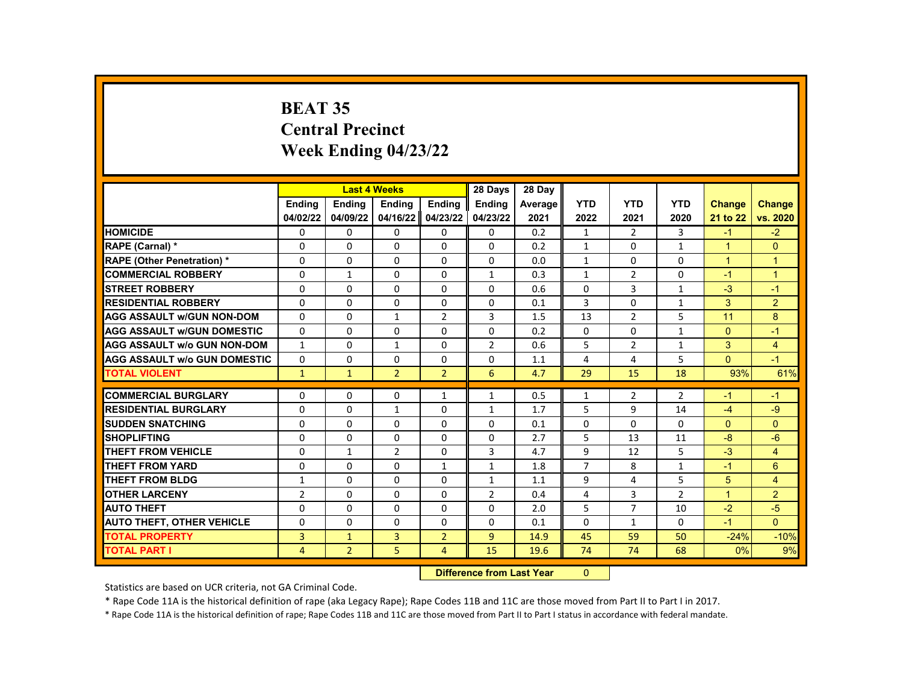# BEAT 35
# Central Precinct
# Week Ending 04/23/22

| | Last 4 Weeks | | | | 28 Days | 28 Day | | | | | |
|---|---|---|---|---|---|---|---|---|---|---|---|
| | Ending 04/02/22 | Ending 04/09/22 | Ending 04/16/22 | Ending 04/23/22 | Ending 04/23/22 | Average 2021 | YTD 2022 | YTD 2021 | YTD 2020 | Change 21 to 22 | Change vs. 2020 |
| HOMICIDE | 0 | 0 | 0 | 0 | 0 | 0.2 | 1 | 2 | 3 | -1 | -2 |
| RAPE (Carnal) * | 0 | 0 | 0 | 0 | 0 | 0.2 | 1 | 0 | 1 | 1 | 0 |
| RAPE (Other Penetration) * | 0 | 0 | 0 | 0 | 0 | 0.0 | 1 | 0 | 0 | 1 | 1 |
| COMMERCIAL ROBBERY | 0 | 1 | 0 | 0 | 1 | 0.3 | 1 | 2 | 0 | -1 | 1 |
| STREET ROBBERY | 0 | 0 | 0 | 0 | 0 | 0.6 | 0 | 3 | 1 | -3 | -1 |
| RESIDENTIAL ROBBERY | 0 | 0 | 0 | 0 | 0 | 0.1 | 3 | 0 | 1 | 3 | 2 |
| AGG ASSAULT w/GUN NON-DOM | 0 | 0 | 1 | 2 | 3 | 1.5 | 13 | 2 | 5 | 11 | 8 |
| AGG ASSAULT w/GUN DOMESTIC | 0 | 0 | 0 | 0 | 0 | 0.2 | 0 | 0 | 1 | 0 | -1 |
| AGG ASSAULT w/o GUN NON-DOM | 1 | 0 | 1 | 0 | 2 | 0.6 | 5 | 2 | 1 | 3 | 4 |
| AGG ASSAULT w/o GUN DOMESTIC | 0 | 0 | 0 | 0 | 0 | 1.1 | 4 | 4 | 5 | 0 | -1 |
| TOTAL VIOLENT | 1 | 1 | 2 | 2 | 6 | 4.7 | 29 | 15 | 18 | 93% | 61% |
| COMMERCIAL BURGLARY | 0 | 0 | 0 | 1 | 1 | 0.5 | 1 | 2 | 2 | -1 | -1 |
| RESIDENTIAL BURGLARY | 0 | 0 | 1 | 0 | 1 | 1.7 | 5 | 9 | 14 | -4 | -9 |
| SUDDEN SNATCHING | 0 | 0 | 0 | 0 | 0 | 0.1 | 0 | 0 | 0 | 0 | 0 |
| SHOPLIFTING | 0 | 0 | 0 | 0 | 0 | 2.7 | 5 | 13 | 11 | -8 | -6 |
| THEFT FROM VEHICLE | 0 | 1 | 2 | 0 | 3 | 4.7 | 9 | 12 | 5 | -3 | 4 |
| THEFT FROM YARD | 0 | 0 | 0 | 1 | 1 | 1.8 | 7 | 8 | 1 | -1 | 6 |
| THEFT FROM BLDG | 1 | 0 | 0 | 0 | 1 | 1.1 | 9 | 4 | 5 | 5 | 4 |
| OTHER LARCENY | 2 | 0 | 0 | 0 | 2 | 0.4 | 4 | 3 | 2 | 1 | 2 |
| AUTO THEFT | 0 | 0 | 0 | 0 | 0 | 2.0 | 5 | 7 | 10 | -2 | -5 |
| AUTO THEFT, OTHER VEHICLE | 0 | 0 | 0 | 0 | 0 | 0.1 | 0 | 1 | 0 | -1 | 0 |
| TOTAL PROPERTY | 3 | 1 | 3 | 2 | 9 | 14.9 | 45 | 59 | 50 | -24% | -10% |
| TOTAL PART I | 4 | 2 | 5 | 4 | 15 | 19.6 | 74 | 74 | 68 | 0% | 9% |

**Difference from Last Year** 0

Statistics are based on UCR criteria, not GA Criminal Code.

* Rape Code 11A is the historical definition of rape (aka Legacy Rape); Rape Codes 11B and 11C are those moved from Part II to Part I in 2017.

* Rape Code 11A is the historical definition of rape; Rape Codes 11B and 11C are those moved from Part II to Part I status in accordance with federal mandate.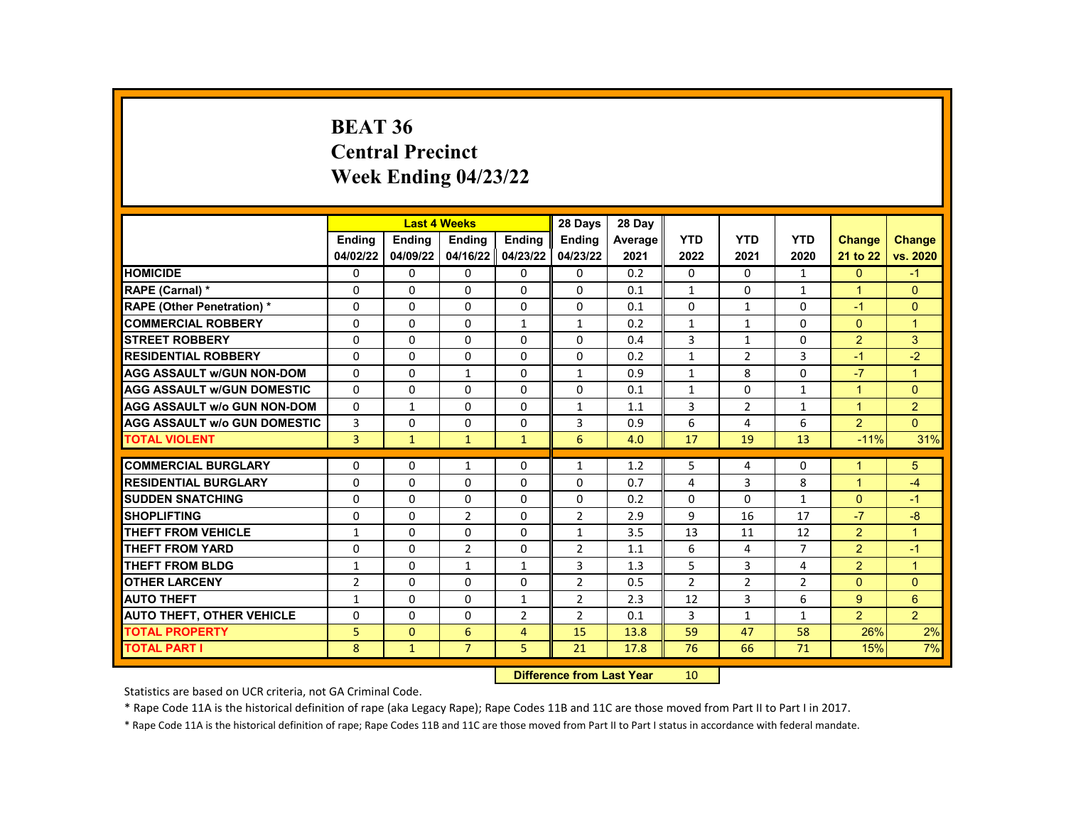# BEAT 36
# Central Precinct
# Week Ending 04/23/22

| | Last 4 Weeks | | | | 28 Days | 28 Day | | | | | |
|---|---|---|---|---|---|---|---|---|---|---|---|
| | Ending 04/02/22 | Ending 04/09/22 | Ending 04/16/22 | Ending 04/23/22 | Ending 04/23/22 | Average 2021 | YTD 2022 | YTD 2021 | YTD 2020 | Change 21 to 22 | Change vs. 2020 |
| HOMICIDE | 0 | 0 | 0 | 0 | 0 | 0.2 | 0 | 0 | 1 | 0 | -1 |
| RAPE (Carnal) * | 0 | 0 | 0 | 0 | 0 | 0.1 | 1 | 0 | 1 | 1 | 0 |
| RAPE (Other Penetration) * | 0 | 0 | 0 | 0 | 0 | 0.1 | 0 | 1 | 0 | -1 | 0 |
| COMMERCIAL ROBBERY | 0 | 0 | 0 | 1 | 1 | 0.2 | 1 | 1 | 0 | 0 | 1 |
| STREET ROBBERY | 0 | 0 | 0 | 0 | 0 | 0.4 | 3 | 1 | 0 | 2 | 3 |
| RESIDENTIAL ROBBERY | 0 | 0 | 0 | 0 | 0 | 0.2 | 1 | 2 | 3 | -1 | -2 |
| AGG ASSAULT w/GUN NON-DOM | 0 | 0 | 1 | 0 | 1 | 0.9 | 1 | 8 | 0 | -7 | 1 |
| AGG ASSAULT w/GUN DOMESTIC | 0 | 0 | 0 | 0 | 0 | 0.1 | 1 | 0 | 1 | 1 | 0 |
| AGG ASSAULT w/o GUN NON-DOM | 0 | 1 | 0 | 0 | 1 | 1.1 | 3 | 2 | 1 | 1 | 2 |
| AGG ASSAULT w/o GUN DOMESTIC | 3 | 0 | 0 | 0 | 3 | 0.9 | 6 | 4 | 6 | 2 | 0 |
| TOTAL VIOLENT | 3 | 1 | 1 | 1 | 6 | 4.0 | 17 | 19 | 13 | -11% | 31% |
| COMMERCIAL BURGLARY | 0 | 0 | 1 | 0 | 1 | 1.2 | 5 | 4 | 0 | 1 | 5 |
| RESIDENTIAL BURGLARY | 0 | 0 | 0 | 0 | 0 | 0.7 | 4 | 3 | 8 | 1 | -4 |
| SUDDEN SNATCHING | 0 | 0 | 0 | 0 | 0 | 0.2 | 0 | 0 | 1 | 0 | -1 |
| SHOPLIFTING | 0 | 0 | 2 | 0 | 2 | 2.9 | 9 | 16 | 17 | -7 | -8 |
| THEFT FROM VEHICLE | 1 | 0 | 0 | 0 | 1 | 3.5 | 13 | 11 | 12 | 2 | 1 |
| THEFT FROM YARD | 0 | 0 | 2 | 0 | 2 | 1.1 | 6 | 4 | 7 | 2 | -1 |
| THEFT FROM BLDG | 1 | 0 | 1 | 1 | 3 | 1.3 | 5 | 3 | 4 | 2 | 1 |
| OTHER LARCENY | 2 | 0 | 0 | 0 | 2 | 0.5 | 2 | 2 | 2 | 0 | 0 |
| AUTO THEFT | 1 | 0 | 0 | 1 | 2 | 2.3 | 12 | 3 | 6 | 9 | 6 |
| AUTO THEFT, OTHER VEHICLE | 0 | 0 | 0 | 2 | 2 | 0.1 | 3 | 1 | 1 | 2 | 2 |
| TOTAL PROPERTY | 5 | 0 | 6 | 4 | 15 | 13.8 | 59 | 47 | 58 | 26% | 2% |
| TOTAL PART I | 8 | 1 | 7 | 5 | 21 | 17.8 | 76 | 66 | 71 | 15% | 7% |

| Difference from Last Year | 10 |
|---|---|

Statistics are based on UCR criteria, not GA Criminal Code.

* Rape Code 11A is the historical definition of rape (aka Legacy Rape); Rape Codes 11B and 11C are those moved from Part II to Part I in 2017.

* Rape Code 11A is the historical definition of rape; Rape Codes 11B and 11C are those moved from Part II to Part I status in accordance with federal mandate.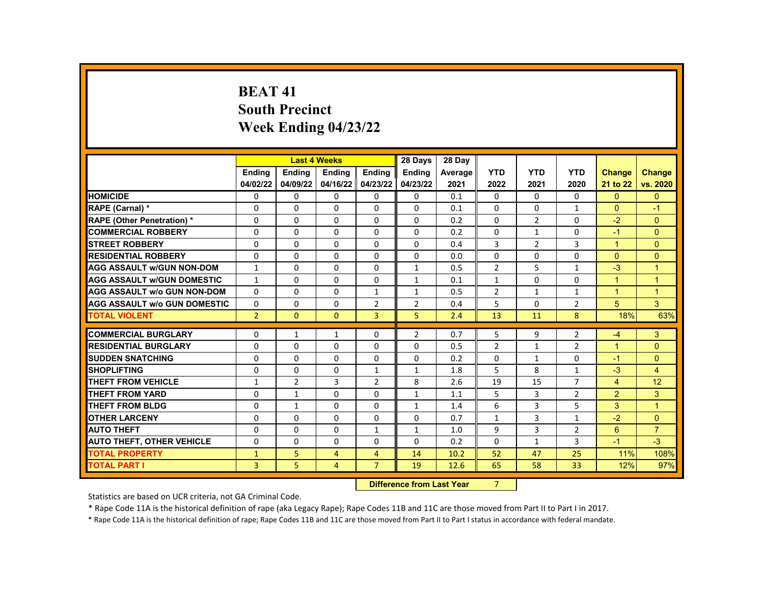# BEAT 41
## South Precinct
## Week Ending 04/23/22

| | Last 4 Weeks | | | | 28 Days | 28 Day | | | | | |
|---|---|---|---|---|---|---|---|---|---|---|---|
| | Ending 04/02/22 | Ending 04/09/22 | Ending 04/16/22 | Ending 04/23/22 | Ending 04/23/22 | Average 2021 | YTD 2022 | YTD 2021 | YTD 2020 | Change 21 to 22 | Change vs. 2020 |
| HOMICIDE | 0 | 0 | 0 | 0 | 0 | 0.1 | 0 | 0 | 0 | 0 | 0 |
| RAPE (Carnal) * | 0 | 0 | 0 | 0 | 0 | 0.1 | 0 | 0 | 1 | 0 | -1 |
| RAPE (Other Penetration) * | 0 | 0 | 0 | 0 | 0 | 0.2 | 0 | 2 | 0 | -2 | 0 |
| COMMERCIAL ROBBERY | 0 | 0 | 0 | 0 | 0 | 0.2 | 0 | 1 | 0 | -1 | 0 |
| STREET ROBBERY | 0 | 0 | 0 | 0 | 0 | 0.4 | 3 | 2 | 3 | 1 | 0 |
| RESIDENTIAL ROBBERY | 0 | 0 | 0 | 0 | 0 | 0.0 | 0 | 0 | 0 | 0 | 0 |
| AGG ASSAULT w/GUN NON-DOM | 1 | 0 | 0 | 0 | 1 | 0.5 | 2 | 5 | 1 | -3 | 1 |
| AGG ASSAULT w/GUN DOMESTIC | 1 | 0 | 0 | 0 | 1 | 0.1 | 1 | 0 | 0 | 1 | 1 |
| AGG ASSAULT w/o GUN NON-DOM | 0 | 0 | 0 | 1 | 1 | 0.5 | 2 | 1 | 1 | 1 | 1 |
| AGG ASSAULT w/o GUN DOMESTIC | 0 | 0 | 0 | 2 | 2 | 0.4 | 5 | 0 | 2 | 5 | 3 |
| TOTAL VIOLENT | 2 | 0 | 0 | 3 | 5 | 2.4 | 13 | 11 | 8 | 18% | 63% |
| COMMERCIAL BURGLARY | 0 | 1 | 1 | 0 | 2 | 0.7 | 5 | 9 | 2 | -4 | 3 |
| RESIDENTIAL BURGLARY | 0 | 0 | 0 | 0 | 0 | 0.5 | 2 | 1 | 2 | 1 | 0 |
| SUDDEN SNATCHING | 0 | 0 | 0 | 0 | 0 | 0.2 | 0 | 1 | 0 | -1 | 0 |
| SHOPLIFTING | 0 | 0 | 0 | 1 | 1 | 1.8 | 5 | 8 | 1 | -3 | 4 |
| THEFT FROM VEHICLE | 1 | 2 | 3 | 2 | 8 | 2.6 | 19 | 15 | 7 | 4 | 12 |
| THEFT FROM YARD | 0 | 1 | 0 | 0 | 1 | 1.1 | 5 | 3 | 2 | 2 | 3 |
| THEFT FROM BLDG | 0 | 1 | 0 | 0 | 1 | 1.4 | 6 | 3 | 5 | 3 | 1 |
| OTHER LARCENY | 0 | 0 | 0 | 0 | 0 | 0.7 | 1 | 3 | 1 | -2 | 0 |
| AUTO THEFT | 0 | 0 | 0 | 1 | 1 | 1.0 | 9 | 3 | 2 | 6 | 7 |
| AUTO THEFT, OTHER VEHICLE | 0 | 0 | 0 | 0 | 0 | 0.2 | 0 | 1 | 3 | -1 | -3 |
| TOTAL PROPERTY | 1 | 5 | 4 | 4 | 14 | 10.2 | 52 | 47 | 25 | 11% | 108% |
| TOTAL PART I | 3 | 5 | 4 | 7 | 19 | 12.6 | 65 | 58 | 33 | 12% | 97% |

**Difference from Last Year** 7

Statistics are based on UCR criteria, not GA Criminal Code.

* Rape Code 11A is the historical definition of rape (aka Legacy Rape); Rape Codes 11B and 11C are those moved from Part II to Part I in 2017.

* Rape Code 11A is the historical definition of rape; Rape Codes 11B and 11C are those moved from Part II to Part I status in accordance with federal mandate.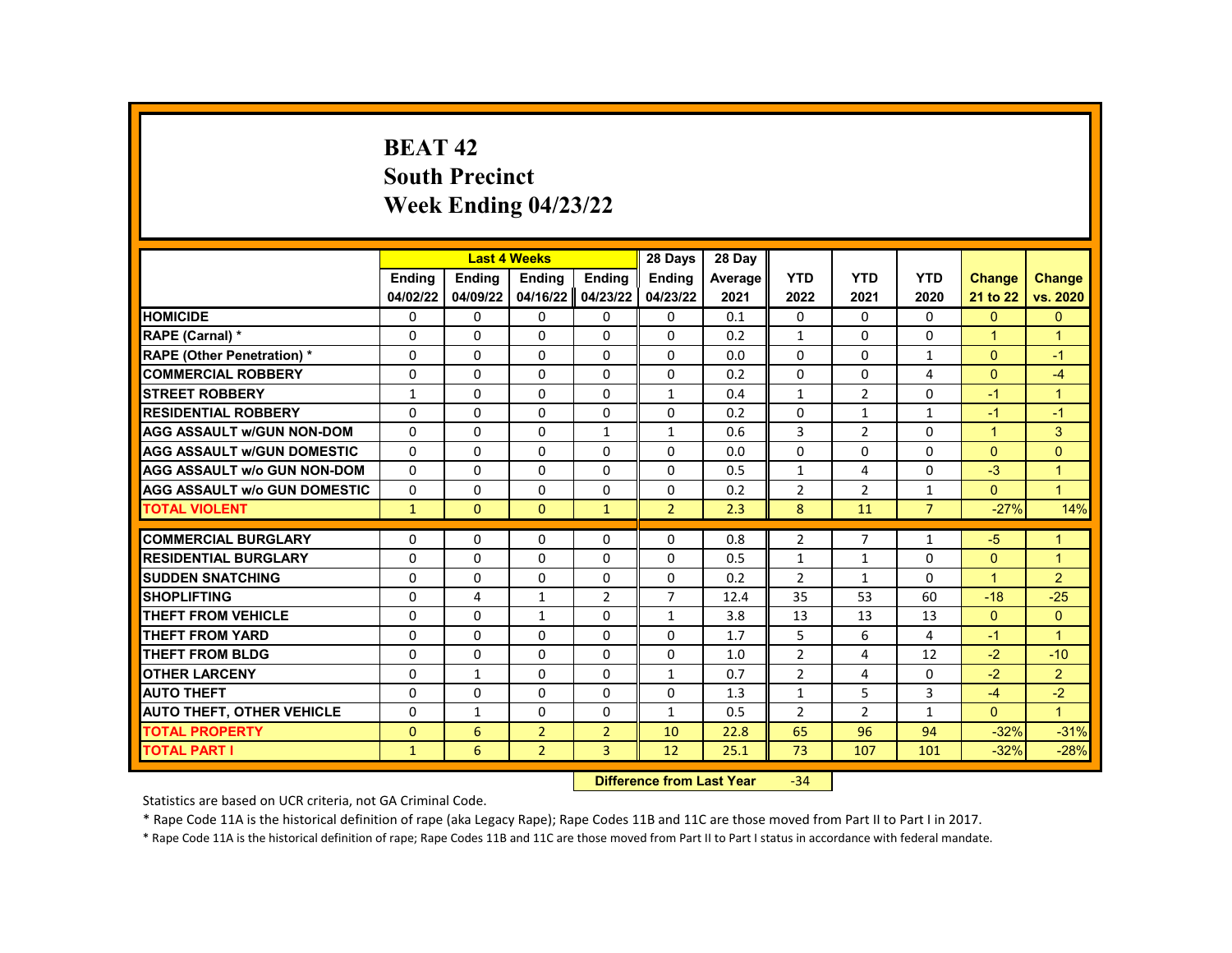# BEAT 42
## South Precinct
## Week Ending 04/23/22

| | Last 4 Weeks | | | | 28 Days | 28 Day | | | | | |
|---|---|---|---|---|---|---|---|---|---|---|---|
| | Ending 04/02/22 | Ending 04/09/22 | Ending 04/16/22 | Ending 04/23/22 | Ending 04/23/22 | Average 2021 | YTD 2022 | YTD 2021 | YTD 2020 | Change 21 to 22 | Change vs. 2020 |
| HOMICIDE | 0 | 0 | 0 | 0 | 0 | 0.1 | 0 | 0 | 0 | 0 | 0 |
| RAPE (Carnal) * | 0 | 0 | 0 | 0 | 0 | 0.2 | 1 | 0 | 0 | 1 | 1 |
| RAPE (Other Penetration) * | 0 | 0 | 0 | 0 | 0 | 0.0 | 0 | 0 | 1 | 0 | -1 |
| COMMERCIAL ROBBERY | 0 | 0 | 0 | 0 | 0 | 0.2 | 0 | 0 | 4 | 0 | -4 |
| STREET ROBBERY | 1 | 0 | 0 | 0 | 1 | 0.4 | 1 | 2 | 0 | -1 | 1 |
| RESIDENTIAL ROBBERY | 0 | 0 | 0 | 0 | 0 | 0.2 | 0 | 1 | 1 | -1 | -1 |
| AGG ASSAULT w/GUN NON-DOM | 0 | 0 | 0 | 1 | 1 | 0.6 | 3 | 2 | 0 | 1 | 3 |
| AGG ASSAULT w/GUN DOMESTIC | 0 | 0 | 0 | 0 | 0 | 0.0 | 0 | 0 | 0 | 0 | 0 |
| AGG ASSAULT w/o GUN NON-DOM | 0 | 0 | 0 | 0 | 0 | 0.5 | 1 | 4 | 0 | -3 | 1 |
| AGG ASSAULT w/o GUN DOMESTIC | 0 | 0 | 0 | 0 | 0 | 0.2 | 2 | 2 | 1 | 0 | 1 |
| TOTAL VIOLENT | 1 | 0 | 0 | 1 | 2 | 2.3 | 8 | 11 | 7 | -27% | 14% |
| COMMERCIAL BURGLARY | 0 | 0 | 0 | 0 | 0 | 0.8 | 2 | 7 | 1 | -5 | 1 |
| RESIDENTIAL BURGLARY | 0 | 0 | 0 | 0 | 0 | 0.5 | 1 | 1 | 0 | 0 | 1 |
| SUDDEN SNATCHING | 0 | 0 | 0 | 0 | 0 | 0.2 | 2 | 1 | 0 | 1 | 2 |
| SHOPLIFTING | 0 | 4 | 1 | 2 | 7 | 12.4 | 35 | 53 | 60 | -18 | -25 |
| THEFT FROM VEHICLE | 0 | 0 | 1 | 0 | 1 | 3.8 | 13 | 13 | 13 | 0 | 0 |
| THEFT FROM YARD | 0 | 0 | 0 | 0 | 0 | 1.7 | 5 | 6 | 4 | -1 | 1 |
| THEFT FROM BLDG | 0 | 0 | 0 | 0 | 0 | 1.0 | 2 | 4 | 12 | -2 | -10 |
| OTHER LARCENY | 0 | 1 | 0 | 0 | 1 | 0.7 | 2 | 4 | 0 | -2 | 2 |
| AUTO THEFT | 0 | 0 | 0 | 0 | 0 | 1.3 | 1 | 5 | 3 | -4 | -2 |
| AUTO THEFT, OTHER VEHICLE | 0 | 1 | 0 | 0 | 1 | 0.5 | 2 | 2 | 1 | 0 | 1 |
| TOTAL PROPERTY | 0 | 6 | 2 | 2 | 10 | 22.8 | 65 | 96 | 94 | -32% | -31% |
| TOTAL PART I | 1 | 6 | 2 | 3 | 12 | 25.1 | 73 | 107 | 101 | -32% | -28% |

**Difference from Last Year** -34

Statistics are based on UCR criteria, not GA Criminal Code.

* Rape Code 11A is the historical definition of rape (aka Legacy Rape); Rape Codes 11B and 11C are those moved from Part II to Part I in 2017.

* Rape Code 11A is the historical definition of rape; Rape Codes 11B and 11C are those moved from Part II to Part I status in accordance with federal mandate.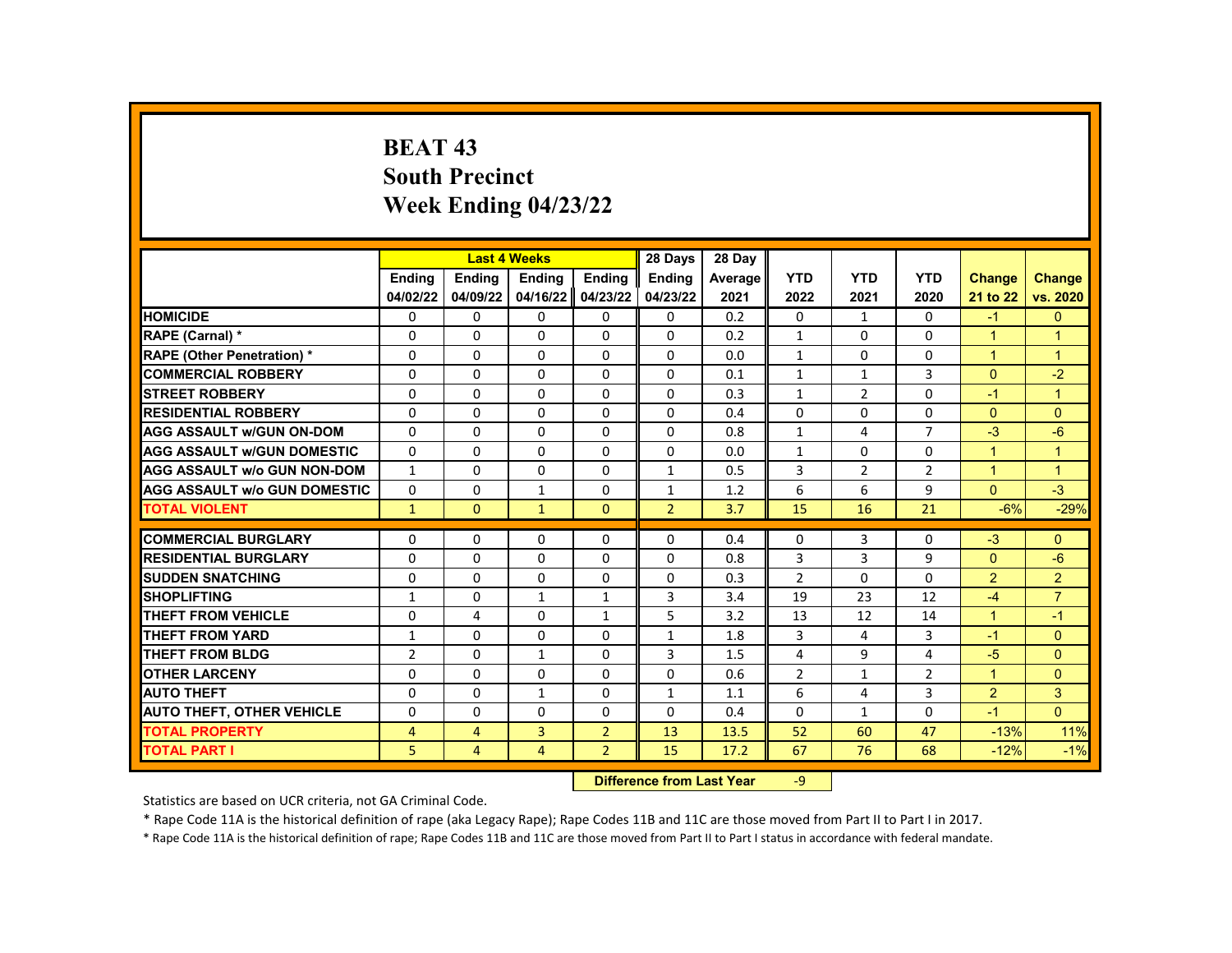# BEAT 43
## South Precinct
## Week Ending 04/23/22

| | Last 4 Weeks | | | | 28 Days | 28 Day | | | | | |
|---|---|---|---|---|---|---|---|---|---|---|---|
| | Ending 04/02/22 | Ending 04/09/22 | Ending 04/16/22 | Ending 04/23/22 | Ending 04/23/22 | Average 2021 | YTD 2022 | YTD 2021 | YTD 2020 | Change 21 to 22 | Change vs. 2020 |
| HOMICIDE | 0 | 0 | 0 | 0 | 0 | 0.2 | 0 | 1 | 0 | -1 | 0 |
| RAPE (Carnal) * | 0 | 0 | 0 | 0 | 0 | 0.2 | 1 | 0 | 0 | 1 | 1 |
| RAPE (Other Penetration) * | 0 | 0 | 0 | 0 | 0 | 0.0 | 1 | 0 | 0 | 1 | 1 |
| COMMERCIAL ROBBERY | 0 | 0 | 0 | 0 | 0 | 0.1 | 1 | 1 | 3 | 0 | -2 |
| STREET ROBBERY | 0 | 0 | 0 | 0 | 0 | 0.3 | 1 | 2 | 0 | -1 | 1 |
| RESIDENTIAL ROBBERY | 0 | 0 | 0 | 0 | 0 | 0.4 | 0 | 0 | 0 | 0 | 0 |
| AGG ASSAULT w/GUN ON-DOM | 0 | 0 | 0 | 0 | 0 | 0.8 | 1 | 4 | 7 | -3 | -6 |
| AGG ASSAULT w/GUN DOMESTIC | 0 | 0 | 0 | 0 | 0 | 0.0 | 1 | 0 | 0 | 1 | 1 |
| AGG ASSAULT w/o GUN NON-DOM | 1 | 0 | 0 | 0 | 1 | 0.5 | 3 | 2 | 2 | 1 | 1 |
| AGG ASSAULT w/o GUN DOMESTIC | 0 | 0 | 1 | 0 | 1 | 1.2 | 6 | 6 | 9 | 0 | -3 |
| TOTAL VIOLENT | 1 | 0 | 1 | 0 | 2 | 3.7 | 15 | 16 | 21 | -6% | -29% |
| COMMERCIAL BURGLARY | 0 | 0 | 0 | 0 | 0 | 0.4 | 0 | 3 | 0 | -3 | 0 |
| RESIDENTIAL BURGLARY | 0 | 0 | 0 | 0 | 0 | 0.8 | 3 | 3 | 9 | 0 | -6 |
| SUDDEN SNATCHING | 0 | 0 | 0 | 0 | 0 | 0.3 | 2 | 0 | 0 | 2 | 2 |
| SHOPLIFTING | 1 | 0 | 1 | 1 | 3 | 3.4 | 19 | 23 | 12 | -4 | 7 |
| THEFT FROM VEHICLE | 0 | 4 | 0 | 1 | 5 | 3.2 | 13 | 12 | 14 | 1 | -1 |
| THEFT FROM YARD | 1 | 0 | 0 | 0 | 1 | 1.8 | 3 | 4 | 3 | -1 | 0 |
| THEFT FROM BLDG | 2 | 0 | 1 | 0 | 3 | 1.5 | 4 | 9 | 4 | -5 | 0 |
| OTHER LARCENY | 0 | 0 | 0 | 0 | 0 | 0.6 | 2 | 1 | 2 | 1 | 0 |
| AUTO THEFT | 0 | 0 | 1 | 0 | 1 | 1.1 | 6 | 4 | 3 | 2 | 3 |
| AUTO THEFT, OTHER VEHICLE | 0 | 0 | 0 | 0 | 0 | 0.4 | 0 | 1 | 0 | -1 | 0 |
| TOTAL PROPERTY | 4 | 4 | 3 | 2 | 13 | 13.5 | 52 | 60 | 47 | -13% | 11% |
| TOTAL PART I | 5 | 4 | 4 | 2 | 15 | 17.2 | 67 | 76 | 68 | -12% | -1% |

**Difference from Last Year** -9

Statistics are based on UCR criteria, not GA Criminal Code.

* Rape Code 11A is the historical definition of rape (aka Legacy Rape); Rape Codes 11B and 11C are those moved from Part II to Part I in 2017.

* Rape Code 11A is the historical definition of rape; Rape Codes 11B and 11C are those moved from Part II to Part I status in accordance with federal mandate.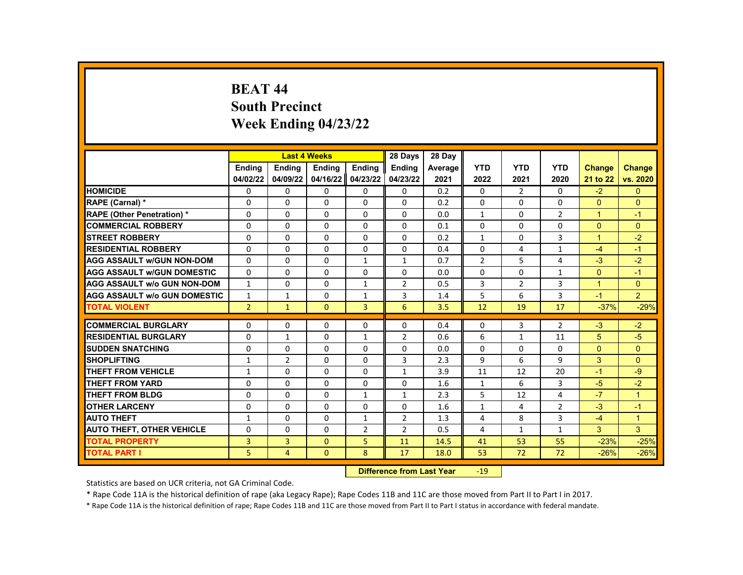# BEAT 44
## South Precinct
## Week Ending 04/23/22

| | Last 4 Weeks | | | | 28 Days | 28 Day | | | | | |
|---|---|---|---|---|---|---|---|---|---|---|---|
| | Ending 04/02/22 | Ending 04/09/22 | Ending 04/16/22 | Ending 04/23/22 | Ending 04/23/22 | Average 2021 | YTD 2022 | YTD 2021 | YTD 2020 | Change 21 to 22 | Change vs. 2020 |
| HOMICIDE | 0 | 0 | 0 | 0 | 0 | 0.2 | 0 | 2 | 0 | -2 | 0 |
| RAPE (Carnal) * | 0 | 0 | 0 | 0 | 0 | 0.2 | 0 | 0 | 0 | 0 | 0 |
| RAPE (Other Penetration) * | 0 | 0 | 0 | 0 | 0 | 0.0 | 1 | 0 | 2 | 1 | -1 |
| COMMERCIAL ROBBERY | 0 | 0 | 0 | 0 | 0 | 0.1 | 0 | 0 | 0 | 0 | 0 |
| STREET ROBBERY | 0 | 0 | 0 | 0 | 0 | 0.2 | 1 | 0 | 3 | 1 | -2 |
| RESIDENTIAL ROBBERY | 0 | 0 | 0 | 0 | 0 | 0.4 | 0 | 4 | 1 | -4 | -1 |
| AGG ASSAULT w/GUN NON-DOM | 0 | 0 | 0 | 1 | 1 | 0.7 | 2 | 5 | 4 | -3 | -2 |
| AGG ASSAULT w/GUN DOMESTIC | 0 | 0 | 0 | 0 | 0 | 0.0 | 0 | 0 | 1 | 0 | -1 |
| AGG ASSAULT w/o GUN NON-DOM | 1 | 0 | 0 | 1 | 2 | 0.5 | 3 | 2 | 3 | 1 | 0 |
| AGG ASSAULT w/o GUN DOMESTIC | 1 | 1 | 0 | 1 | 3 | 1.4 | 5 | 6 | 3 | -1 | 2 |
| TOTAL VIOLENT | 2 | 1 | 0 | 3 | 6 | 3.5 | 12 | 19 | 17 | -37% | -29% |
| COMMERCIAL BURGLARY | 0 | 0 | 0 | 0 | 0 | 0.4 | 0 | 3 | 2 | -3 | -2 |
| RESIDENTIAL BURGLARY | 0 | 1 | 0 | 1 | 2 | 0.6 | 6 | 1 | 11 | 5 | -5 |
| SUDDEN SNATCHING | 0 | 0 | 0 | 0 | 0 | 0.0 | 0 | 0 | 0 | 0 | 0 |
| SHOPLIFTING | 1 | 2 | 0 | 0 | 3 | 2.3 | 9 | 6 | 9 | 3 | 0 |
| THEFT FROM VEHICLE | 1 | 0 | 0 | 0 | 1 | 3.9 | 11 | 12 | 20 | -1 | -9 |
| THEFT FROM YARD | 0 | 0 | 0 | 0 | 0 | 1.6 | 1 | 6 | 3 | -5 | -2 |
| THEFT FROM BLDG | 0 | 0 | 0 | 1 | 1 | 2.3 | 5 | 12 | 4 | -7 | 1 |
| OTHER LARCENY | 0 | 0 | 0 | 0 | 0 | 1.6 | 1 | 4 | 2 | -3 | -1 |
| AUTO THEFT | 1 | 0 | 0 | 1 | 2 | 1.3 | 4 | 8 | 3 | -4 | 1 |
| AUTO THEFT, OTHER VEHICLE | 0 | 0 | 0 | 2 | 2 | 0.5 | 4 | 1 | 1 | 3 | 3 |
| TOTAL PROPERTY | 3 | 3 | 0 | 5 | 11 | 14.5 | 41 | 53 | 55 | -23% | -25% |
| TOTAL PART I | 5 | 4 | 0 | 8 | 17 | 18.0 | 53 | 72 | 72 | -26% | -26% |

**Difference from Last Year** -19

Statistics are based on UCR criteria, not GA Criminal Code.

* Rape Code 11A is the historical definition of rape (aka Legacy Rape); Rape Codes 11B and 11C are those moved from Part II to Part I in 2017.

* Rape Code 11A is the historical definition of rape; Rape Codes 11B and 11C are those moved from Part II to Part I status in accordance with federal mandate.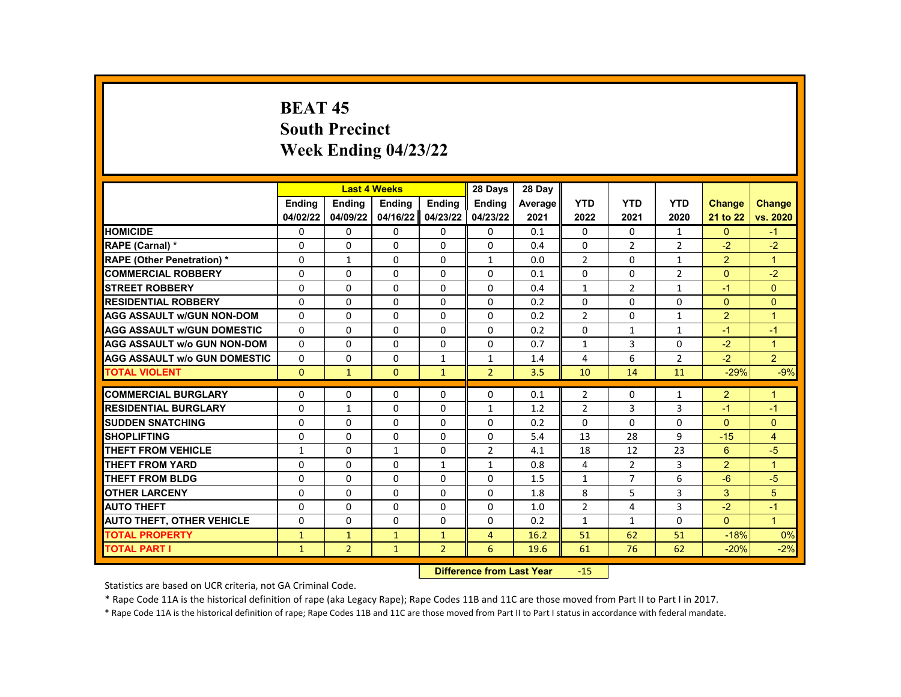# BEAT 45
## South Precinct
## Week Ending 04/23/22

| | Last 4 Weeks | | | | 28 Days | 28 Day | | | | | |
|---|---|---|---|---|---|---|---|---|---|---|---|
| | Ending 04/02/22 | Ending 04/09/22 | Ending 04/16/22 | Ending 04/23/22 | Ending 04/23/22 | Average 2021 | YTD 2022 | YTD 2021 | YTD 2020 | Change 21 to 22 | Change vs. 2020 |
| HOMICIDE | 0 | 0 | 0 | 0 | 0 | 0.1 | 0 | 0 | 1 | 0 | -1 |
| RAPE (Carnal) * | 0 | 0 | 0 | 0 | 0 | 0.4 | 0 | 2 | 2 | -2 | -2 |
| RAPE (Other Penetration) * | 0 | 1 | 0 | 0 | 1 | 0.0 | 2 | 0 | 1 | 2 | 1 |
| COMMERCIAL ROBBERY | 0 | 0 | 0 | 0 | 0 | 0.1 | 0 | 0 | 2 | 0 | -2 |
| STREET ROBBERY | 0 | 0 | 0 | 0 | 0 | 0.4 | 1 | 2 | 1 | -1 | 0 |
| RESIDENTIAL ROBBERY | 0 | 0 | 0 | 0 | 0 | 0.2 | 0 | 0 | 0 | 0 | 0 |
| AGG ASSAULT w/GUN NON-DOM | 0 | 0 | 0 | 0 | 0 | 0.2 | 2 | 0 | 1 | 2 | 1 |
| AGG ASSAULT w/GUN DOMESTIC | 0 | 0 | 0 | 0 | 0 | 0.2 | 0 | 1 | 1 | -1 | -1 |
| AGG ASSAULT w/o GUN NON-DOM | 0 | 0 | 0 | 0 | 0 | 0.7 | 1 | 3 | 0 | -2 | 1 |
| AGG ASSAULT w/o GUN DOMESTIC | 0 | 0 | 0 | 1 | 1 | 1.4 | 4 | 6 | 2 | -2 | 2 |
| TOTAL VIOLENT | 0 | 1 | 0 | 1 | 2 | 3.5 | 10 | 14 | 11 | -29% | -9% |
| COMMERCIAL BURGLARY | 0 | 0 | 0 | 0 | 0 | 0.1 | 2 | 0 | 1 | 2 | 1 |
| RESIDENTIAL BURGLARY | 0 | 1 | 0 | 0 | 1 | 1.2 | 2 | 3 | 3 | -1 | -1 |
| SUDDEN SNATCHING | 0 | 0 | 0 | 0 | 0 | 0.2 | 0 | 0 | 0 | 0 | 0 |
| SHOPLIFTING | 0 | 0 | 0 | 0 | 0 | 5.4 | 13 | 28 | 9 | -15 | 4 |
| THEFT FROM VEHICLE | 1 | 0 | 1 | 0 | 2 | 4.1 | 18 | 12 | 23 | 6 | -5 |
| THEFT FROM YARD | 0 | 0 | 0 | 1 | 1 | 0.8 | 4 | 2 | 3 | 2 | 1 |
| THEFT FROM BLDG | 0 | 0 | 0 | 0 | 0 | 1.5 | 1 | 7 | 6 | -6 | -5 |
| OTHER LARCENY | 0 | 0 | 0 | 0 | 0 | 1.8 | 8 | 5 | 3 | 3 | 5 |
| AUTO THEFT | 0 | 0 | 0 | 0 | 0 | 1.0 | 2 | 4 | 3 | -2 | -1 |
| AUTO THEFT, OTHER VEHICLE | 0 | 0 | 0 | 0 | 0 | 0.2 | 1 | 1 | 0 | 0 | 1 |
| TOTAL PROPERTY | 1 | 1 | 1 | 1 | 4 | 16.2 | 51 | 62 | 51 | -18% | 0% |
| TOTAL PART I | 1 | 2 | 1 | 2 | 6 | 19.6 | 61 | 76 | 62 | -20% | -2% |

**Difference from Last Year** -15

Statistics are based on UCR criteria, not GA Criminal Code.

* Rape Code 11A is the historical definition of rape (aka Legacy Rape); Rape Codes 11B and 11C are those moved from Part II to Part I in 2017.

* Rape Code 11A is the historical definition of rape; Rape Codes 11B and 11C are those moved from Part II to Part I status in accordance with federal mandate.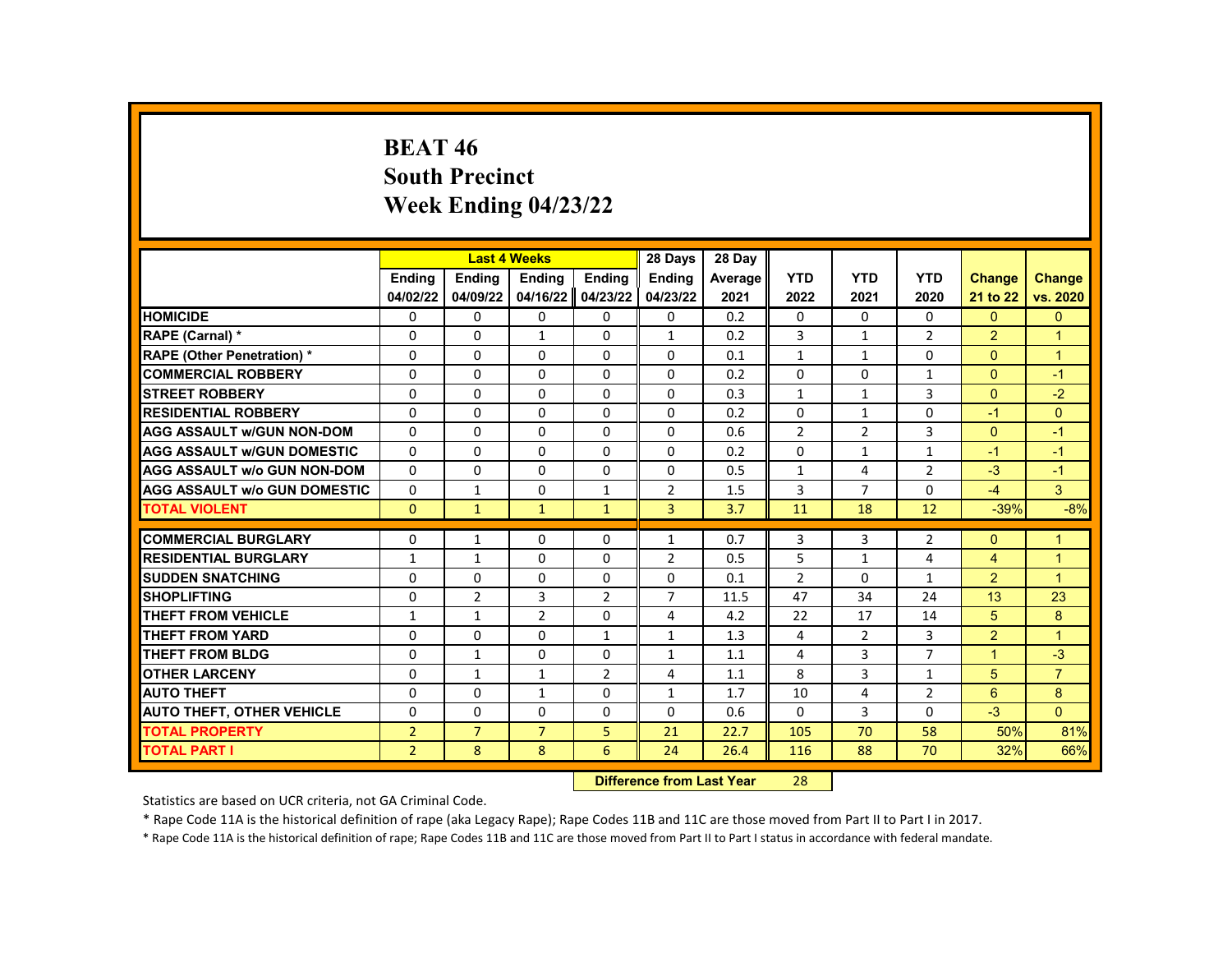# BEAT 46
# South Precinct
# Week Ending 04/23/22

| | Last 4 Weeks | | | | 28 Days | 28 Day | | | | | |
|---|---|---|---|---|---|---|---|---|---|---|---|
| | Ending 04/02/22 | Ending 04/09/22 | Ending 04/16/22 | Ending 04/23/22 | Ending 04/23/22 | Average 2021 | YTD 2022 | YTD 2021 | YTD 2020 | Change 21 to 22 | Change vs. 2020 |
| HOMICIDE | 0 | 0 | 0 | 0 | 0 | 0.2 | 0 | 0 | 0 | 0 | 0 |
| RAPE (Carnal) * | 0 | 0 | 1 | 0 | 1 | 0.2 | 3 | 1 | 2 | 2 | 1 |
| RAPE (Other Penetration) * | 0 | 0 | 0 | 0 | 0 | 0.1 | 1 | 1 | 0 | 0 | 1 |
| COMMERCIAL ROBBERY | 0 | 0 | 0 | 0 | 0 | 0.2 | 0 | 0 | 1 | 0 | -1 |
| STREET ROBBERY | 0 | 0 | 0 | 0 | 0 | 0.3 | 1 | 1 | 3 | 0 | -2 |
| RESIDENTIAL ROBBERY | 0 | 0 | 0 | 0 | 0 | 0.2 | 0 | 1 | 0 | -1 | 0 |
| AGG ASSAULT w/GUN NON-DOM | 0 | 0 | 0 | 0 | 0 | 0.6 | 2 | 2 | 3 | 0 | -1 |
| AGG ASSAULT w/GUN DOMESTIC | 0 | 0 | 0 | 0 | 0 | 0.2 | 0 | 1 | 1 | -1 | -1 |
| AGG ASSAULT w/o GUN NON-DOM | 0 | 0 | 0 | 0 | 0 | 0.5 | 1 | 4 | 2 | -3 | -1 |
| AGG ASSAULT w/o GUN DOMESTIC | 0 | 1 | 0 | 1 | 2 | 1.5 | 3 | 7 | 0 | -4 | 3 |
| TOTAL VIOLENT | 0 | 1 | 1 | 1 | 3 | 3.7 | 11 | 18 | 12 | -39% | -8% |
| COMMERCIAL BURGLARY | 0 | 1 | 0 | 0 | 1 | 0.7 | 3 | 3 | 2 | 0 | 1 |
| RESIDENTIAL BURGLARY | 1 | 1 | 0 | 0 | 2 | 0.5 | 5 | 1 | 4 | 4 | 1 |
| SUDDEN SNATCHING | 0 | 0 | 0 | 0 | 0 | 0.1 | 2 | 0 | 1 | 2 | 1 |
| SHOPLIFTING | 0 | 2 | 3 | 2 | 7 | 11.5 | 47 | 34 | 24 | 13 | 23 |
| THEFT FROM VEHICLE | 1 | 1 | 2 | 0 | 4 | 4.2 | 22 | 17 | 14 | 5 | 8 |
| THEFT FROM YARD | 0 | 0 | 0 | 1 | 1 | 1.3 | 4 | 2 | 3 | 2 | 1 |
| THEFT FROM BLDG | 0 | 1 | 0 | 0 | 1 | 1.1 | 4 | 3 | 7 | 1 | -3 |
| OTHER LARCENY | 0 | 1 | 1 | 2 | 4 | 1.1 | 8 | 3 | 1 | 5 | 7 |
| AUTO THEFT | 0 | 0 | 1 | 0 | 1 | 1.7 | 10 | 4 | 2 | 6 | 8 |
| AUTO THEFT, OTHER VEHICLE | 0 | 0 | 0 | 0 | 0 | 0.6 | 0 | 3 | 0 | -3 | 0 |
| TOTAL PROPERTY | 2 | 7 | 7 | 5 | 21 | 22.7 | 105 | 70 | 58 | 50% | 81% |
| TOTAL PART I | 2 | 8 | 8 | 6 | 24 | 26.4 | 116 | 88 | 70 | 32% | 66% |

**Difference from Last Year** 28

Statistics are based on UCR criteria, not GA Criminal Code.

* Rape Code 11A is the historical definition of rape (aka Legacy Rape); Rape Codes 11B and 11C are those moved from Part II to Part I in 2017.

* Rape Code 11A is the historical definition of rape; Rape Codes 11B and 11C are those moved from Part II to Part I status in accordance with federal mandate.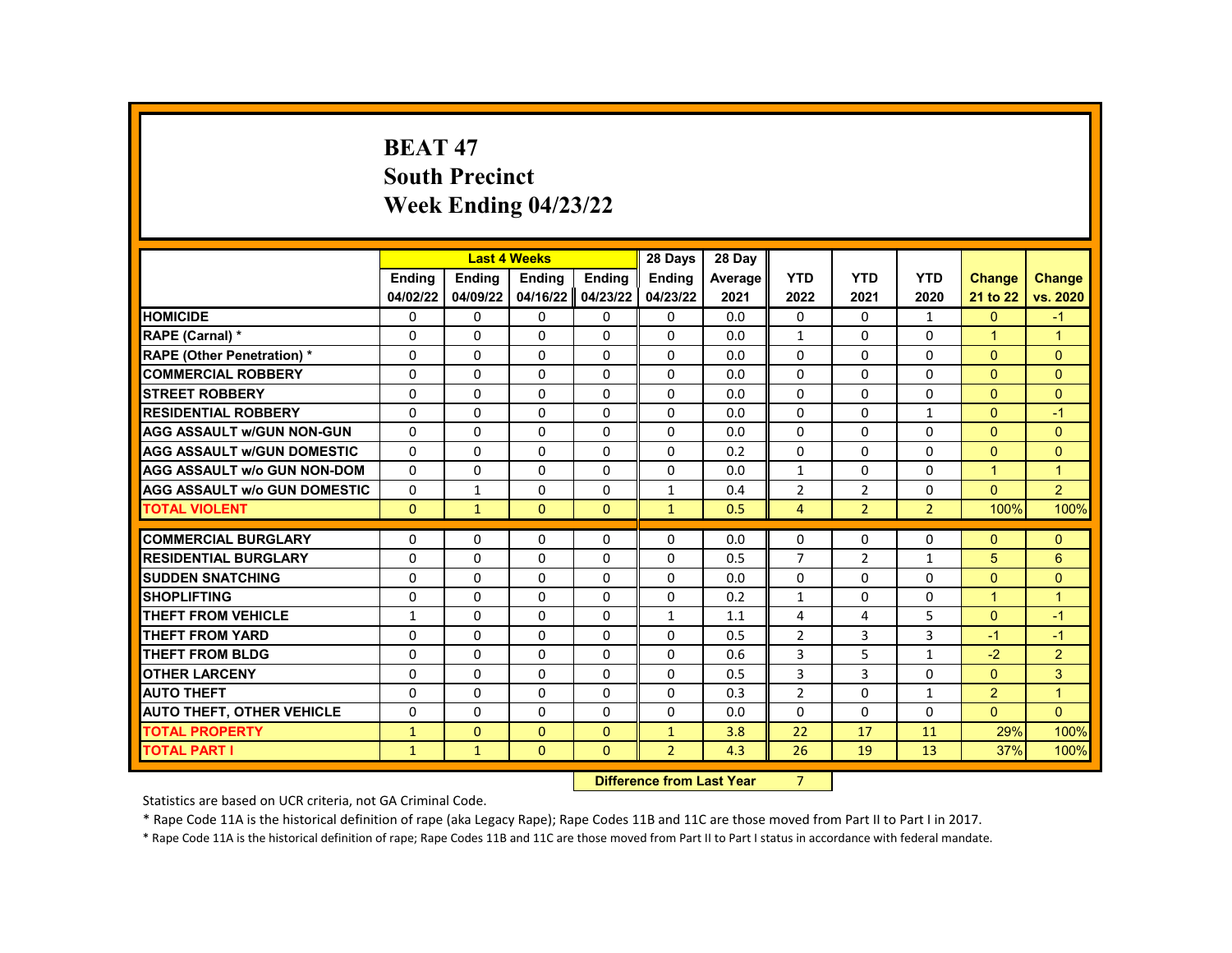# BEAT 47
# South Precinct
# Week Ending 04/23/22

| | Last 4 Weeks | | | | 28 Days | 28 Day | | | | | |
|---|---|---|---|---|---|---|---|---|---|---|---|
| | Ending 04/02/22 | Ending 04/09/22 | Ending 04/16/22 | Ending 04/23/22 | Ending 04/23/22 | Average 2021 | YTD 2022 | YTD 2021 | YTD 2020 | Change 21 to 22 | Change vs. 2020 |
| HOMICIDE | 0 | 0 | 0 | 0 | 0 | 0.0 | 0 | 0 | 1 | 0 | -1 |
| RAPE (Carnal) * | 0 | 0 | 0 | 0 | 0 | 0.0 | 1 | 0 | 0 | 1 | 1 |
| RAPE (Other Penetration) * | 0 | 0 | 0 | 0 | 0 | 0.0 | 0 | 0 | 0 | 0 | 0 |
| COMMERCIAL ROBBERY | 0 | 0 | 0 | 0 | 0 | 0.0 | 0 | 0 | 0 | 0 | 0 |
| STREET ROBBERY | 0 | 0 | 0 | 0 | 0 | 0.0 | 0 | 0 | 0 | 0 | 0 |
| RESIDENTIAL ROBBERY | 0 | 0 | 0 | 0 | 0 | 0.0 | 0 | 0 | 1 | 0 | -1 |
| AGG ASSAULT w/GUN NON-GUN | 0 | 0 | 0 | 0 | 0 | 0.0 | 0 | 0 | 0 | 0 | 0 |
| AGG ASSAULT w/GUN DOMESTIC | 0 | 0 | 0 | 0 | 0 | 0.2 | 0 | 0 | 0 | 0 | 0 |
| AGG ASSAULT w/o GUN NON-DOM | 0 | 0 | 0 | 0 | 0 | 0.0 | 1 | 0 | 0 | 1 | 1 |
| AGG ASSAULT w/o GUN DOMESTIC | 0 | 1 | 0 | 0 | 1 | 0.4 | 2 | 2 | 0 | 0 | 2 |
| TOTAL VIOLENT | 0 | 1 | 0 | 0 | 1 | 0.5 | 4 | 2 | 2 | 100% | 100% |
| COMMERCIAL BURGLARY | 0 | 0 | 0 | 0 | 0 | 0.0 | 0 | 0 | 0 | 0 | 0 |
| RESIDENTIAL BURGLARY | 0 | 0 | 0 | 0 | 0 | 0.5 | 7 | 2 | 1 | 5 | 6 |
| SUDDEN SNATCHING | 0 | 0 | 0 | 0 | 0 | 0.0 | 0 | 0 | 0 | 0 | 0 |
| SHOPLIFTING | 0 | 0 | 0 | 0 | 0 | 0.2 | 1 | 0 | 0 | 1 | 1 |
| THEFT FROM VEHICLE | 1 | 0 | 0 | 0 | 1 | 1.1 | 4 | 4 | 5 | 0 | -1 |
| THEFT FROM YARD | 0 | 0 | 0 | 0 | 0 | 0.5 | 2 | 3 | 3 | -1 | -1 |
| THEFT FROM BLDG | 0 | 0 | 0 | 0 | 0 | 0.6 | 3 | 5 | 1 | -2 | 2 |
| OTHER LARCENY | 0 | 0 | 0 | 0 | 0 | 0.5 | 3 | 3 | 0 | 0 | 3 |
| AUTO THEFT | 0 | 0 | 0 | 0 | 0 | 0.3 | 2 | 0 | 1 | 2 | 1 |
| AUTO THEFT, OTHER VEHICLE | 0 | 0 | 0 | 0 | 0 | 0.0 | 0 | 0 | 0 | 0 | 0 |
| TOTAL PROPERTY | 1 | 0 | 0 | 0 | 1 | 3.8 | 22 | 17 | 11 | 29% | 100% |
| TOTAL PART I | 1 | 1 | 0 | 0 | 2 | 4.3 | 26 | 19 | 13 | 37% | 100% |

**Difference from Last Year** 7

Statistics are based on UCR criteria, not GA Criminal Code.

* Rape Code 11A is the historical definition of rape (aka Legacy Rape); Rape Codes 11B and 11C are those moved from Part II to Part I in 2017.

* Rape Code 11A is the historical definition of rape; Rape Codes 11B and 11C are those moved from Part II to Part I status in accordance with federal mandate.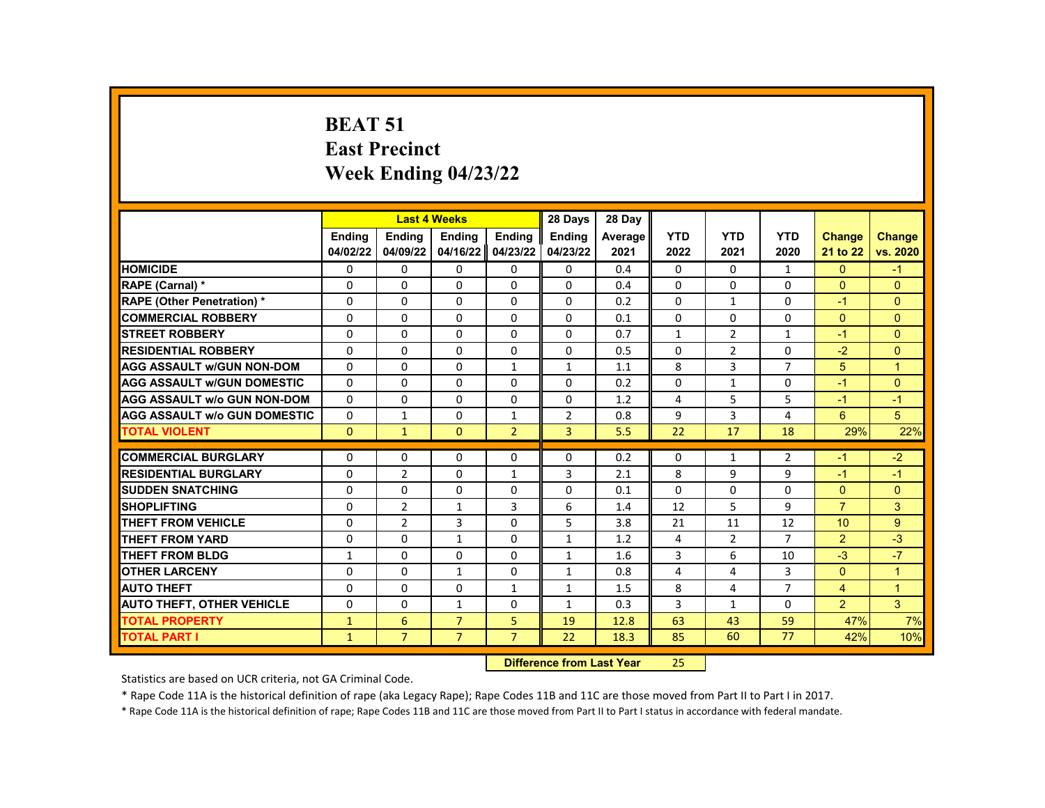# BEAT 51
# East Precinct
# Week Ending 04/23/22

| | Last 4 Weeks | | | | 28 Days | 28 Day | | | | | |
|---|---|---|---|---|---|---|---|---|---|---|---|
| | Ending 04/02/22 | Ending 04/09/22 | Ending 04/16/22 | Ending 04/23/22 | Ending 04/23/22 | Average 2021 | YTD 2022 | YTD 2021 | YTD 2020 | Change 21 to 22 | Change vs. 2020 |
| HOMICIDE | 0 | 0 | 0 | 0 | 0 | 0.4 | 0 | 0 | 1 | 0 | -1 |
| RAPE (Carnal) * | 0 | 0 | 0 | 0 | 0 | 0.4 | 0 | 0 | 0 | 0 | 0 |
| RAPE (Other Penetration) * | 0 | 0 | 0 | 0 | 0 | 0.2 | 0 | 1 | 0 | -1 | 0 |
| COMMERCIAL ROBBERY | 0 | 0 | 0 | 0 | 0 | 0.1 | 0 | 0 | 0 | 0 | 0 |
| STREET ROBBERY | 0 | 0 | 0 | 0 | 0 | 0.7 | 1 | 2 | 1 | -1 | 0 |
| RESIDENTIAL ROBBERY | 0 | 0 | 0 | 0 | 0 | 0.5 | 0 | 2 | 0 | -2 | 0 |
| AGG ASSAULT w/GUN NON-DOM | 0 | 0 | 0 | 1 | 1 | 1.1 | 8 | 3 | 7 | 5 | 1 |
| AGG ASSAULT w/GUN DOMESTIC | 0 | 0 | 0 | 0 | 0 | 0.2 | 0 | 1 | 0 | -1 | 0 |
| AGG ASSAULT w/o GUN NON-DOM | 0 | 0 | 0 | 0 | 0 | 1.2 | 4 | 5 | 5 | -1 | -1 |
| AGG ASSAULT w/o GUN DOMESTIC | 0 | 1 | 0 | 1 | 2 | 0.8 | 9 | 3 | 4 | 6 | 5 |
| TOTAL VIOLENT | 0 | 1 | 0 | 2 | 3 | 5.5 | 22 | 17 | 18 | 29% | 22% |
| COMMERCIAL BURGLARY | 0 | 0 | 0 | 0 | 0 | 0.2 | 0 | 1 | 2 | -1 | -2 |
| RESIDENTIAL BURGLARY | 0 | 2 | 0 | 1 | 3 | 2.1 | 8 | 9 | 9 | -1 | -1 |
| SUDDEN SNATCHING | 0 | 0 | 0 | 0 | 0 | 0.1 | 0 | 0 | 0 | 0 | 0 |
| SHOPLIFTING | 0 | 2 | 1 | 3 | 6 | 1.4 | 12 | 5 | 9 | 7 | 3 |
| THEFT FROM VEHICLE | 0 | 2 | 3 | 0 | 5 | 3.8 | 21 | 11 | 12 | 10 | 9 |
| THEFT FROM YARD | 0 | 0 | 1 | 0 | 1 | 1.2 | 4 | 2 | 7 | 2 | -3 |
| THEFT FROM BLDG | 1 | 0 | 0 | 0 | 1 | 1.6 | 3 | 6 | 10 | -3 | -7 |
| OTHER LARCENY | 0 | 0 | 1 | 0 | 1 | 0.8 | 4 | 4 | 3 | 0 | 1 |
| AUTO THEFT | 0 | 0 | 0 | 1 | 1 | 1.5 | 8 | 4 | 7 | 4 | 1 |
| AUTO THEFT, OTHER VEHICLE | 0 | 0 | 1 | 0 | 1 | 0.3 | 3 | 1 | 0 | 2 | 3 |
| TOTAL PROPERTY | 1 | 6 | 7 | 5 | 19 | 12.8 | 63 | 43 | 59 | 47% | 7% |
| TOTAL PART I | 1 | 7 | 7 | 7 | 22 | 18.3 | 85 | 60 | 77 | 42% | 10% |

**Difference from Last Year** 25

Statistics are based on UCR criteria, not GA Criminal Code.

* Rape Code 11A is the historical definition of rape (aka Legacy Rape); Rape Codes 11B and 11C are those moved from Part II to Part I in 2017.

* Rape Code 11A is the historical definition of rape; Rape Codes 11B and 11C are those moved from Part II to Part I status in accordance with federal mandate.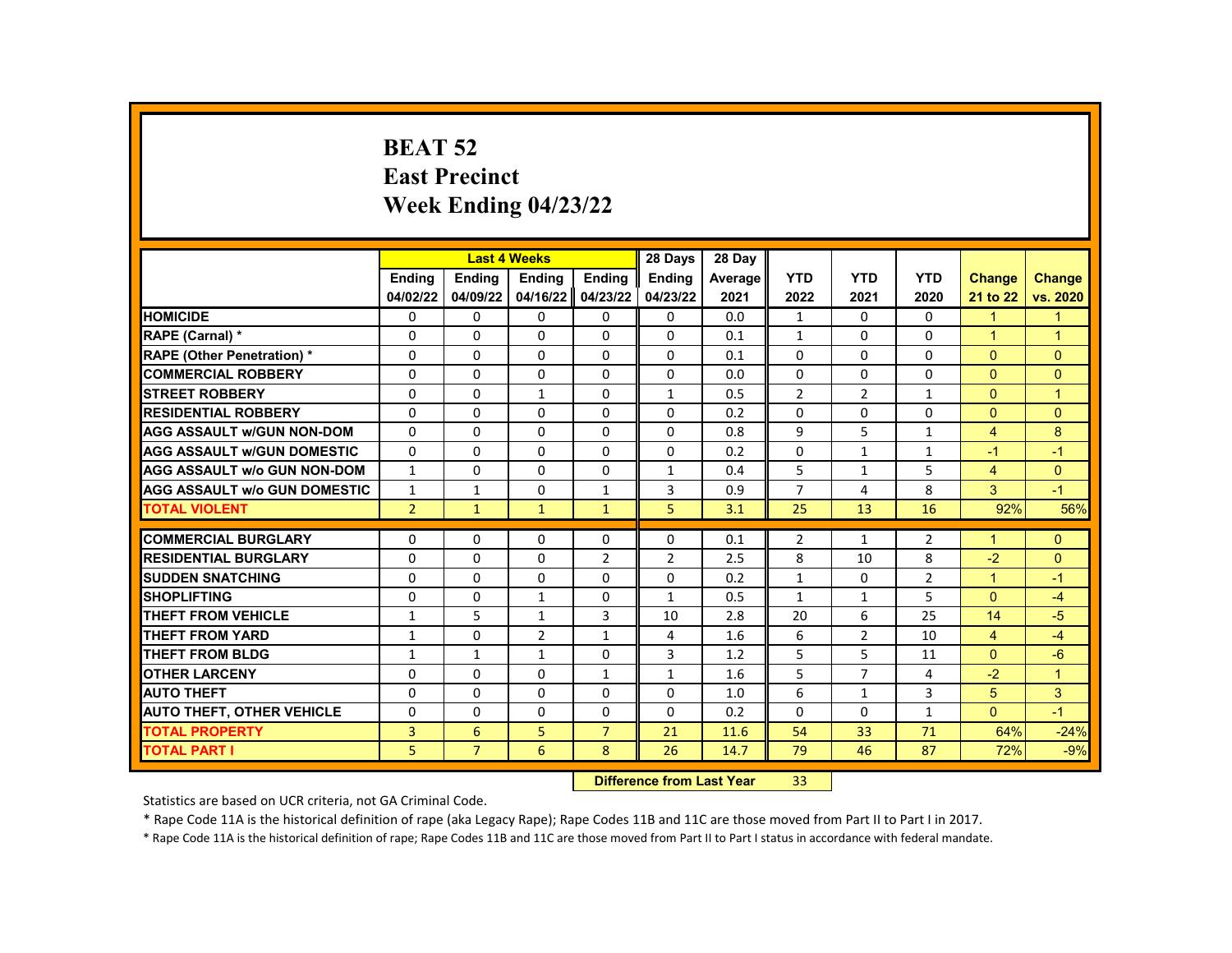# BEAT 52
# East Precinct
# Week Ending 04/23/22

| | Last 4 Weeks | | | | 28 Days | 28 Day | | | | | |
|---|---|---|---|---|---|---|---|---|---|---|---|
| | Ending 04/02/22 | Ending 04/09/22 | Ending 04/16/22 | Ending 04/23/22 | Ending 04/23/22 | Average 2021 | YTD 2022 | YTD 2021 | YTD 2020 | Change 21 to 22 | Change vs. 2020 |
| HOMICIDE | 0 | 0 | 0 | 0 | 0 | 0.0 | 1 | 0 | 0 | 1 | 1 |
| RAPE (Carnal) * | 0 | 0 | 0 | 0 | 0 | 0.1 | 1 | 0 | 0 | 1 | 1 |
| RAPE (Other Penetration) * | 0 | 0 | 0 | 0 | 0 | 0.1 | 0 | 0 | 0 | 0 | 0 |
| COMMERCIAL ROBBERY | 0 | 0 | 0 | 0 | 0 | 0.0 | 0 | 0 | 0 | 0 | 0 |
| STREET ROBBERY | 0 | 0 | 1 | 0 | 1 | 0.5 | 2 | 2 | 1 | 0 | 1 |
| RESIDENTIAL ROBBERY | 0 | 0 | 0 | 0 | 0 | 0.2 | 0 | 0 | 0 | 0 | 0 |
| AGG ASSAULT w/GUN NON-DOM | 0 | 0 | 0 | 0 | 0 | 0.8 | 9 | 5 | 1 | 4 | 8 |
| AGG ASSAULT w/GUN DOMESTIC | 0 | 0 | 0 | 0 | 0 | 0.2 | 0 | 1 | 1 | -1 | -1 |
| AGG ASSAULT w/o GUN NON-DOM | 1 | 0 | 0 | 0 | 1 | 0.4 | 5 | 1 | 5 | 4 | 0 |
| AGG ASSAULT w/o GUN DOMESTIC | 1 | 1 | 0 | 1 | 3 | 0.9 | 7 | 4 | 8 | 3 | -1 |
| TOTAL VIOLENT | 2 | 1 | 1 | 1 | 5 | 3.1 | 25 | 13 | 16 | 92% | 56% |
| COMMERCIAL BURGLARY | 0 | 0 | 0 | 0 | 0 | 0.1 | 2 | 1 | 2 | 1 | 0 |
| RESIDENTIAL BURGLARY | 0 | 0 | 0 | 2 | 2 | 2.5 | 8 | 10 | 8 | -2 | 0 |
| SUDDEN SNATCHING | 0 | 0 | 0 | 0 | 0 | 0.2 | 1 | 0 | 2 | 1 | -1 |
| SHOPLIFTING | 0 | 0 | 1 | 0 | 1 | 0.5 | 1 | 1 | 5 | 0 | -4 |
| THEFT FROM VEHICLE | 1 | 5 | 1 | 3 | 10 | 2.8 | 20 | 6 | 25 | 14 | -5 |
| THEFT FROM YARD | 1 | 0 | 2 | 1 | 4 | 1.6 | 6 | 2 | 10 | 4 | -4 |
| THEFT FROM BLDG | 1 | 1 | 1 | 0 | 3 | 1.2 | 5 | 5 | 11 | 0 | -6 |
| OTHER LARCENY | 0 | 0 | 0 | 1 | 1 | 1.6 | 5 | 7 | 4 | -2 | 1 |
| AUTO THEFT | 0 | 0 | 0 | 0 | 0 | 1.0 | 6 | 1 | 3 | 5 | 3 |
| AUTO THEFT, OTHER VEHICLE | 0 | 0 | 0 | 0 | 0 | 0.2 | 0 | 0 | 1 | 0 | -1 |
| TOTAL PROPERTY | 3 | 6 | 5 | 7 | 21 | 11.6 | 54 | 33 | 71 | 64% | -24% |
| TOTAL PART I | 5 | 7 | 6 | 8 | 26 | 14.7 | 79 | 46 | 87 | 72% | -9% |

**Difference from Last Year** 33

Statistics are based on UCR criteria, not GA Criminal Code.

* Rape Code 11A is the historical definition of rape (aka Legacy Rape); Rape Codes 11B and 11C are those moved from Part II to Part I in 2017.

* Rape Code 11A is the historical definition of rape; Rape Codes 11B and 11C are those moved from Part II to Part I status in accordance with federal mandate.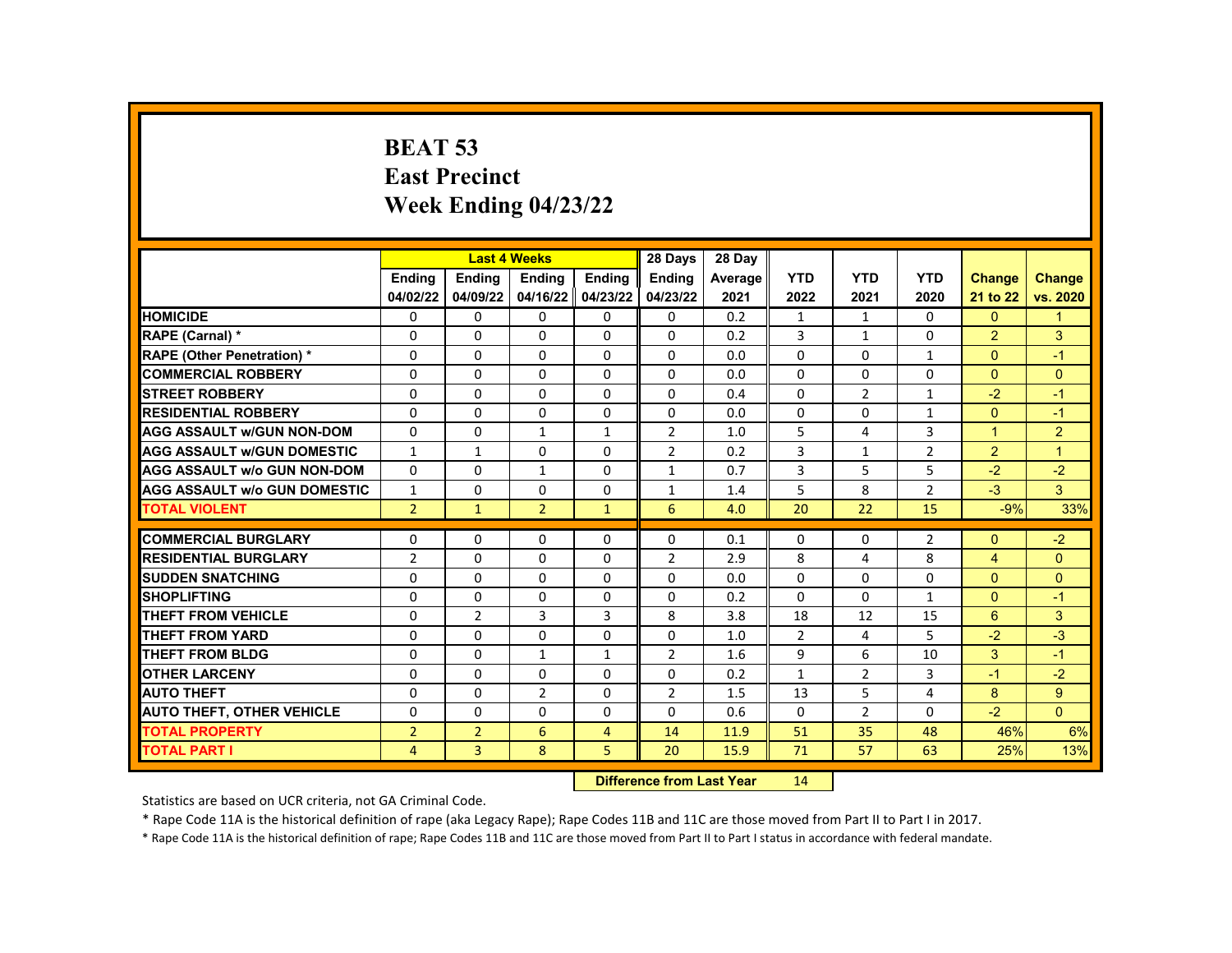# BEAT 53
# East Precinct
# Week Ending 04/23/22

| | Last 4 Weeks | | | | 28 Days | 28 Day | | | | | |
|---|---|---|---|---|---|---|---|---|---|---|---|
| | Ending 04/02/22 | Ending 04/09/22 | Ending 04/16/22 | Ending 04/23/22 | Ending 04/23/22 | Average 2021 | YTD 2022 | YTD 2021 | YTD 2020 | Change 21 to 22 | Change vs. 2020 |
| HOMICIDE | 0 | 0 | 0 | 0 | 0 | 0.2 | 1 | 1 | 0 | 0 | 1 |
| RAPE (Carnal) * | 0 | 0 | 0 | 0 | 0 | 0.2 | 3 | 1 | 0 | 2 | 3 |
| RAPE (Other Penetration) * | 0 | 0 | 0 | 0 | 0 | 0.0 | 0 | 0 | 1 | 0 | -1 |
| COMMERCIAL ROBBERY | 0 | 0 | 0 | 0 | 0 | 0.0 | 0 | 0 | 0 | 0 | 0 |
| STREET ROBBERY | 0 | 0 | 0 | 0 | 0 | 0.4 | 0 | 2 | 1 | -2 | -1 |
| RESIDENTIAL ROBBERY | 0 | 0 | 0 | 0 | 0 | 0.0 | 0 | 0 | 1 | 0 | -1 |
| AGG ASSAULT w/GUN NON-DOM | 0 | 0 | 1 | 1 | 2 | 1.0 | 5 | 4 | 3 | 1 | 2 |
| AGG ASSAULT w/GUN DOMESTIC | 1 | 1 | 0 | 0 | 2 | 0.2 | 3 | 1 | 2 | 2 | 1 |
| AGG ASSAULT w/o GUN NON-DOM | 0 | 0 | 1 | 0 | 1 | 0.7 | 3 | 5 | 5 | -2 | -2 |
| AGG ASSAULT w/o GUN DOMESTIC | 1 | 0 | 0 | 0 | 1 | 1.4 | 5 | 8 | 2 | -3 | 3 |
| TOTAL VIOLENT | 2 | 1 | 2 | 1 | 6 | 4.0 | 20 | 22 | 15 | -9% | 33% |
| COMMERCIAL BURGLARY | 0 | 0 | 0 | 0 | 0 | 0.1 | 0 | 0 | 2 | 0 | -2 |
| RESIDENTIAL BURGLARY | 2 | 0 | 0 | 0 | 2 | 2.9 | 8 | 4 | 8 | 4 | 0 |
| SUDDEN SNATCHING | 0 | 0 | 0 | 0 | 0 | 0.0 | 0 | 0 | 0 | 0 | 0 |
| SHOPLIFTING | 0 | 0 | 0 | 0 | 0 | 0.2 | 0 | 0 | 1 | 0 | -1 |
| THEFT FROM VEHICLE | 0 | 2 | 3 | 3 | 8 | 3.8 | 18 | 12 | 15 | 6 | 3 |
| THEFT FROM YARD | 0 | 0 | 0 | 0 | 0 | 1.0 | 2 | 4 | 5 | -2 | -3 |
| THEFT FROM BLDG | 0 | 0 | 1 | 1 | 2 | 1.6 | 9 | 6 | 10 | 3 | -1 |
| OTHER LARCENY | 0 | 0 | 0 | 0 | 0 | 0.2 | 1 | 2 | 3 | -1 | -2 |
| AUTO THEFT | 0 | 0 | 2 | 0 | 2 | 1.5 | 13 | 5 | 4 | 8 | 9 |
| AUTO THEFT, OTHER VEHICLE | 0 | 0 | 0 | 0 | 0 | 0.6 | 0 | 2 | 0 | -2 | 0 |
| TOTAL PROPERTY | 2 | 2 | 6 | 4 | 14 | 11.9 | 51 | 35 | 48 | 46% | 6% |
| TOTAL PART I | 4 | 3 | 8 | 5 | 20 | 15.9 | 71 | 57 | 63 | 25% | 13% |

**Difference from Last Year** 14

Statistics are based on UCR criteria, not GA Criminal Code.

* Rape Code 11A is the historical definition of rape (aka Legacy Rape); Rape Codes 11B and 11C are those moved from Part II to Part I in 2017.

* Rape Code 11A is the historical definition of rape; Rape Codes 11B and 11C are those moved from Part II to Part I status in accordance with federal mandate.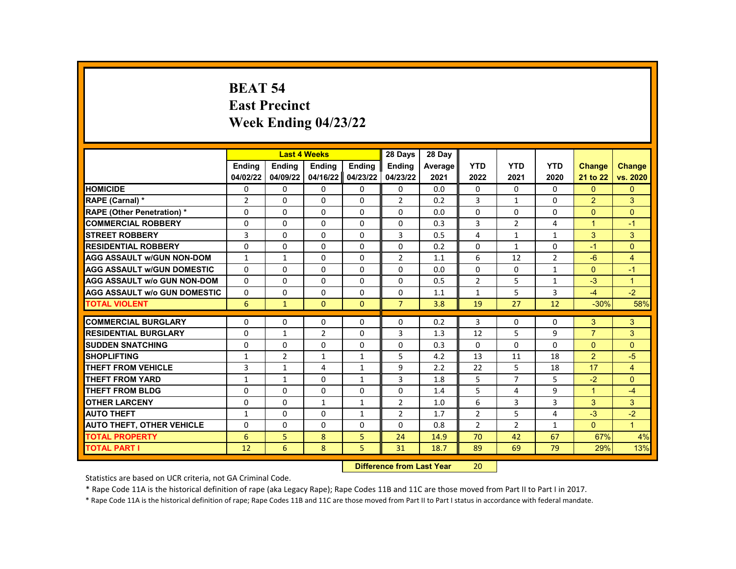# BEAT 54
## East Precinct
## Week Ending 04/23/22

| | Last 4 Weeks | | | | 28 Days | 28 Day | | | | | |
|---|---|---|---|---|---|---|---|---|---|---|---|
| | Ending 04/02/22 | Ending 04/09/22 | Ending 04/16/22 | Ending 04/23/22 | Ending 04/23/22 | Average 2021 | YTD 2022 | YTD 2021 | YTD 2020 | Change 21 to 22 | Change vs. 2020 |
| HOMICIDE | 0 | 0 | 0 | 0 | 0 | 0.0 | 0 | 0 | 0 | 0 | 0 |
| RAPE (Carnal) * | 2 | 0 | 0 | 0 | 2 | 0.2 | 3 | 1 | 0 | 2 | 3 |
| RAPE (Other Penetration) * | 0 | 0 | 0 | 0 | 0 | 0.0 | 0 | 0 | 0 | 0 | 0 |
| COMMERCIAL ROBBERY | 0 | 0 | 0 | 0 | 0 | 0.3 | 3 | 2 | 4 | 1 | -1 |
| STREET ROBBERY | 3 | 0 | 0 | 0 | 3 | 0.5 | 4 | 1 | 1 | 3 | 3 |
| RESIDENTIAL ROBBERY | 0 | 0 | 0 | 0 | 0 | 0.2 | 0 | 1 | 0 | -1 | 0 |
| AGG ASSAULT w/GUN NON-DOM | 1 | 1 | 0 | 0 | 2 | 1.1 | 6 | 12 | 2 | -6 | 4 |
| AGG ASSAULT w/GUN DOMESTIC | 0 | 0 | 0 | 0 | 0 | 0.0 | 0 | 0 | 1 | 0 | -1 |
| AGG ASSAULT w/o GUN NON-DOM | 0 | 0 | 0 | 0 | 0 | 0.5 | 2 | 5 | 1 | -3 | 1 |
| AGG ASSAULT w/o GUN DOMESTIC | 0 | 0 | 0 | 0 | 0 | 1.1 | 1 | 5 | 3 | -4 | -2 |
| TOTAL VIOLENT | 6 | 1 | 0 | 0 | 7 | 3.8 | 19 | 27 | 12 | -30% | 58% |
| COMMERCIAL BURGLARY | 0 | 0 | 0 | 0 | 0 | 0.2 | 3 | 0 | 0 | 3 | 3 |
| RESIDENTIAL BURGLARY | 0 | 1 | 2 | 0 | 3 | 1.3 | 12 | 5 | 9 | 7 | 3 |
| SUDDEN SNATCHING | 0 | 0 | 0 | 0 | 0 | 0.3 | 0 | 0 | 0 | 0 | 0 |
| SHOPLIFTING | 1 | 2 | 1 | 1 | 5 | 4.2 | 13 | 11 | 18 | 2 | -5 |
| THEFT FROM VEHICLE | 3 | 1 | 4 | 1 | 9 | 2.2 | 22 | 5 | 18 | 17 | 4 |
| THEFT FROM YARD | 1 | 1 | 0 | 1 | 3 | 1.8 | 5 | 7 | 5 | -2 | 0 |
| THEFT FROM BLDG | 0 | 0 | 0 | 0 | 0 | 1.4 | 5 | 4 | 9 | 1 | -4 |
| OTHER LARCENY | 0 | 0 | 1 | 1 | 2 | 1.0 | 6 | 3 | 3 | 3 | 3 |
| AUTO THEFT | 1 | 0 | 0 | 1 | 2 | 1.7 | 2 | 5 | 4 | -3 | -2 |
| AUTO THEFT, OTHER VEHICLE | 0 | 0 | 0 | 0 | 0 | 0.8 | 2 | 2 | 1 | 0 | 1 |
| TOTAL PROPERTY | 6 | 5 | 8 | 5 | 24 | 14.9 | 70 | 42 | 67 | 67% | 4% |
| TOTAL PART I | 12 | 6 | 8 | 5 | 31 | 18.7 | 89 | 69 | 79 | 29% | 13% |

**Difference from Last Year** 20

Statistics are based on UCR criteria, not GA Criminal Code.

* Rape Code 11A is the historical definition of rape (aka Legacy Rape); Rape Codes 11B and 11C are those moved from Part II to Part I in 2017.

* Rape Code 11A is the historical definition of rape; Rape Codes 11B and 11C are those moved from Part II to Part I status in accordance with federal mandate.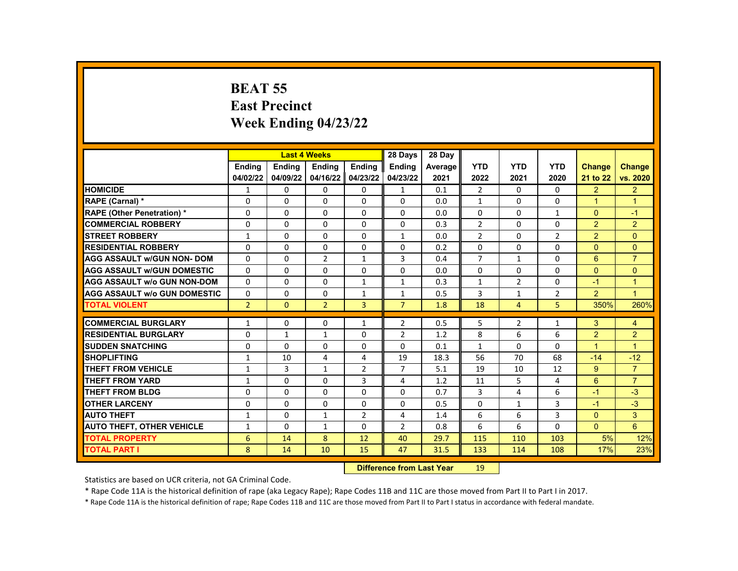# BEAT 55
# East Precinct
# Week Ending 04/23/22

| | Last 4 Weeks | | | | 28 Days | 28 Day | | | | | |
|---|---|---|---|---|---|---|---|---|---|---|---|
| | Ending 04/02/22 | Ending 04/09/22 | Ending 04/16/22 | Ending 04/23/22 | Ending 04/23/22 | Average 2021 | YTD 2022 | YTD 2021 | YTD 2020 | Change 21 to 22 | Change vs. 2020 |
| HOMICIDE | 1 | 0 | 0 | 0 | 1 | 0.1 | 2 | 0 | 0 | 2 | 2 |
| RAPE (Carnal) * | 0 | 0 | 0 | 0 | 0 | 0.0 | 1 | 0 | 0 | 1 | 1 |
| RAPE (Other Penetration) * | 0 | 0 | 0 | 0 | 0 | 0.0 | 0 | 0 | 1 | 0 | -1 |
| COMMERCIAL ROBBERY | 0 | 0 | 0 | 0 | 0 | 0.3 | 2 | 0 | 0 | 2 | 2 |
| STREET ROBBERY | 1 | 0 | 0 | 0 | 1 | 0.0 | 2 | 0 | 2 | 2 | 0 |
| RESIDENTIAL ROBBERY | 0 | 0 | 0 | 0 | 0 | 0.2 | 0 | 0 | 0 | 0 | 0 |
| AGG ASSAULT w/GUN NON- DOM | 0 | 0 | 2 | 1 | 3 | 0.4 | 7 | 1 | 0 | 6 | 7 |
| AGG ASSAULT w/GUN DOMESTIC | 0 | 0 | 0 | 0 | 0 | 0.0 | 0 | 0 | 0 | 0 | 0 |
| AGG ASSAULT w/o GUN NON-DOM | 0 | 0 | 0 | 1 | 1 | 0.3 | 1 | 2 | 0 | -1 | 1 |
| AGG ASSAULT w/o GUN DOMESTIC | 0 | 0 | 0 | 1 | 1 | 0.5 | 3 | 1 | 2 | 2 | 1 |
| TOTAL VIOLENT | 2 | 0 | 2 | 3 | 7 | 1.8 | 18 | 4 | 5 | 350% | 260% |
| COMMERCIAL BURGLARY | 1 | 0 | 0 | 1 | 2 | 0.5 | 5 | 2 | 1 | 3 | 4 |
| RESIDENTIAL BURGLARY | 0 | 1 | 1 | 0 | 2 | 1.2 | 8 | 6 | 6 | 2 | 2 |
| SUDDEN SNATCHING | 0 | 0 | 0 | 0 | 0 | 0.1 | 1 | 0 | 0 | 1 | 1 |
| SHOPLIFTING | 1 | 10 | 4 | 4 | 19 | 18.3 | 56 | 70 | 68 | -14 | -12 |
| THEFT FROM VEHICLE | 1 | 3 | 1 | 2 | 7 | 5.1 | 19 | 10 | 12 | 9 | 7 |
| THEFT FROM YARD | 1 | 0 | 0 | 3 | 4 | 1.2 | 11 | 5 | 4 | 6 | 7 |
| THEFT FROM BLDG | 0 | 0 | 0 | 0 | 0 | 0.7 | 3 | 4 | 6 | -1 | -3 |
| OTHER LARCENY | 0 | 0 | 0 | 0 | 0 | 0.5 | 0 | 1 | 3 | -1 | -3 |
| AUTO THEFT | 1 | 0 | 1 | 2 | 4 | 1.4 | 6 | 6 | 3 | 0 | 3 |
| AUTO THEFT, OTHER VEHICLE | 1 | 0 | 1 | 0 | 2 | 0.8 | 6 | 6 | 0 | 0 | 6 |
| TOTAL PROPERTY | 6 | 14 | 8 | 12 | 40 | 29.7 | 115 | 110 | 103 | 5% | 12% |
| TOTAL PART I | 8 | 14 | 10 | 15 | 47 | 31.5 | 133 | 114 | 108 | 17% | 23% |

**Difference from Last Year** 19

Statistics are based on UCR criteria, not GA Criminal Code.

* Rape Code 11A is the historical definition of rape (aka Legacy Rape); Rape Codes 11B and 11C are those moved from Part II to Part I in 2017.

* Rape Code 11A is the historical definition of rape; Rape Codes 11B and 11C are those moved from Part II to Part I status in accordance with federal mandate.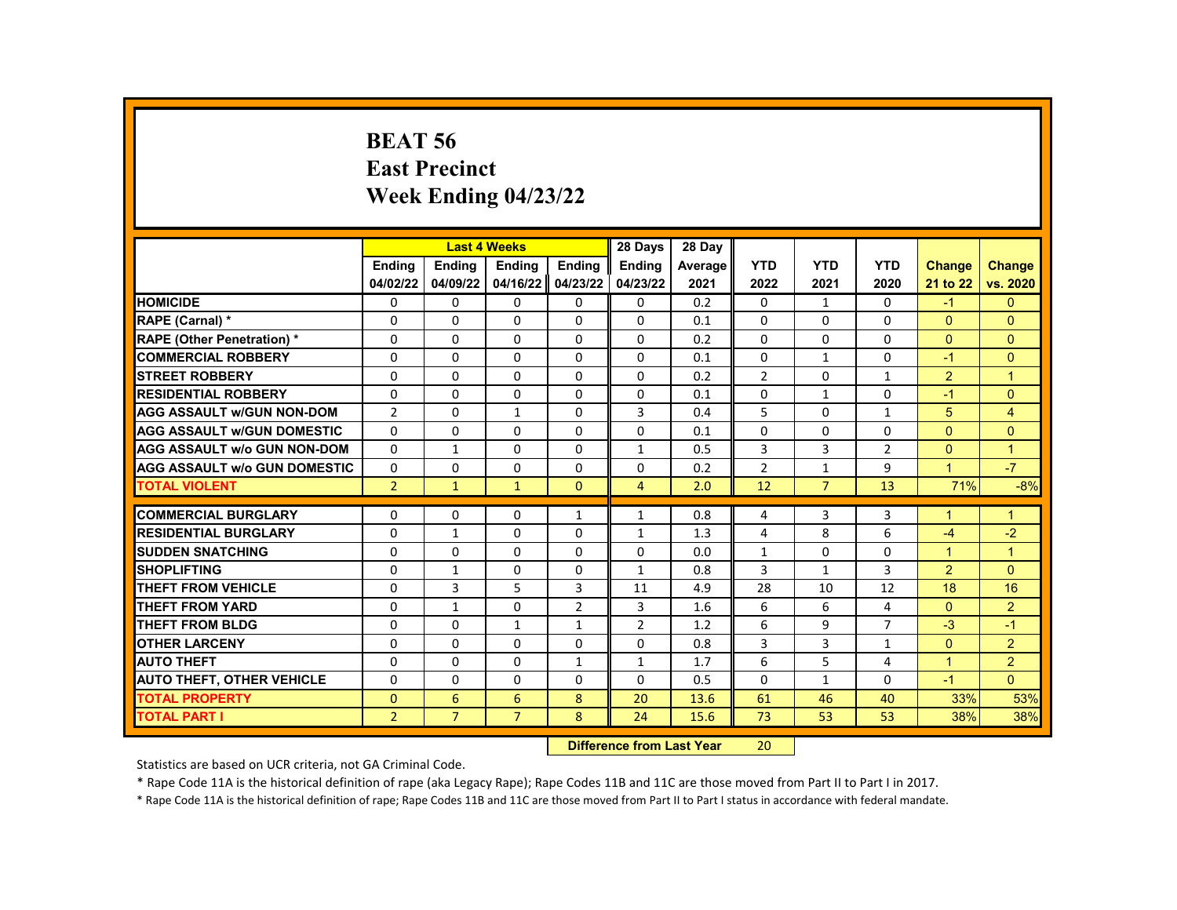# BEAT 56
# East Precinct
# Week Ending 04/23/22

| | Last 4 Weeks | | | | 28 Days | 28 Day | | | | | |
|---|---|---|---|---|---|---|---|---|---|---|---|
| | Ending 04/02/22 | Ending 04/09/22 | Ending 04/16/22 | Ending 04/23/22 | Ending 04/23/22 | Average 2021 | YTD 2022 | YTD 2021 | YTD 2020 | Change 21 to 22 | Change vs. 2020 |
| HOMICIDE | 0 | 0 | 0 | 0 | 0 | 0.2 | 0 | 1 | 0 | -1 | 0 |
| RAPE (Carnal) * | 0 | 0 | 0 | 0 | 0 | 0.1 | 0 | 0 | 0 | 0 | 0 |
| RAPE (Other Penetration) * | 0 | 0 | 0 | 0 | 0 | 0.2 | 0 | 0 | 0 | 0 | 0 |
| COMMERCIAL ROBBERY | 0 | 0 | 0 | 0 | 0 | 0.1 | 0 | 1 | 0 | -1 | 0 |
| STREET ROBBERY | 0 | 0 | 0 | 0 | 0 | 0.2 | 2 | 0 | 1 | 2 | 1 |
| RESIDENTIAL ROBBERY | 0 | 0 | 0 | 0 | 0 | 0.1 | 0 | 1 | 0 | -1 | 0 |
| AGG ASSAULT w/GUN NON-DOM | 2 | 0 | 1 | 0 | 3 | 0.4 | 5 | 0 | 1 | 5 | 4 |
| AGG ASSAULT w/GUN DOMESTIC | 0 | 0 | 0 | 0 | 0 | 0.1 | 0 | 0 | 0 | 0 | 0 |
| AGG ASSAULT w/o GUN NON-DOM | 0 | 1 | 0 | 0 | 1 | 0.5 | 3 | 3 | 2 | 0 | 1 |
| AGG ASSAULT w/o GUN DOMESTIC | 0 | 0 | 0 | 0 | 0 | 0.2 | 2 | 1 | 9 | 1 | -7 |
| TOTAL VIOLENT | 2 | 1 | 1 | 0 | 4 | 2.0 | 12 | 7 | 13 | 71% | -8% |
| COMMERCIAL BURGLARY | 0 | 0 | 0 | 1 | 1 | 0.8 | 4 | 3 | 3 | 1 | 1 |
| RESIDENTIAL BURGLARY | 0 | 1 | 0 | 0 | 1 | 1.3 | 4 | 8 | 6 | -4 | -2 |
| SUDDEN SNATCHING | 0 | 0 | 0 | 0 | 0 | 0.0 | 1 | 0 | 0 | 1 | 1 |
| SHOPLIFTING | 0 | 1 | 0 | 0 | 1 | 0.8 | 3 | 1 | 3 | 2 | 0 |
| THEFT FROM VEHICLE | 0 | 3 | 5 | 3 | 11 | 4.9 | 28 | 10 | 12 | 18 | 16 |
| THEFT FROM YARD | 0 | 1 | 0 | 2 | 3 | 1.6 | 6 | 6 | 4 | 0 | 2 |
| THEFT FROM BLDG | 0 | 0 | 1 | 1 | 2 | 1.2 | 6 | 9 | 7 | -3 | -1 |
| OTHER LARCENY | 0 | 0 | 0 | 0 | 0 | 0.8 | 3 | 3 | 1 | 0 | 2 |
| AUTO THEFT | 0 | 0 | 0 | 1 | 1 | 1.7 | 6 | 5 | 4 | 1 | 2 |
| AUTO THEFT, OTHER VEHICLE | 0 | 0 | 0 | 0 | 0 | 0.5 | 0 | 1 | 0 | -1 | 0 |
| TOTAL PROPERTY | 0 | 6 | 6 | 8 | 20 | 13.6 | 61 | 46 | 40 | 33% | 53% |
| TOTAL PART I | 2 | 7 | 7 | 8 | 24 | 15.6 | 73 | 53 | 53 | 38% | 38% |

**Difference from Last Year** 20

Statistics are based on UCR criteria, not GA Criminal Code.

* Rape Code 11A is the historical definition of rape (aka Legacy Rape); Rape Codes 11B and 11C are those moved from Part II to Part I in 2017.

* Rape Code 11A is the historical definition of rape; Rape Codes 11B and 11C are those moved from Part II to Part I status in accordance with federal mandate.